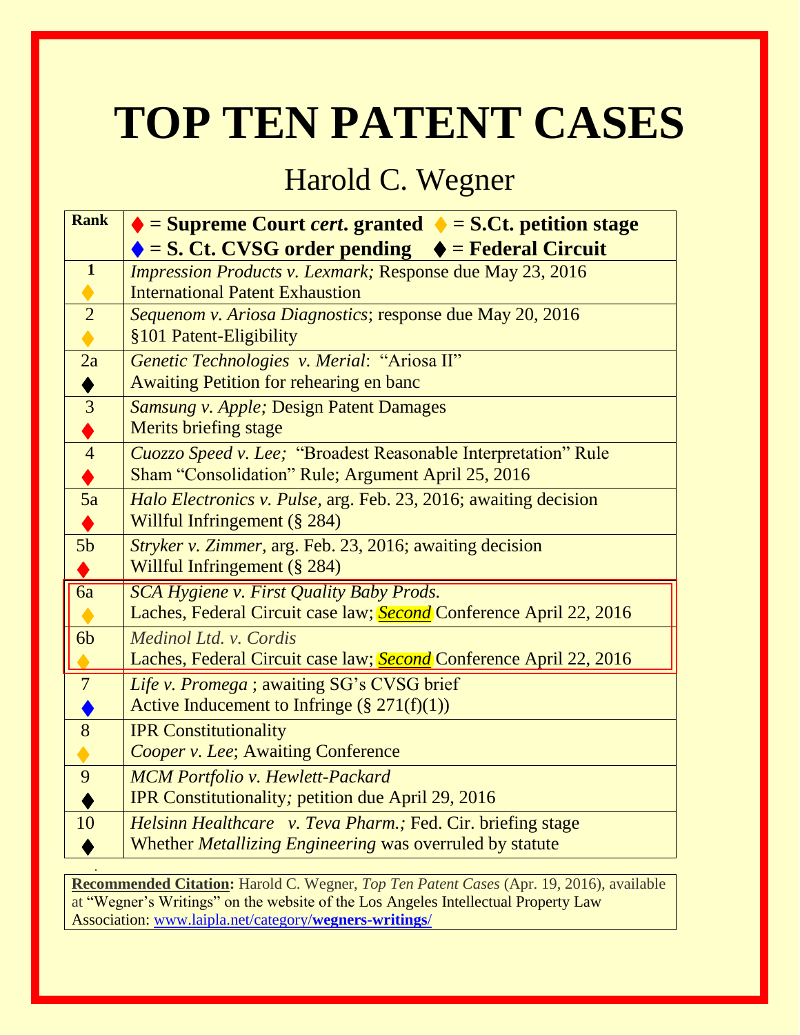# TOP TEN PATENT CASES

## Harold C. Wegner

| Rank | ♦ = Supreme Court *cert.* granted ♦ = S.Ct. petition stage ♦ = S. Ct. CVSG order pending ♦ = Federal Circuit |
|---|---|
| 1 ♦ | *Impression Products v. Lexmark;* Response due May 23, 2016 International Patent Exhaustion |
| 2 ♦ | *Sequenom v. Ariosa Diagnostics*; response due May 20, 2016 §101 Patent-Eligibility |
| 2a ♦ | *Genetic Technologies v. Merial*: "Ariosa II" Awaiting Petition for rehearing en banc |
| 3 ♦ | *Samsung v. Apple;* Design Patent Damages Merits briefing stage |
| 4 ♦ | *Cuozzo Speed v. Lee;* "Broadest Reasonable Interpretation" Rule Sham "Consolidation" Rule; Argument April 25, 2016 |
| 5a ♦ | *Halo Electronics v. Pulse,* arg. Feb. 23, 2016; awaiting decision Willful Infringement (§ 284) |
| 5b ♦ | *Stryker v. Zimmer,* arg. Feb. 23, 2016; awaiting decision Willful Infringement (§ 284) |
| 6a ♦ | *SCA Hygiene v. First Quality Baby Prods.* Laches, Federal Circuit case law; ***Second*** Conference April 22, 2016 |
| 6b ♦ | *Medinol Ltd. v. Cordis* Laches, Federal Circuit case law; ***Second*** Conference April 22, 2016 |
| 7 ♦ | *Life v. Promega* ; awaiting SG's CVSG brief Active Inducement to Infringe (§ 271(f)(1)) |
| 8 ♦ | IPR Constitutionality *Cooper v. Lee*; Awaiting Conference |
| 9 ♦ | *MCM Portfolio v. Hewlett-Packard* IPR Constitutionality*;* petition due April 29, 2016 |
| 10 ♦ | *Helsinn Healthcare v. Teva Pharm.;* Fed. Cir. briefing stage Whether *Metallizing Engineering* was overruled by statute |

**Recommended Citation:** Harold C. Wegner, *Top Ten Patent Cases* (Apr. 19, 2016), available at "Wegner's Writings" on the website of the Los Angeles Intellectual Property Law Association: www.laipla.net/category/wegners-writings/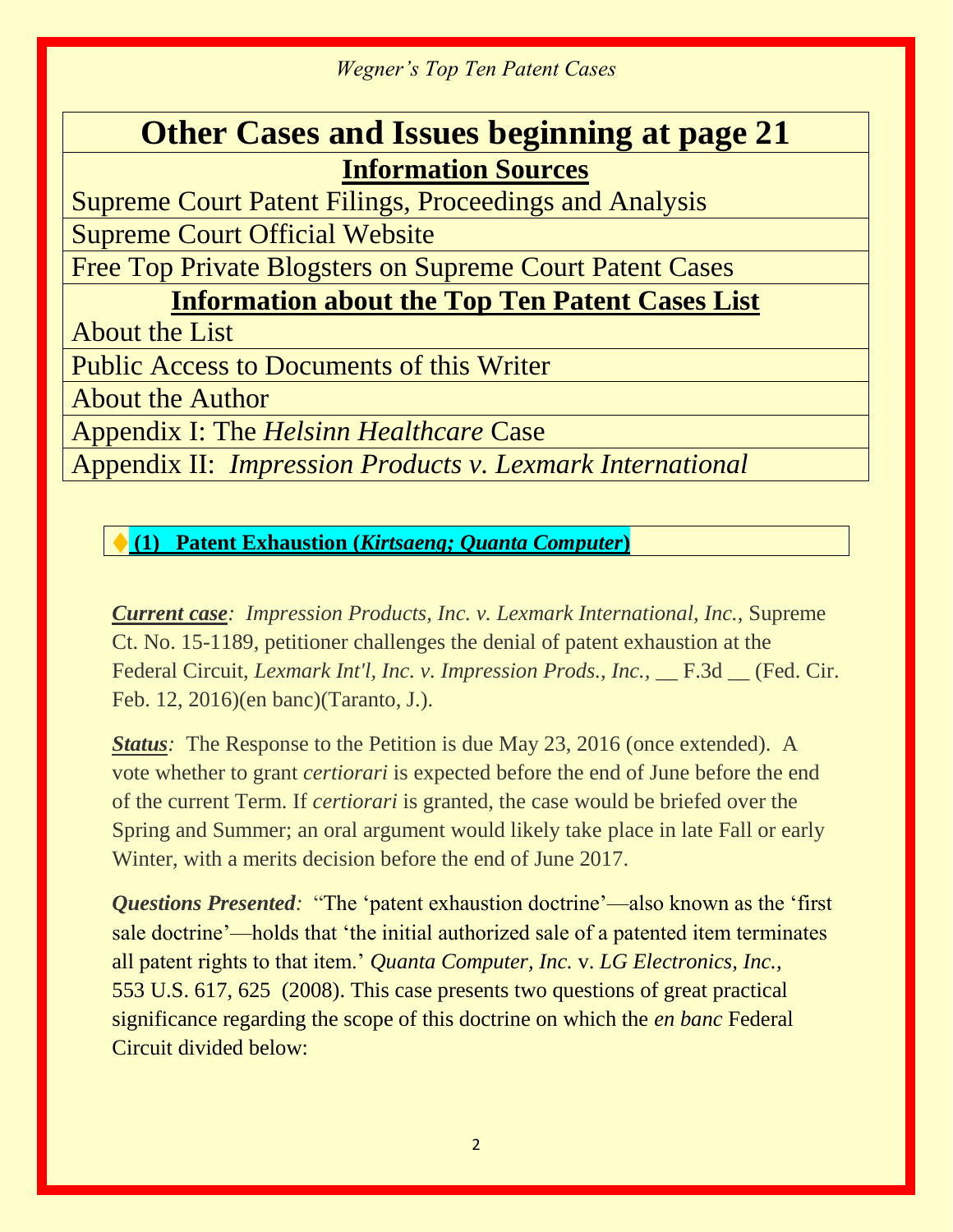| **Other Cases and Issues beginning at page 21** |
|---|
| **Information Sources** |
| Supreme Court Patent Filings, Proceedings and Analysis |
| Supreme Court Official Website |
| Free Top Private Blogsters on Supreme Court Patent Cases |
| **Information about the Top Ten Patent Cases List** |
| About the List |
| Public Access to Documents of this Writer |
| About the Author |
| Appendix I: The *Helsinn Healthcare* Case |
| Appendix II: *Impression Products v. Lexmark International* |

## ♦ (1) Patent Exhaustion (*Kirtsaeng; Quanta Computer*)

***Current case***: *Impression Products, Inc. v. Lexmark International, Inc.*, Supreme Ct. No. 15-1189, petitioner challenges the denial of patent exhaustion at the Federal Circuit, *Lexmark Int'l, Inc. v. Impression Prods., Inc.*, __ F.3d __ (Fed. Cir. Feb. 12, 2016)(en banc)(Taranto, J.).

***Status***: The Response to the Petition is due May 23, 2016 (once extended). A vote whether to grant *certiorari* is expected before the end of June before the end of the current Term. If *certiorari* is granted, the case would be briefed over the Spring and Summer; an oral argument would likely take place in late Fall or early Winter, with a merits decision before the end of June 2017.

***Questions Presented***: "The 'patent exhaustion doctrine'—also known as the 'first sale doctrine'—holds that 'the initial authorized sale of a patented item terminates all patent rights to that item.' *Quanta Computer, Inc.* v. *LG Electronics, Inc.*, 553 U.S. 617, 625 (2008). This case presents two questions of great practical significance regarding the scope of this doctrine on which the *en banc* Federal Circuit divided below: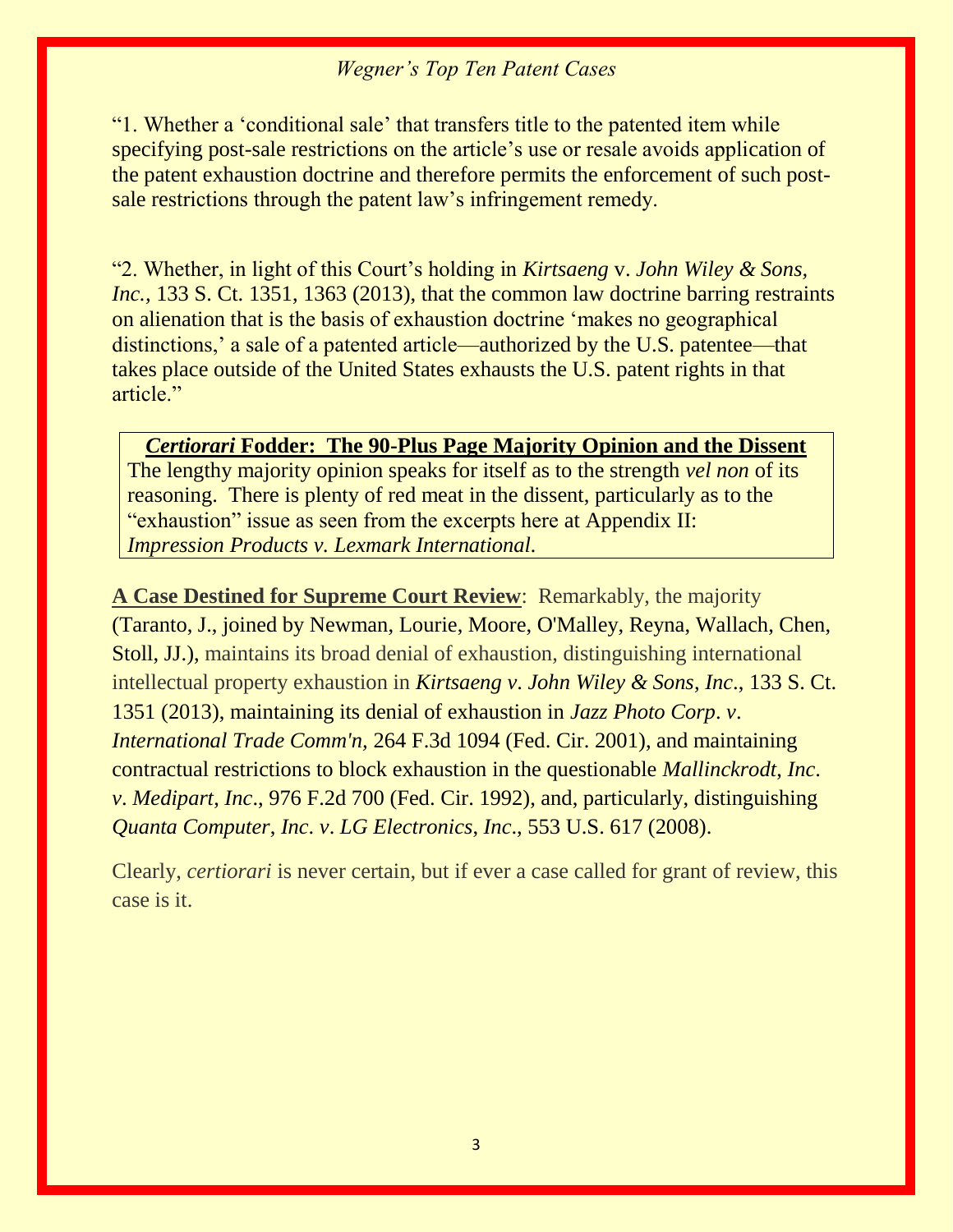"1. Whether a 'conditional sale' that transfers title to the patented item while specifying post-sale restrictions on the article's use or resale avoids application of the patent exhaustion doctrine and therefore permits the enforcement of such post-sale restrictions through the patent law's infringement remedy.

"2. Whether, in light of this Court's holding in *Kirtsaeng* v. *John Wiley & Sons, Inc.*, 133 S. Ct. 1351, 1363 (2013), that the common law doctrine barring restraints on alienation that is the basis of exhaustion doctrine 'makes no geographical distinctions,' a sale of a patented article—authorized by the U.S. patentee—that takes place outside of the United States exhausts the U.S. patent rights in that article."

**<u>*Certiorari* Fodder: The 90-Plus Page Majority Opinion and the Dissent</u>**
The lengthy majority opinion speaks for itself as to the strength *vel non* of its reasoning. There is plenty of red meat in the dissent, particularly as to the "exhaustion" issue as seen from the excerpts here at Appendix II: *Impression Products v. Lexmark International.*

**<u>A Case Destined for Supreme Court Review</u>**: Remarkably, the majority (Taranto, J., joined by Newman, Lourie, Moore, O'Malley, Reyna, Wallach, Chen, Stoll, JJ.), maintains its broad denial of exhaustion, distinguishing international intellectual property exhaustion in *Kirtsaeng v. John Wiley & Sons, Inc*., 133 S. Ct. 1351 (2013), maintaining its denial of exhaustion in *Jazz Photo Corp. v. International Trade Comm'n,* 264 F.3d 1094 (Fed. Cir. 2001), and maintaining contractual restrictions to block exhaustion in the questionable *Mallinckrodt, Inc. v. Medipart, Inc*., 976 F.2d 700 (Fed. Cir. 1992), and, particularly, distinguishing *Quanta Computer, Inc. v. LG Electronics, Inc*., 553 U.S. 617 (2008).

Clearly, *certiorari* is never certain, but if ever a case called for grant of review, this case is it.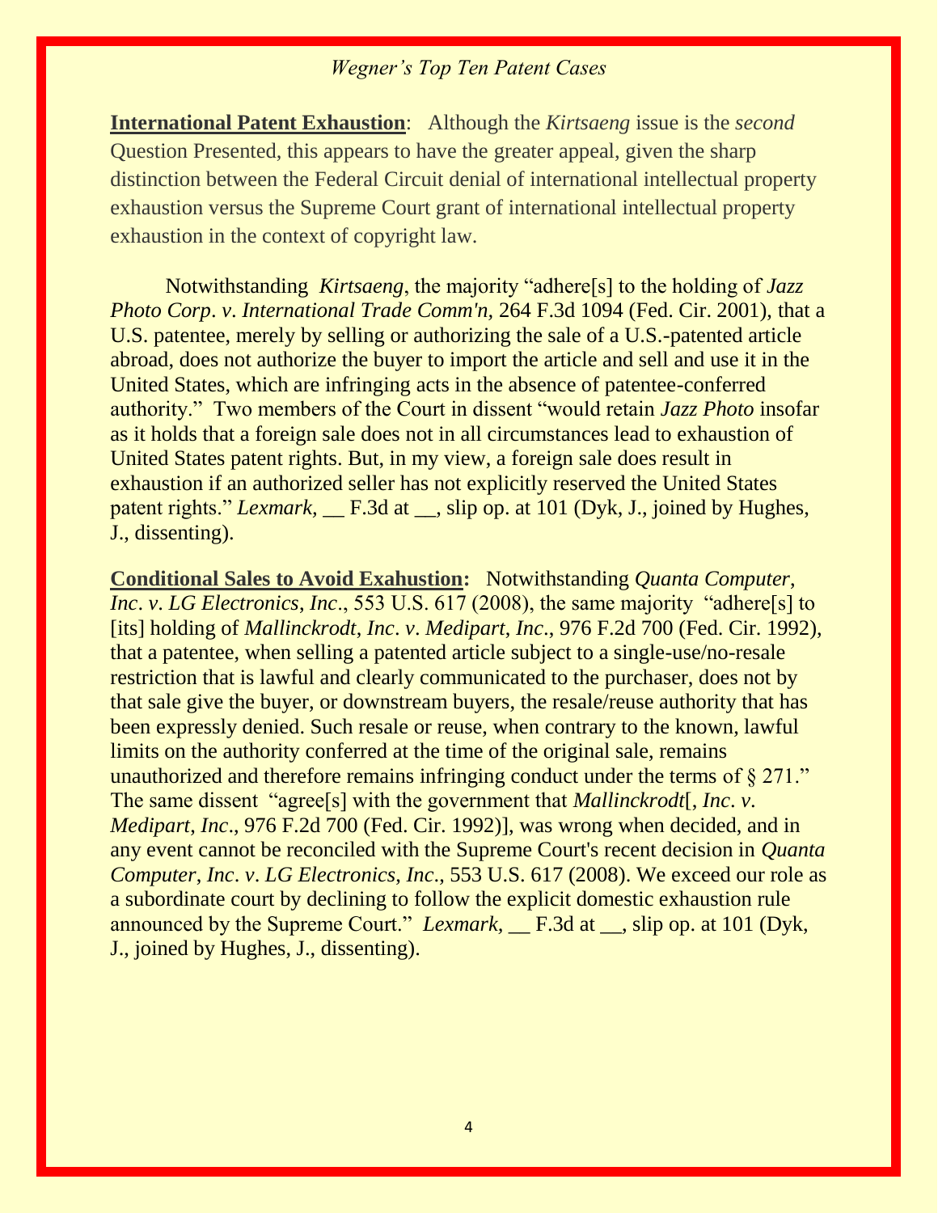**International Patent Exhaustion**: Although the *Kirtsaeng* issue is the *second* Question Presented, this appears to have the greater appeal, given the sharp distinction between the Federal Circuit denial of international intellectual property exhaustion versus the Supreme Court grant of international intellectual property exhaustion in the context of copyright law.

Notwithstanding *Kirtsaeng*, the majority "adhere[s] to the holding of *Jazz Photo Corp. v. International Trade Comm'n,* 264 F.3d 1094 (Fed. Cir. 2001), that a U.S. patentee, merely by selling or authorizing the sale of a U.S.-patented article abroad, does not authorize the buyer to import the article and sell and use it in the United States, which are infringing acts in the absence of patentee-conferred authority." Two members of the Court in dissent "would retain *Jazz Photo* insofar as it holds that a foreign sale does not in all circumstances lead to exhaustion of United States patent rights. But, in my view, a foreign sale does result in exhaustion if an authorized seller has not explicitly reserved the United States patent rights." *Lexmark,* __ F.3d at __, slip op. at 101 (Dyk, J., joined by Hughes, J., dissenting).

**Conditional Sales to Avoid Exahustion:** Notwithstanding *Quanta Computer, Inc. v. LG Electronics, Inc*., 553 U.S. 617 (2008), the same majority "adhere[s] to [its] holding of *Mallinckrodt, Inc. v. Medipart, Inc*., 976 F.2d 700 (Fed. Cir. 1992), that a patentee, when selling a patented article subject to a single-use/no-resale restriction that is lawful and clearly communicated to the purchaser, does not by that sale give the buyer, or downstream buyers, the resale/reuse authority that has been expressly denied. Such resale or reuse, when contrary to the known, lawful limits on the authority conferred at the time of the original sale, remains unauthorized and therefore remains infringing conduct under the terms of § 271." The same dissent "agree[s] with the government that *Mallinckrodt*[, *Inc. v. Medipart, Inc*., 976 F.2d 700 (Fed. Cir. 1992)], was wrong when decided, and in any event cannot be reconciled with the Supreme Court's recent decision in *Quanta Computer, Inc. v. LG Electronics, Inc*., 553 U.S. 617 (2008). We exceed our role as a subordinate court by declining to follow the explicit domestic exhaustion rule announced by the Supreme Court." *Lexmark,* __ F.3d at __, slip op. at 101 (Dyk, J., joined by Hughes, J., dissenting).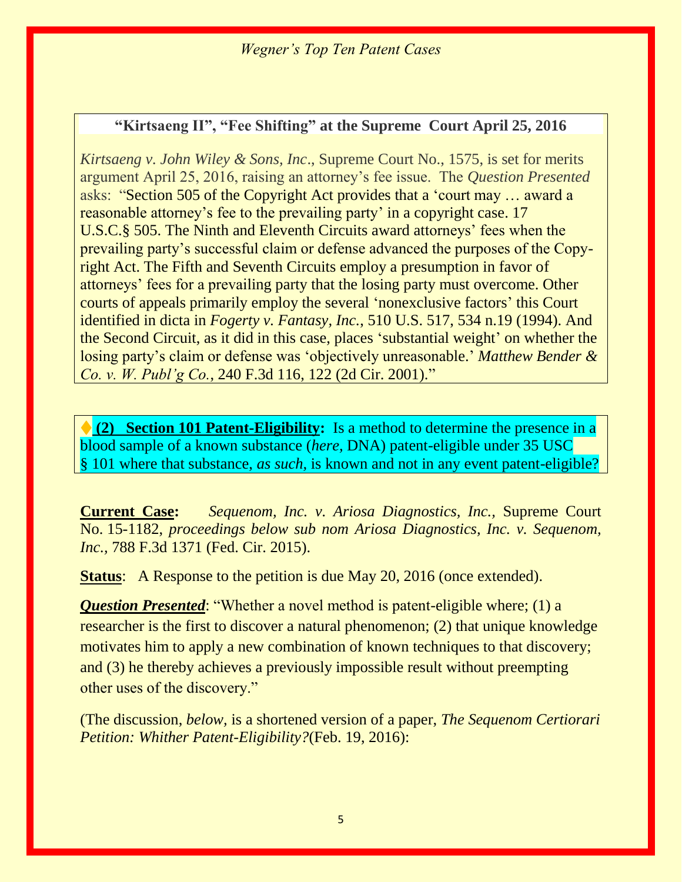### "Kirtsaeng II", "Fee Shifting" at the Supreme Court April 25, 2016

*Kirtsaeng v. John Wiley & Sons, Inc*., Supreme Court No., 1575, is set for merits argument April 25, 2016, raising an attorney's fee issue. The *Question Presented* asks: "Section 505 of the Copyright Act provides that a 'court may … award a reasonable attorney's fee to the prevailing party' in a copyright case. 17 U.S.C.§ 505. The Ninth and Eleventh Circuits award attorneys' fees when the prevailing party's successful claim or defense advanced the purposes of the Copy-right Act. The Fifth and Seventh Circuits employ a presumption in favor of attorneys' fees for a prevailing party that the losing party must overcome. Other courts of appeals primarily employ the several 'nonexclusive factors' this Court identified in dicta in *Fogerty v. Fantasy, Inc.,* 510 U.S. 517, 534 n.19 (1994). And the Second Circuit, as it did in this case, places 'substantial weight' on whether the losing party's claim or defense was 'objectively unreasonable.' *Matthew Bender & Co. v. W. Publ'g Co.,* 240 F.3d 116, 122 (2d Cir. 2001)."

♦ **(2) Section 101 Patent-Eligibility:** Is a method to determine the presence in a blood sample of a known substance (*here,* DNA) patent-eligible under 35 USC § 101 where that substance, *as such,* is known and not in any event patent-eligible?

**Current Case:** *Sequenom, Inc. v. Ariosa Diagnostics, Inc.,* Supreme Court No. 15-1182, *proceedings below sub nom Ariosa Diagnostics, Inc. v. Sequenom, Inc.,* 788 F.3d 1371 (Fed. Cir. 2015).

**Status**: A Response to the petition is due May 20, 2016 (once extended).

***Question Presented***: "Whether a novel method is patent-eligible where; (1) a researcher is the first to discover a natural phenomenon; (2) that unique knowledge motivates him to apply a new combination of known techniques to that discovery; and (3) he thereby achieves a previously impossible result without preempting other uses of the discovery."

(The discussion, *below,* is a shortened version of a paper, *The Sequenom Certiorari Petition: Whither Patent-Eligibility?*(Feb. 19, 2016):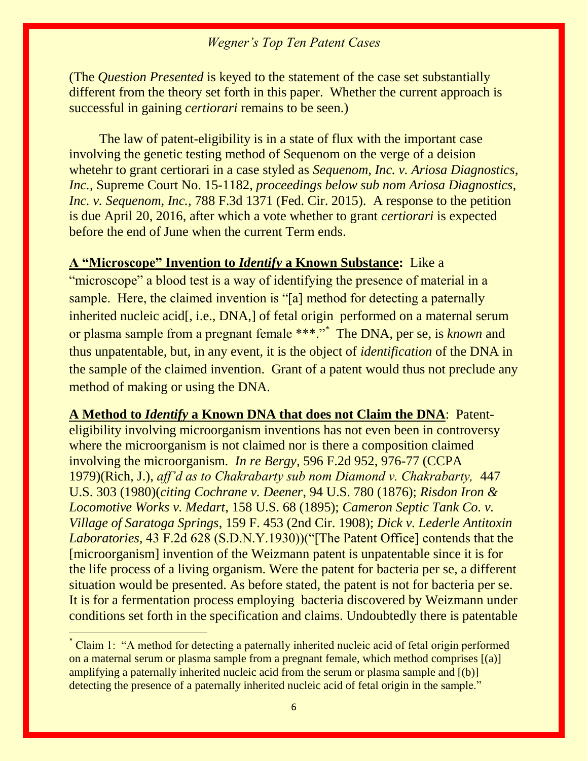(The *Question Presented* is keyed to the statement of the case set substantially different from the theory set forth in this paper. Whether the current approach is successful in gaining *certiorari* remains to be seen.)

The law of patent-eligibility is in a state of flux with the important case involving the genetic testing method of Sequenom on the verge of a deision whetehr to grant certiorari in a case styled as *Sequenom, Inc. v. Ariosa Diagnostics, Inc.,* Supreme Court No. 15-1182, *proceedings below sub nom Ariosa Diagnostics, Inc. v. Sequenom, Inc.,* 788 F.3d 1371 (Fed. Cir. 2015). A response to the petition is due April 20, 2016, after which a vote whether to grant *certiorari* is expected before the end of June when the current Term ends.

**A "Microscope" Invention to *Identify* a Known Substance:** Like a "microscope" a blood test is a way of identifying the presence of material in a sample. Here, the claimed invention is "[a] method for detecting a paternally inherited nucleic acid[, i.e., DNA,] of fetal origin performed on a maternal serum or plasma sample from a pregnant female \*\*\*."[*] The DNA, per se, is *known* and thus unpatentable, but, in any event, it is the object of *identification* of the DNA in the sample of the claimed invention. Grant of a patent would thus not preclude any method of making or using the DNA.

**A Method to *Identify* a Known DNA that does not Claim the DNA**: Patent-eligibility involving microorganism inventions has not even been in controversy where the microorganism is not claimed nor is there a composition claimed involving the microorganism. *In re Bergy,* 596 F.2d 952, 976-77 (CCPA 1979)(Rich, J.), *aff'd as to Chakrabarty sub nom Diamond v. Chakrabarty,* 447 U.S. 303 (1980)(*citing Cochrane v. Deener*, 94 U.S. 780 (1876); *Risdon Iron & Locomotive Works v. Medart*, 158 U.S. 68 (1895); *Cameron Septic Tank Co. v. Village of Saratoga Springs*, 159 F. 453 (2nd Cir. 1908); *Dick v. Lederle Antitoxin Laboratories,* 43 F.2d 628 (S.D.N.Y.1930))("[The Patent Office] contends that the [microorganism] invention of the Weizmann patent is unpatentable since it is for the life process of a living organism. Were the patent for bacteria per se, a different situation would be presented. As before stated, the patent is not for bacteria per se. It is for a fermentation process employing bacteria discovered by Weizmann under conditions set forth in the specification and claims. Undoubtedly there is patentable

---

[*] Claim 1: "A method for detecting a paternally inherited nucleic acid of fetal origin performed on a maternal serum or plasma sample from a pregnant female, which method comprises [(a)] amplifying a paternally inherited nucleic acid from the serum or plasma sample and [(b)] detecting the presence of a paternally inherited nucleic acid of fetal origin in the sample."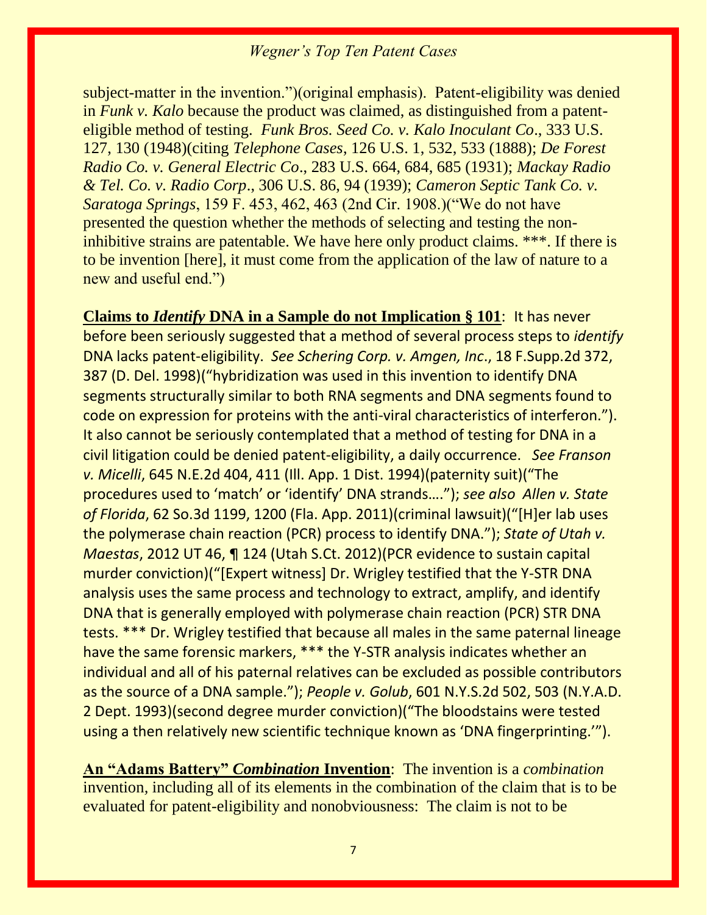subject-matter in the invention.")(original emphasis). Patent-eligibility was denied in *Funk v. Kalo* because the product was claimed, as distinguished from a patent-eligible method of testing. *Funk Bros. Seed Co. v. Kalo Inoculant Co*., 333 U.S. 127, 130 (1948)(citing *Telephone Cases*, 126 U.S. 1, 532, 533 (1888); *De Forest Radio Co. v. General Electric Co*., 283 U.S. 664, 684, 685 (1931); *Mackay Radio & Tel. Co. v. Radio Corp*., 306 U.S. 86, 94 (1939); *Cameron Septic Tank Co. v. Saratoga Springs*, 159 F. 453, 462, 463 (2nd Cir. 1908.)("We do not have presented the question whether the methods of selecting and testing the non-inhibitive strains are patentable. We have here only product claims. ***. If there is to be invention [here], it must come from the application of the law of nature to a new and useful end.")

**<u>Claims to *Identify* DNA in a Sample do not Implication § 101</u>**: It has never before been seriously suggested that a method of several process steps to *identify* DNA lacks patent-eligibility. *See Schering Corp. v. Amgen, Inc*., 18 F.Supp.2d 372, 387 (D. Del. 1998)("hybridization was used in this invention to identify DNA segments structurally similar to both RNA segments and DNA segments found to code on expression for proteins with the anti-viral characteristics of interferon."). It also cannot be seriously contemplated that a method of testing for DNA in a civil litigation could be denied patent-eligibility, a daily occurrence. *See Franson v. Micelli*, 645 N.E.2d 404, 411 (Ill. App. 1 Dist. 1994)(paternity suit)("The procedures used to 'match' or 'identify' DNA strands…."); *see also Allen v. State of Florida*, 62 So.3d 1199, 1200 (Fla. App. 2011)(criminal lawsuit)("[H]er lab uses the polymerase chain reaction (PCR) process to identify DNA."); *State of Utah v. Maestas*, 2012 UT 46, ¶ 124 (Utah S.Ct. 2012)(PCR evidence to sustain capital murder conviction)("[Expert witness] Dr. Wrigley testified that the Y-STR DNA analysis uses the same process and technology to extract, amplify, and identify DNA that is generally employed with polymerase chain reaction (PCR) STR DNA tests. *** Dr. Wrigley testified that because all males in the same paternal lineage have the same forensic markers, *** the Y-STR analysis indicates whether an individual and all of his paternal relatives can be excluded as possible contributors as the source of a DNA sample."); *People v. Golub*, 601 N.Y.S.2d 502, 503 (N.Y.A.D. 2 Dept. 1993)(second degree murder conviction)("The bloodstains were tested using a then relatively new scientific technique known as 'DNA fingerprinting.'").

**<u>An "Adams Battery" *Combination* Invention</u>**: The invention is a *combination* invention, including all of its elements in the combination of the claim that is to be evaluated for patent-eligibility and nonobviousness: The claim is not to be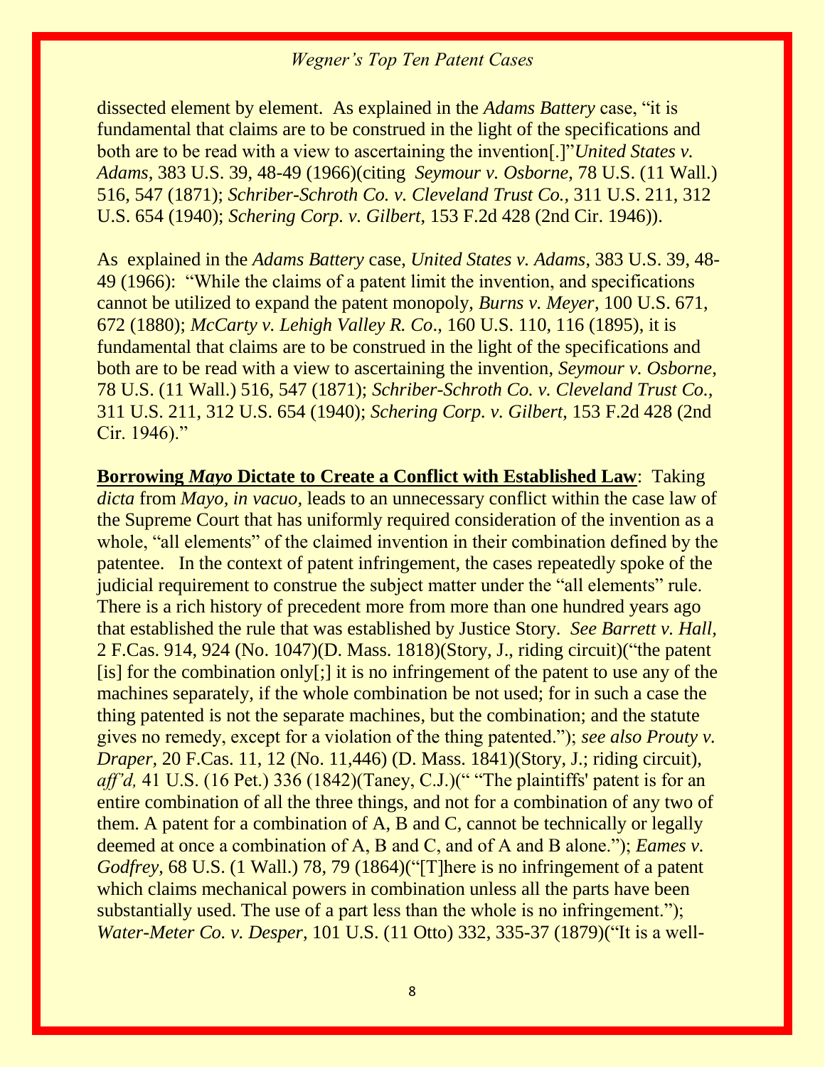dissected element by element. As explained in the *Adams Battery* case, "it is fundamental that claims are to be construed in the light of the specifications and both are to be read with a view to ascertaining the invention[.]"*United States v. Adams,* 383 U.S. 39, 48-49 (1966)(citing *Seymour v. Osborne,* 78 U.S. (11 Wall.) 516, 547 (1871); *Schriber-Schroth Co. v. Cleveland Trust Co.,* 311 U.S. 211, 312 U.S. 654 (1940); *Schering Corp. v. Gilbert,* 153 F.2d 428 (2nd Cir. 1946)).

As explained in the *Adams Battery* case, *United States v. Adams,* 383 U.S. 39, 48-49 (1966): "While the claims of a patent limit the invention, and specifications cannot be utilized to expand the patent monopoly, *Burns v. Meyer,* 100 U.S. 671, 672 (1880); *McCarty v. Lehigh Valley R. Co*., 160 U.S. 110, 116 (1895), it is fundamental that claims are to be construed in the light of the specifications and both are to be read with a view to ascertaining the invention, *Seymour v. Osborne,* 78 U.S. (11 Wall.) 516, 547 (1871); *Schriber-Schroth Co. v. Cleveland Trust Co.,* 311 U.S. 211, 312 U.S. 654 (1940); *Schering Corp. v. Gilbert,* 153 F.2d 428 (2nd Cir. 1946)."

**Borrowing *Mayo* Dictate to Create a Conflict with Established Law**: Taking *dicta* from *Mayo, in vacuo,* leads to an unnecessary conflict within the case law of the Supreme Court that has uniformly required consideration of the invention as a whole, "all elements" of the claimed invention in their combination defined by the patentee. In the context of patent infringement, the cases repeatedly spoke of the judicial requirement to construe the subject matter under the "all elements" rule. There is a rich history of precedent more from more than one hundred years ago that established the rule that was established by Justice Story. *See Barrett v. Hall,* 2 F.Cas. 914, 924 (No. 1047)(D. Mass. 1818)(Story, J., riding circuit)("the patent [is] for the combination only[;] it is no infringement of the patent to use any of the machines separately, if the whole combination be not used; for in such a case the thing patented is not the separate machines, but the combination; and the statute gives no remedy, except for a violation of the thing patented."); *see also Prouty v. Draper,* 20 F.Cas. 11, 12 (No. 11,446) (D. Mass. 1841)(Story, J.; riding circuit), *aff'd,* 41 U.S. (16 Pet.) 336 (1842)(Taney, C.J.)(" "The plaintiffs' patent is for an entire combination of all the three things, and not for a combination of any two of them. A patent for a combination of A, B and C, cannot be technically or legally deemed at once a combination of A, B and C, and of A and B alone."); *Eames v. Godfrey,* 68 U.S. (1 Wall.) 78, 79 (1864)("[T]here is no infringement of a patent which claims mechanical powers in combination unless all the parts have been substantially used. The use of a part less than the whole is no infringement."); *Water-Meter Co. v. Desper*, 101 U.S. (11 Otto) 332, 335-37 (1879)("It is a well-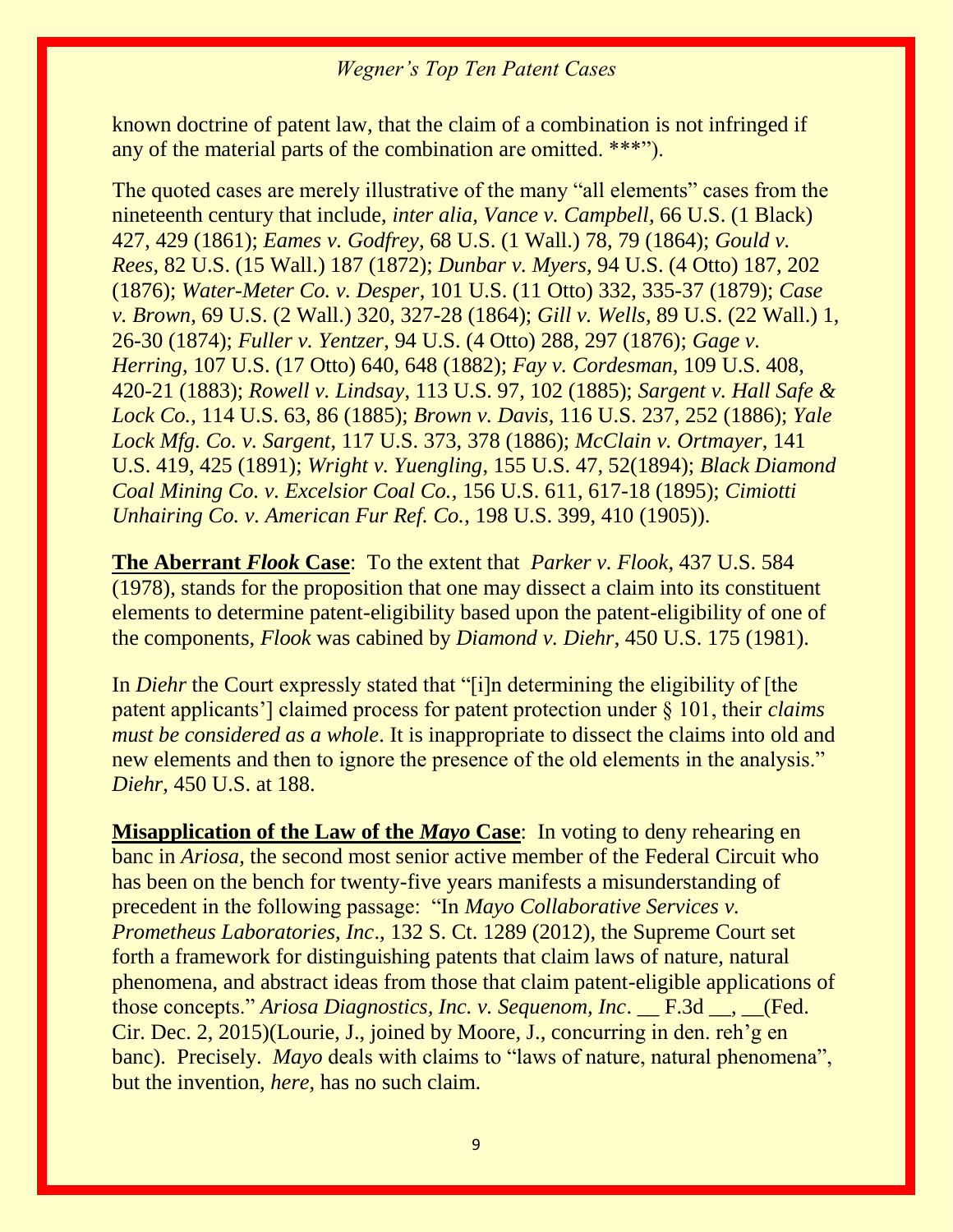known doctrine of patent law, that the claim of a combination is not infringed if any of the material parts of the combination are omitted. ***").

The quoted cases are merely illustrative of the many "all elements" cases from the nineteenth century that include, *inter alia, Vance v. Campbell*, 66 U.S. (1 Black) 427, 429 (1861); *Eames v. Godfrey*, 68 U.S. (1 Wall.) 78, 79 (1864); *Gould v. Rees*, 82 U.S. (15 Wall.) 187 (1872); *Dunbar v. Myers*, 94 U.S. (4 Otto) 187, 202 (1876); *Water-Meter Co. v. Desper*, 101 U.S. (11 Otto) 332, 335-37 (1879); *Case v. Brown*, 69 U.S. (2 Wall.) 320, 327-28 (1864); *Gill v. Wells*, 89 U.S. (22 Wall.) 1, 26-30 (1874); *Fuller v. Yentzer*, 94 U.S. (4 Otto) 288, 297 (1876); *Gage v. Herring*, 107 U.S. (17 Otto) 640, 648 (1882); *Fay v. Cordesman*, 109 U.S. 408, 420-21 (1883); *Rowell v. Lindsay*, 113 U.S. 97, 102 (1885); *Sargent v. Hall Safe & Lock Co.*, 114 U.S. 63, 86 (1885); *Brown v. Davis*, 116 U.S. 237, 252 (1886); *Yale Lock Mfg. Co. v. Sargent*, 117 U.S. 373, 378 (1886); *McClain v. Ortmayer*, 141 U.S. 419, 425 (1891); *Wright v. Yuengling*, 155 U.S. 47, 52(1894); *Black Diamond Coal Mining Co. v. Excelsior Coal Co.*, 156 U.S. 611, 617-18 (1895); *Cimiotti Unhairing Co. v. American Fur Ref. Co.*, 198 U.S. 399, 410 (1905)).

**The Aberrant *Flook* Case**: To the extent that *Parker v. Flook*, 437 U.S. 584 (1978), stands for the proposition that one may dissect a claim into its constituent elements to determine patent-eligibility based upon the patent-eligibility of one of the components, *Flook* was cabined by *Diamond v. Diehr*, 450 U.S. 175 (1981).

In *Diehr* the Court expressly stated that "[i]n determining the eligibility of [the patent applicants'] claimed process for patent protection under § 101, their *claims must be considered as a whole*. It is inappropriate to dissect the claims into old and new elements and then to ignore the presence of the old elements in the analysis." *Diehr*, 450 U.S. at 188.

**Misapplication of the Law of the *Mayo* Case**: In voting to deny rehearing en banc in *Ariosa*, the second most senior active member of the Federal Circuit who has been on the bench for twenty-five years manifests a misunderstanding of precedent in the following passage: "In *Mayo Collaborative Services v. Prometheus Laboratories, Inc*., 132 S. Ct. 1289 (2012), the Supreme Court set forth a framework for distinguishing patents that claim laws of nature, natural phenomena, and abstract ideas from those that claim patent-eligible applications of those concepts." *Ariosa Diagnostics, Inc. v. Sequenom, Inc*. __ F.3d __, __(Fed. Cir. Dec. 2, 2015)(Lourie, J., joined by Moore, J., concurring in den. reh'g en banc). Precisely. *Mayo* deals with claims to "laws of nature, natural phenomena", but the invention, *here*, has no such claim.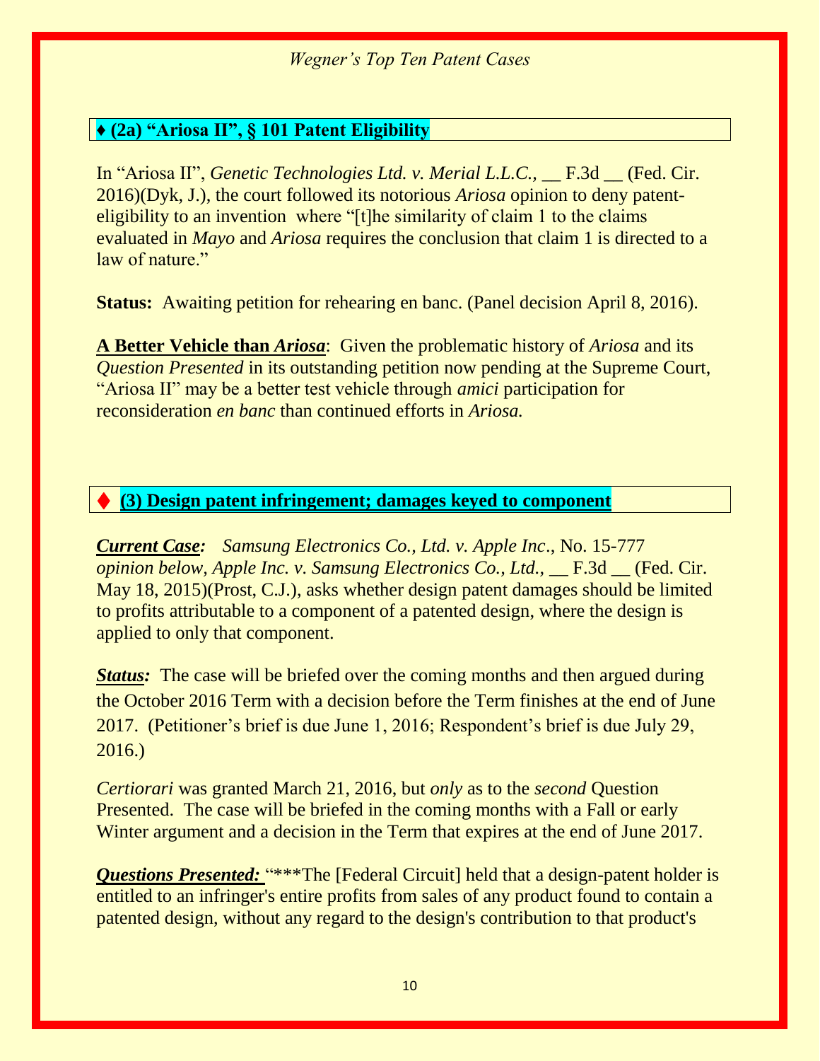## ♦ (2a) "Ariosa II", § 101 Patent Eligibility

In "Ariosa II", *Genetic Technologies Ltd. v. Merial L.L.C.,* __ F.3d __ (Fed. Cir. 2016)(Dyk, J.), the court followed its notorious *Ariosa* opinion to deny patent-eligibility to an invention where "[t]he similarity of claim 1 to the claims evaluated in *Mayo* and *Ariosa* requires the conclusion that claim 1 is directed to a law of nature."

**Status:** Awaiting petition for rehearing en banc. (Panel decision April 8, 2016).

**A Better Vehicle than *Ariosa***: Given the problematic history of *Ariosa* and its *Question Presented* in its outstanding petition now pending at the Supreme Court, "Ariosa II" may be a better test vehicle through *amici* participation for reconsideration *en banc* than continued efforts in *Ariosa.*

## ♦ (3) Design patent infringement; damages keyed to component

***Current Case:*** *Samsung Electronics Co., Ltd. v. Apple Inc*., No. 15-777 *opinion below, Apple Inc. v. Samsung Electronics Co., Ltd.,* __ F.3d __ (Fed. Cir. May 18, 2015)(Prost, C.J.), asks whether design patent damages should be limited to profits attributable to a component of a patented design, where the design is applied to only that component.

***Status:*** The case will be briefed over the coming months and then argued during the October 2016 Term with a decision before the Term finishes at the end of June 2017. (Petitioner's brief is due June 1, 2016; Respondent's brief is due July 29, 2016.)

*Certiorari* was granted March 21, 2016, but *only* as to the *second* Question Presented. The case will be briefed in the coming months with a Fall or early Winter argument and a decision in the Term that expires at the end of June 2017.

***Questions Presented:*** "***The [Federal Circuit] held that a design-patent holder is entitled to an infringer's entire profits from sales of any product found to contain a patented design, without any regard to the design's contribution to that product's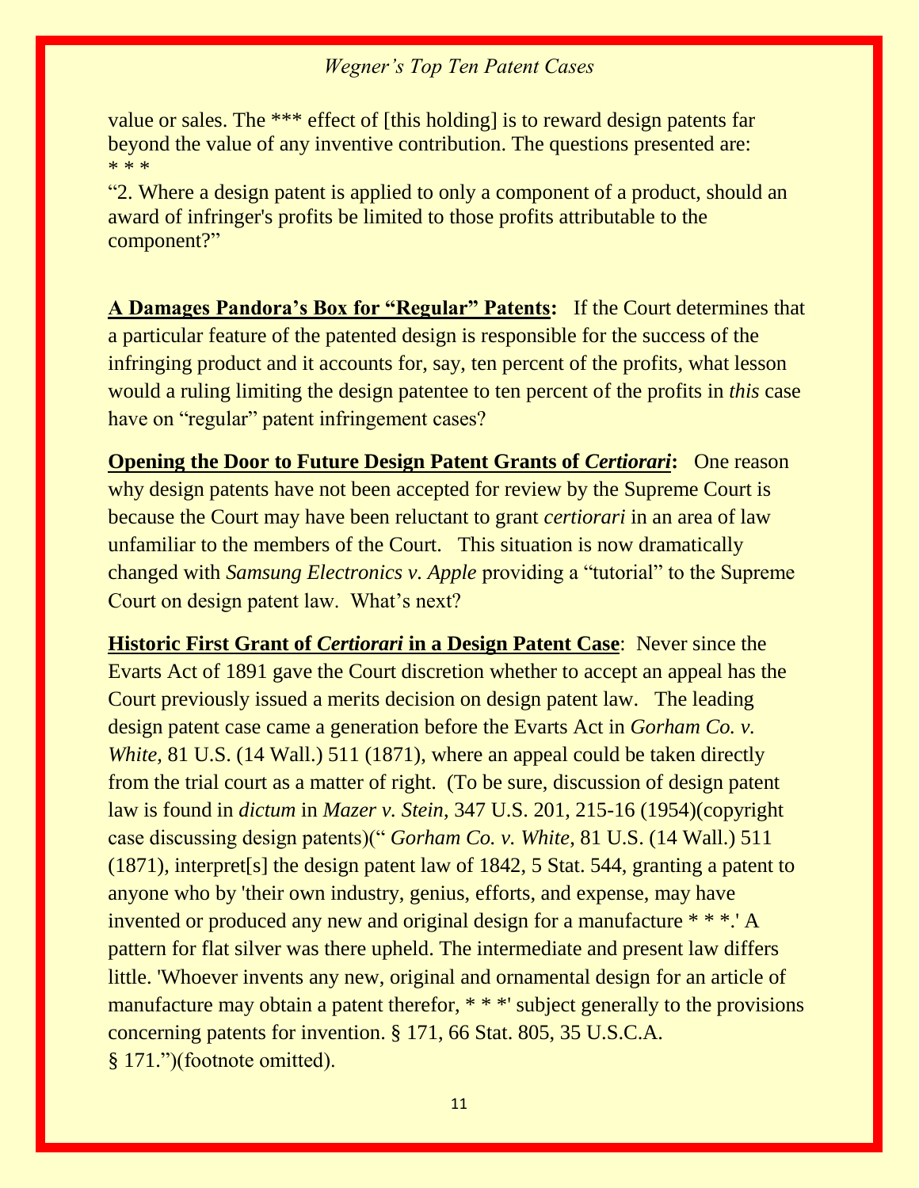value or sales. The *** effect of [this holding] is to reward design patents far beyond the value of any inventive contribution. The questions presented are:
* * *
"2. Where a design patent is applied to only a component of a product, should an award of infringer's profits be limited to those profits attributable to the component?"

**<u>A Damages Pandora's Box for "Regular" Patents</u>:** If the Court determines that a particular feature of the patented design is responsible for the success of the infringing product and it accounts for, say, ten percent of the profits, what lesson would a ruling limiting the design patentee to ten percent of the profits in *this* case have on "regular" patent infringement cases?

**<u>Opening the Door to Future Design Patent Grants of *Certiorari*</u>:** One reason why design patents have not been accepted for review by the Supreme Court is because the Court may have been reluctant to grant *certiorari* in an area of law unfamiliar to the members of the Court. This situation is now dramatically changed with *Samsung Electronics v. Apple* providing a "tutorial" to the Supreme Court on design patent law. What's next?

**<u>Historic First Grant of *Certiorari* in a Design Patent Case</u>**: Never since the Evarts Act of 1891 gave the Court discretion whether to accept an appeal has the Court previously issued a merits decision on design patent law. The leading design patent case came a generation before the Evarts Act in *Gorham Co. v. White*, 81 U.S. (14 Wall.) 511 (1871), where an appeal could be taken directly from the trial court as a matter of right. (To be sure, discussion of design patent law is found in *dictum* in *Mazer v. Stein*, 347 U.S. 201, 215-16 (1954)(copyright case discussing design patents)(" *Gorham Co. v. White*, 81 U.S. (14 Wall.) 511 (1871), interpret[s] the design patent law of 1842, 5 Stat. 544, granting a patent to anyone who by 'their own industry, genius, efforts, and expense, may have invented or produced any new and original design for a manufacture * * *.' A pattern for flat silver was there upheld. The intermediate and present law differs little. 'Whoever invents any new, original and ornamental design for an article of manufacture may obtain a patent therefor, * * *' subject generally to the provisions concerning patents for invention. § 171, 66 Stat. 805, 35 U.S.C.A. § 171.")(footnote omitted).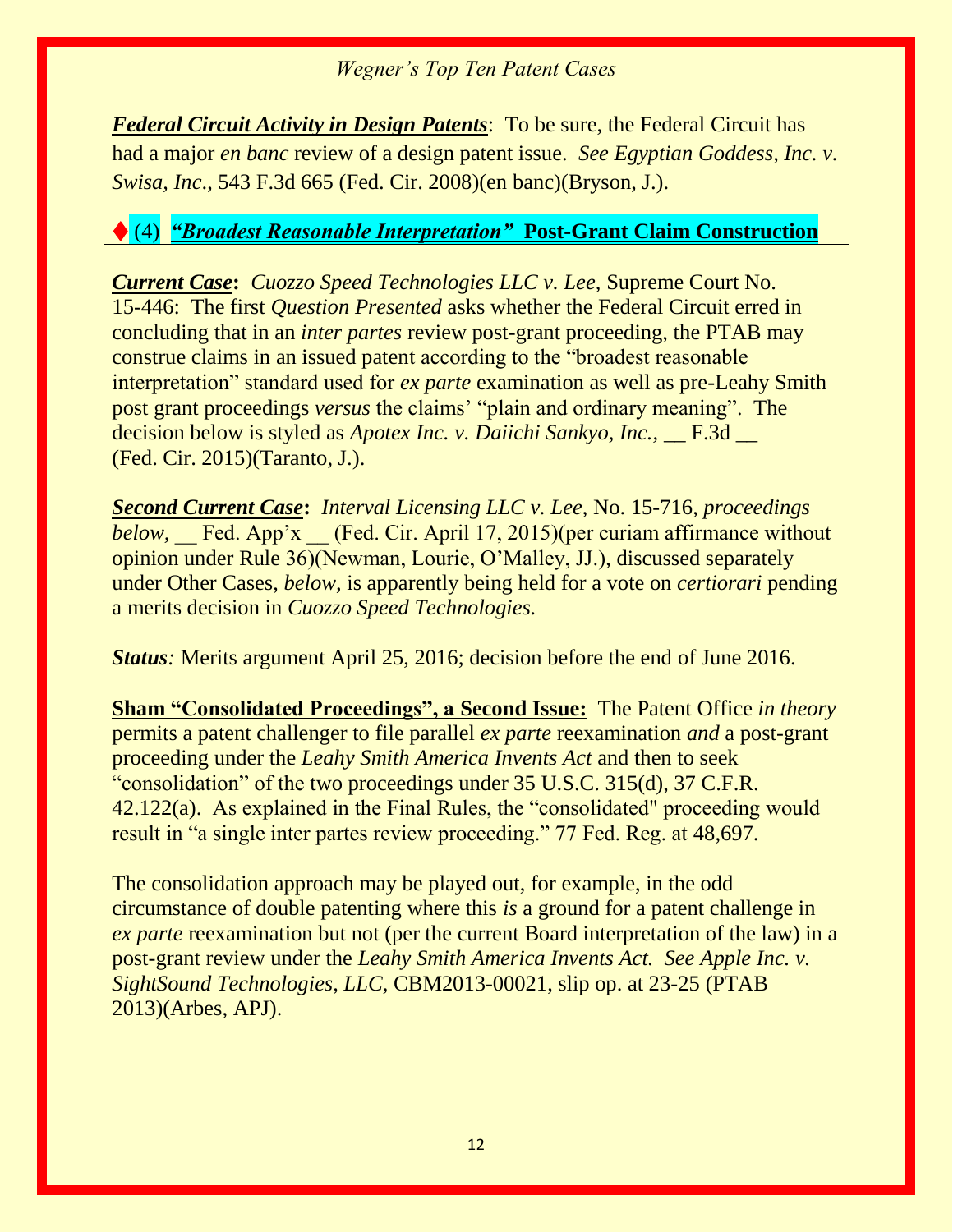***Federal Circuit Activity in Design Patents***: To be sure, the Federal Circuit has had a major *en banc* review of a design patent issue. *See Egyptian Goddess, Inc. v. Swisa, Inc*., 543 F.3d 665 (Fed. Cir. 2008)(en banc)(Bryson, J.).

## ♦ (4) ***"Broadest Reasonable Interpretation"* Post-Grant Claim Construction**

***Current Case*:** *Cuozzo Speed Technologies LLC v. Lee,* Supreme Court No. 15-446: The first *Question Presented* asks whether the Federal Circuit erred in concluding that in an *inter partes* review post-grant proceeding, the PTAB may construe claims in an issued patent according to the "broadest reasonable interpretation" standard used for *ex parte* examination as well as pre-Leahy Smith post grant proceedings *versus* the claims' "plain and ordinary meaning". The decision below is styled as *Apotex Inc. v. Daiichi Sankyo, Inc.*, __ F.3d __ (Fed. Cir. 2015)(Taranto, J.).

***Second Current Case*:** *Interval Licensing LLC v. Lee,* No. 15-716, *proceedings below,* __ Fed. App'x __ (Fed. Cir. April 17, 2015)(per curiam affirmance without opinion under Rule 36)(Newman, Lourie, O'Malley, JJ.), discussed separately under Other Cases, *below,* is apparently being held for a vote on *certiorari* pending a merits decision in *Cuozzo Speed Technologies.*

***Status:*** Merits argument April 25, 2016; decision before the end of June 2016.

**Sham "Consolidated Proceedings", a Second Issue:** The Patent Office *in theory* permits a patent challenger to file parallel *ex parte* reexamination *and* a post-grant proceeding under the *Leahy Smith America Invents Act* and then to seek "consolidation" of the two proceedings under 35 U.S.C. 315(d), 37 C.F.R. 42.122(a). As explained in the Final Rules, the "consolidated" proceeding would result in "a single inter partes review proceeding." 77 Fed. Reg. at 48,697.

The consolidation approach may be played out, for example, in the odd circumstance of double patenting where this *is* a ground for a patent challenge in *ex parte* reexamination but not (per the current Board interpretation of the law) in a post-grant review under the *Leahy Smith America Invents Act. See Apple Inc. v. SightSound Technologies, LLC,* CBM2013-00021, slip op. at 23-25 (PTAB 2013)(Arbes, APJ).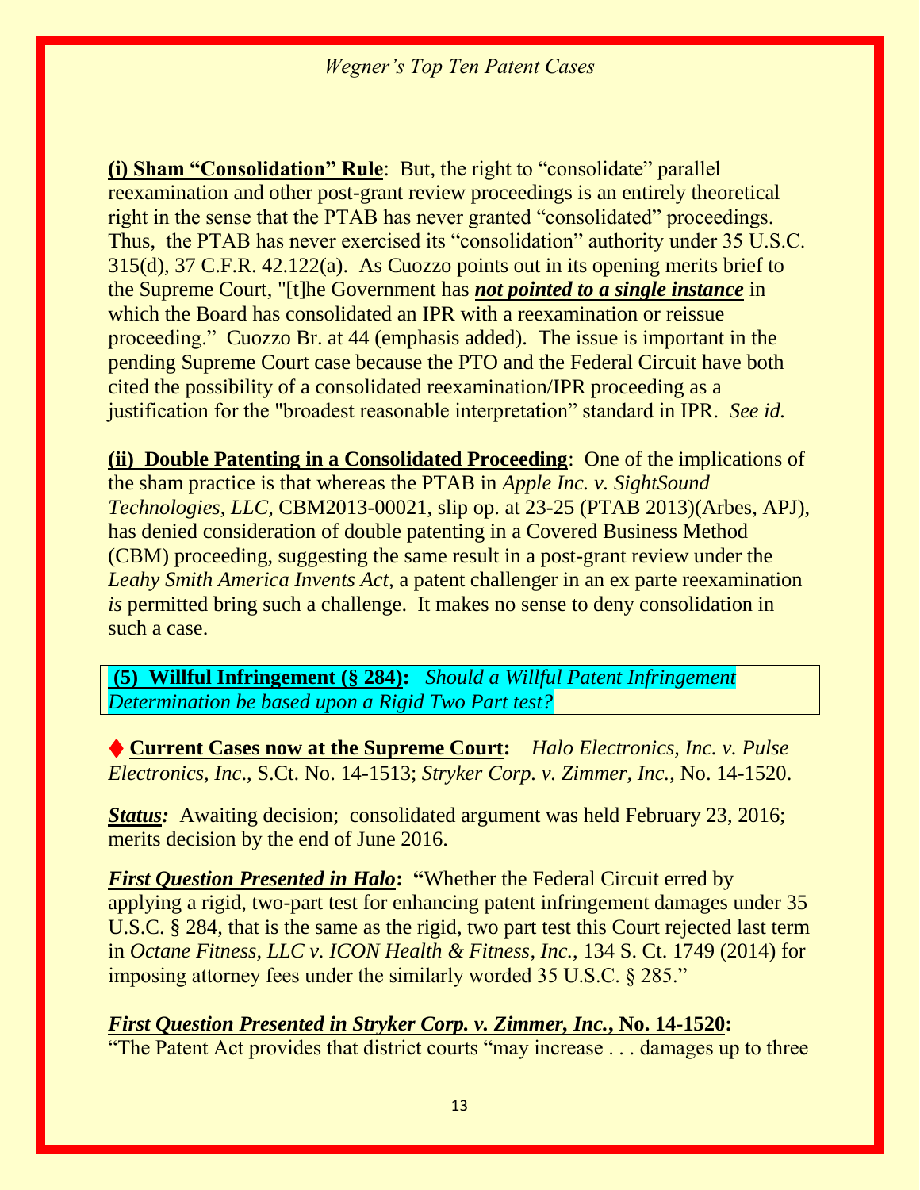**(i) Sham "Consolidation" Rule**: But, the right to "consolidate" parallel reexamination and other post-grant review proceedings is an entirely theoretical right in the sense that the PTAB has never granted "consolidated" proceedings. Thus, the PTAB has never exercised its "consolidation" authority under 35 U.S.C. 315(d), 37 C.F.R. 42.122(a). As Cuozzo points out in its opening merits brief to the Supreme Court, "[t]he Government has ***not pointed to a single instance*** in which the Board has consolidated an IPR with a reexamination or reissue proceeding." Cuozzo Br. at 44 (emphasis added). The issue is important in the pending Supreme Court case because the PTO and the Federal Circuit have both cited the possibility of a consolidated reexamination/IPR proceeding as a justification for the "broadest reasonable interpretation" standard in IPR. *See id.*

**(ii) Double Patenting in a Consolidated Proceeding**: One of the implications of the sham practice is that whereas the PTAB in *Apple Inc. v. SightSound Technologies, LLC,* CBM2013-00021, slip op. at 23-25 (PTAB 2013)(Arbes, APJ), has denied consideration of double patenting in a Covered Business Method (CBM) proceeding, suggesting the same result in a post-grant review under the *Leahy Smith America Invents Act,* a patent challenger in an ex parte reexamination *is* permitted bring such a challenge. It makes no sense to deny consolidation in such a case.

**(5) Willful Infringement (§ 284):** *Should a Willful Patent Infringement Determination be based upon a Rigid Two Part test?*

♦ **Current Cases now at the Supreme Court:** *Halo Electronics, Inc. v. Pulse Electronics, Inc*., S.Ct. No. 14-1513; *Stryker Corp. v. Zimmer, Inc.*, No. 14-1520.

***Status:*** Awaiting decision; consolidated argument was held February 23, 2016; merits decision by the end of June 2016.

***First Question Presented in Halo*: "**Whether the Federal Circuit erred by applying a rigid, two-part test for enhancing patent infringement damages under 35 U.S.C. § 284, that is the same as the rigid, two part test this Court rejected last term in *Octane Fitness, LLC v. ICON Health & Fitness, Inc.*, 134 S. Ct. 1749 (2014) for imposing attorney fees under the similarly worded 35 U.S.C. § 285."

***First Question Presented in Stryker Corp. v. Zimmer, Inc.*, No. 14-1520:**
"The Patent Act provides that district courts "may increase . . . damages up to three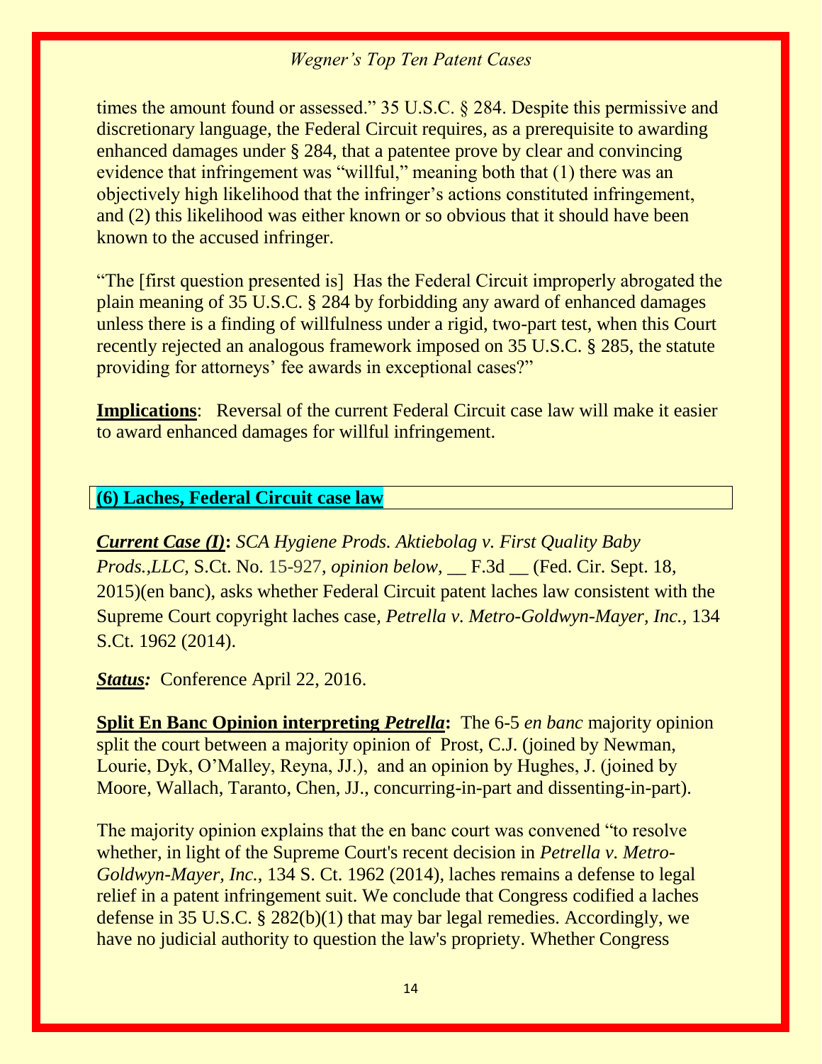times the amount found or assessed." 35 U.S.C. § 284. Despite this permissive and discretionary language, the Federal Circuit requires, as a prerequisite to awarding enhanced damages under § 284, that a patentee prove by clear and convincing evidence that infringement was "willful," meaning both that (1) there was an objectively high likelihood that the infringer's actions constituted infringement, and (2) this likelihood was either known or so obvious that it should have been known to the accused infringer.

"The [first question presented is] Has the Federal Circuit improperly abrogated the plain meaning of 35 U.S.C. § 284 by forbidding any award of enhanced damages unless there is a finding of willfulness under a rigid, two-part test, when this Court recently rejected an analogous framework imposed on 35 U.S.C. § 285, the statute providing for attorneys' fee awards in exceptional cases?"

**Implications**: Reversal of the current Federal Circuit case law will make it easier to award enhanced damages for willful infringement.

## (6) Laches, Federal Circuit case law

***Current Case (I)*: *SCA Hygiene Prods. Aktiebolag v. First Quality Baby Prods.,LLC,*** S.Ct. No. 15-927, *opinion below,* __ F.3d __ (Fed. Cir. Sept. 18, 2015)(en banc), asks whether Federal Circuit patent laches law consistent with the Supreme Court copyright laches case*, Petrella v. Metro-Goldwyn-Mayer, Inc.,* 134 S.Ct. 1962 (2014).

***Status:*** Conference April 22, 2016.

**Split En Banc Opinion interpreting *Petrella*:** The 6-5 *en banc* majority opinion split the court between a majority opinion of Prost, C.J. (joined by Newman, Lourie, Dyk, O'Malley, Reyna, JJ.), and an opinion by Hughes, J. (joined by Moore, Wallach, Taranto, Chen, JJ., concurring-in-part and dissenting-in-part).

The majority opinion explains that the en banc court was convened "to resolve whether, in light of the Supreme Court's recent decision in *Petrella v. Metro-Goldwyn-Mayer, Inc.*, 134 S. Ct. 1962 (2014), laches remains a defense to legal relief in a patent infringement suit. We conclude that Congress codified a laches defense in 35 U.S.C. § 282(b)(1) that may bar legal remedies. Accordingly, we have no judicial authority to question the law's propriety. Whether Congress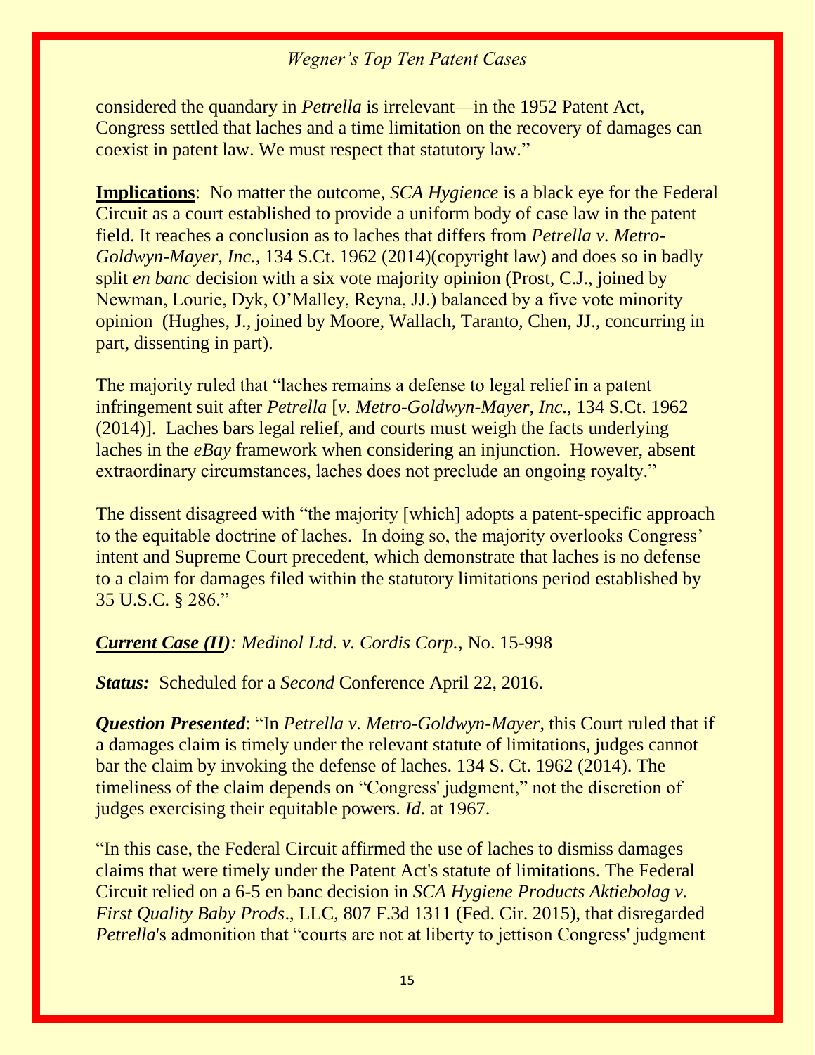considered the quandary in *Petrella* is irrelevant—in the 1952 Patent Act, Congress settled that laches and a time limitation on the recovery of damages can coexist in patent law. We must respect that statutory law."

**Implications**: No matter the outcome, *SCA Hygience* is a black eye for the Federal Circuit as a court established to provide a uniform body of case law in the patent field. It reaches a conclusion as to laches that differs from *Petrella v. Metro-Goldwyn-Mayer, Inc.,* 134 S.Ct. 1962 (2014)(copyright law) and does so in badly split *en banc* decision with a six vote majority opinion (Prost, C.J., joined by Newman, Lourie, Dyk, O'Malley, Reyna, JJ.) balanced by a five vote minority opinion (Hughes, J., joined by Moore, Wallach, Taranto, Chen, JJ., concurring in part, dissenting in part).

The majority ruled that "laches remains a defense to legal relief in a patent infringement suit after *Petrella* [*v. Metro-Goldwyn-Mayer, Inc.,* 134 S.Ct. 1962 (2014)]. Laches bars legal relief, and courts must weigh the facts underlying laches in the *eBay* framework when considering an injunction. However, absent extraordinary circumstances, laches does not preclude an ongoing royalty."

The dissent disagreed with "the majority [which] adopts a patent-specific approach to the equitable doctrine of laches. In doing so, the majority overlooks Congress' intent and Supreme Court precedent, which demonstrate that laches is no defense to a claim for damages filed within the statutory limitations period established by 35 U.S.C. § 286."

***Current Case (II)**: Medinol Ltd. v. Cordis Corp.,* No. 15-998

***Status:*** Scheduled for a *Second* Conference April 22, 2016.

***Question Presented***: "In *Petrella v. Metro-Goldwyn-Mayer,* this Court ruled that if a damages claim is timely under the relevant statute of limitations, judges cannot bar the claim by invoking the defense of laches. 134 S. Ct. 1962 (2014). The timeliness of the claim depends on "Congress' judgment," not the discretion of judges exercising their equitable powers. *Id.* at 1967.

"In this case, the Federal Circuit affirmed the use of laches to dismiss damages claims that were timely under the Patent Act's statute of limitations. The Federal Circuit relied on a 6-5 en banc decision in *SCA Hygiene Products Aktiebolag v. First Quality Baby Prods*., LLC, 807 F.3d 1311 (Fed. Cir. 2015), that disregarded *Petrella*'s admonition that "courts are not at liberty to jettison Congress' judgment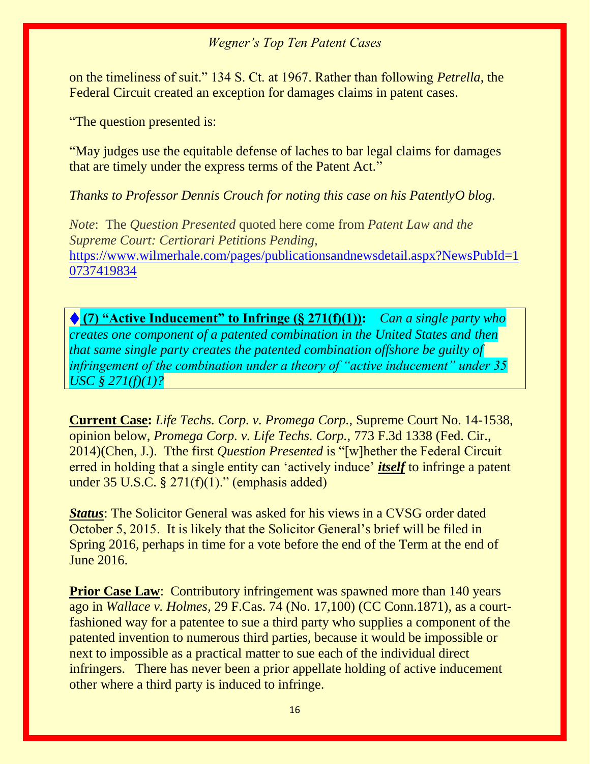on the timeliness of suit." 134 S. Ct. at 1967. Rather than following *Petrella*, the Federal Circuit created an exception for damages claims in patent cases.

"The question presented is:

"May judges use the equitable defense of laches to bar legal claims for damages that are timely under the express terms of the Patent Act."

*Thanks to Professor Dennis Crouch for noting this case on his PatentlyO blog.*

*Note*: The *Question Presented* quoted here come from *Patent Law and the Supreme Court: Certiorari Petitions Pending*, https://www.wilmerhale.com/pages/publicationsandnewsdetail.aspx?NewsPubId=10737419834

◆ **(7) "Active Inducement" to Infringe (§ 271(f)(1)):** *Can a single party who creates one component of a patented combination in the United States and then that same single party creates the patented combination offshore be guilty of infringement of the combination under a theory of "active inducement" under 35 USC § 271(f)(1)?*

**Current Case:** *Life Techs. Corp. v. Promega Corp.*, Supreme Court No. 14-1538, opinion below, *Promega Corp. v. Life Techs. Corp.*, 773 F.3d 1338 (Fed. Cir., 2014)(Chen, J.). Tthe first *Question Presented* is "[w]hether the Federal Circuit erred in holding that a single entity can 'actively induce' ***itself*** to infringe a patent under 35 U.S.C. § 271(f)(1)." (emphasis added)

***Status***: The Solicitor General was asked for his views in a CVSG order dated October 5, 2015. It is likely that the Solicitor General's brief will be filed in Spring 2016, perhaps in time for a vote before the end of the Term at the end of June 2016.

**Prior Case Law**: Contributory infringement was spawned more than 140 years ago in *Wallace v. Holmes*, 29 F.Cas. 74 (No. 17,100) (CC Conn.1871), as a court-fashioned way for a patentee to sue a third party who supplies a component of the patented invention to numerous third parties, because it would be impossible or next to impossible as a practical matter to sue each of the individual direct infringers. There has never been a prior appellate holding of active inducement other where a third party is induced to infringe.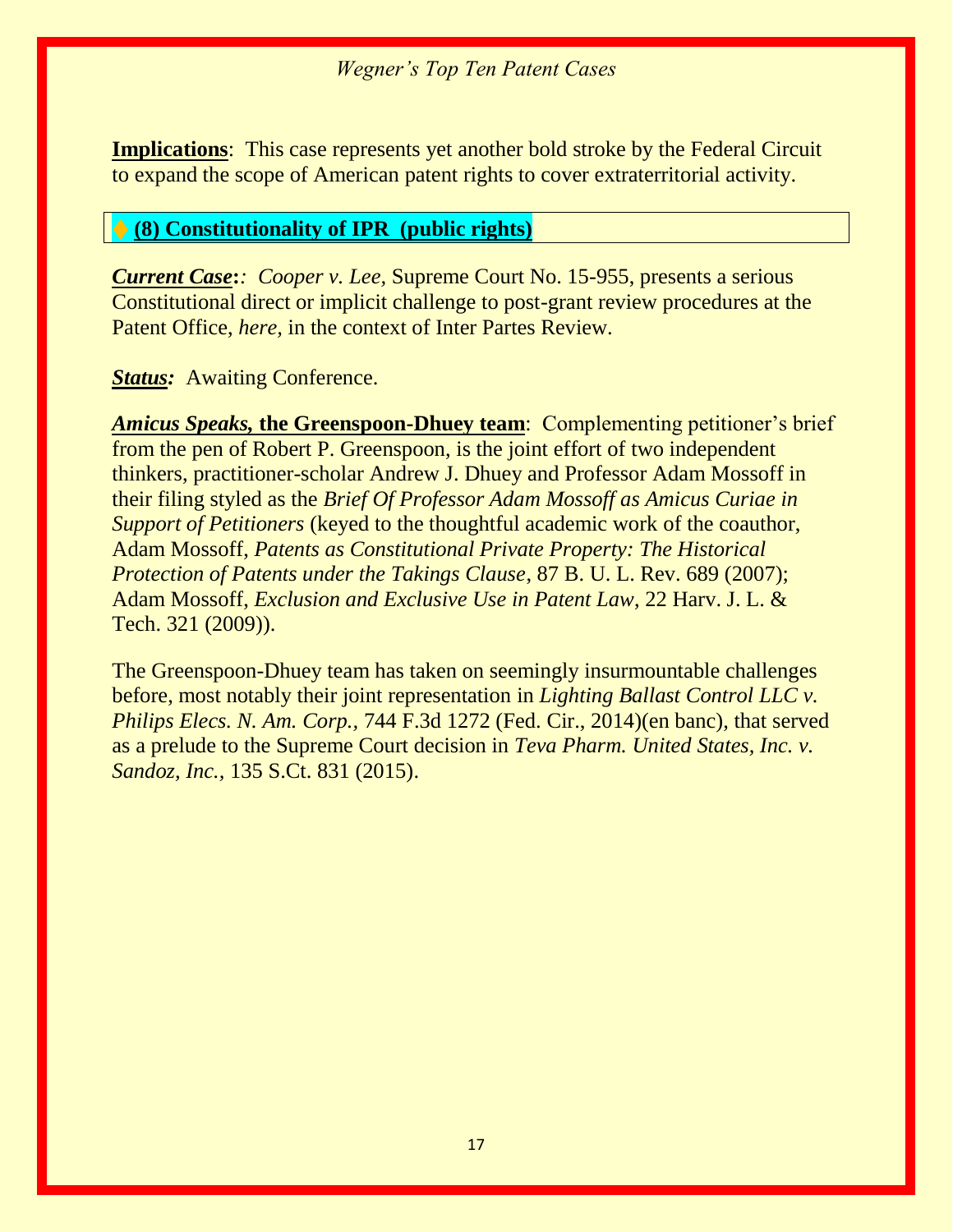**Implications**: This case represents yet another bold stroke by the Federal Circuit to expand the scope of American patent rights to cover extraterritorial activity.

## ♦ (8) Constitutionality of IPR (public rights)

***Current Case*:** *: Cooper v. Lee,* Supreme Court No. 15-955, presents a serious Constitutional direct or implicit challenge to post-grant review procedures at the Patent Office, *here,* in the context of Inter Partes Review.

***Status:*** Awaiting Conference.

***Amicus Speaks,* the Greenspoon-Dhuey team**: Complementing petitioner's brief from the pen of Robert P. Greenspoon, is the joint effort of two independent thinkers, practitioner-scholar Andrew J. Dhuey and Professor Adam Mossoff in their filing styled as the *Brief Of Professor Adam Mossoff as Amicus Curiae in Support of Petitioners* (keyed to the thoughtful academic work of the coauthor, Adam Mossoff, *Patents as Constitutional Private Property: The Historical Protection of Patents under the Takings Clause*, 87 B. U. L. Rev. 689 (2007); Adam Mossoff, *Exclusion and Exclusive Use in Patent Law*, 22 Harv. J. L. & Tech. 321 (2009)).

The Greenspoon-Dhuey team has taken on seemingly insurmountable challenges before, most notably their joint representation in *Lighting Ballast Control LLC v. Philips Elecs. N. Am. Corp.,* 744 F.3d 1272 (Fed. Cir., 2014)(en banc), that served as a prelude to the Supreme Court decision in *Teva Pharm. United States, Inc. v. Sandoz, Inc.*, 135 S.Ct. 831 (2015).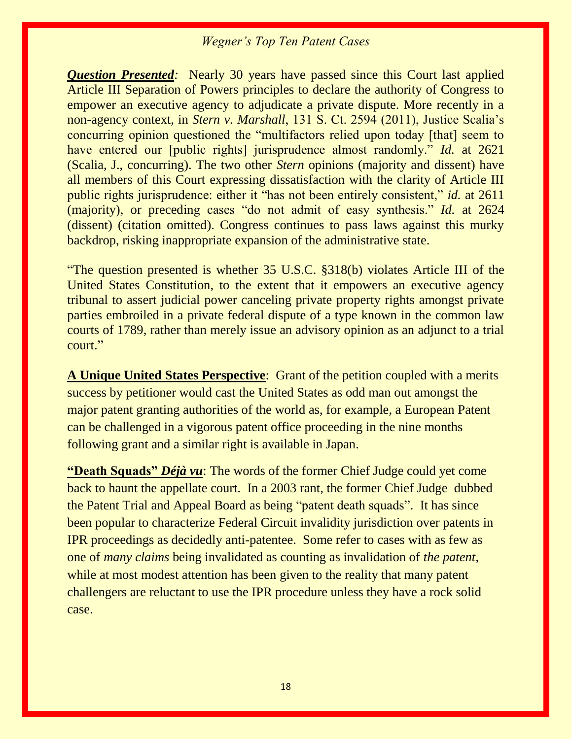***Question Presented**:* Nearly 30 years have passed since this Court last applied Article III Separation of Powers principles to declare the authority of Congress to empower an executive agency to adjudicate a private dispute. More recently in a non-agency context, in *Stern v. Marshall*, 131 S. Ct. 2594 (2011), Justice Scalia's concurring opinion questioned the "multifactors relied upon today [that] seem to have entered our [public rights] jurisprudence almost randomly." *Id.* at 2621 (Scalia, J., concurring). The two other *Stern* opinions (majority and dissent) have all members of this Court expressing dissatisfaction with the clarity of Article III public rights jurisprudence: either it "has not been entirely consistent," *id.* at 2611 (majority), or preceding cases "do not admit of easy synthesis." *Id.* at 2624 (dissent) (citation omitted). Congress continues to pass laws against this murky backdrop, risking inappropriate expansion of the administrative state.

"The question presented is whether 35 U.S.C. §318(b) violates Article III of the United States Constitution, to the extent that it empowers an executive agency tribunal to assert judicial power canceling private property rights amongst private parties embroiled in a private federal dispute of a type known in the common law courts of 1789, rather than merely issue an advisory opinion as an adjunct to a trial court."

**A Unique United States Perspective**: Grant of the petition coupled with a merits success by petitioner would cast the United States as odd man out amongst the major patent granting authorities of the world as, for example, a European Patent can be challenged in a vigorous patent office proceeding in the nine months following grant and a similar right is available in Japan.

**"Death Squads" *Déjà vu***: The words of the former Chief Judge could yet come back to haunt the appellate court. In a 2003 rant, the former Chief Judge dubbed the Patent Trial and Appeal Board as being "patent death squads". It has since been popular to characterize Federal Circuit invalidity jurisdiction over patents in IPR proceedings as decidedly anti-patentee. Some refer to cases with as few as one of *many claims* being invalidated as counting as invalidation of *the patent*, while at most modest attention has been given to the reality that many patent challengers are reluctant to use the IPR procedure unless they have a rock solid case.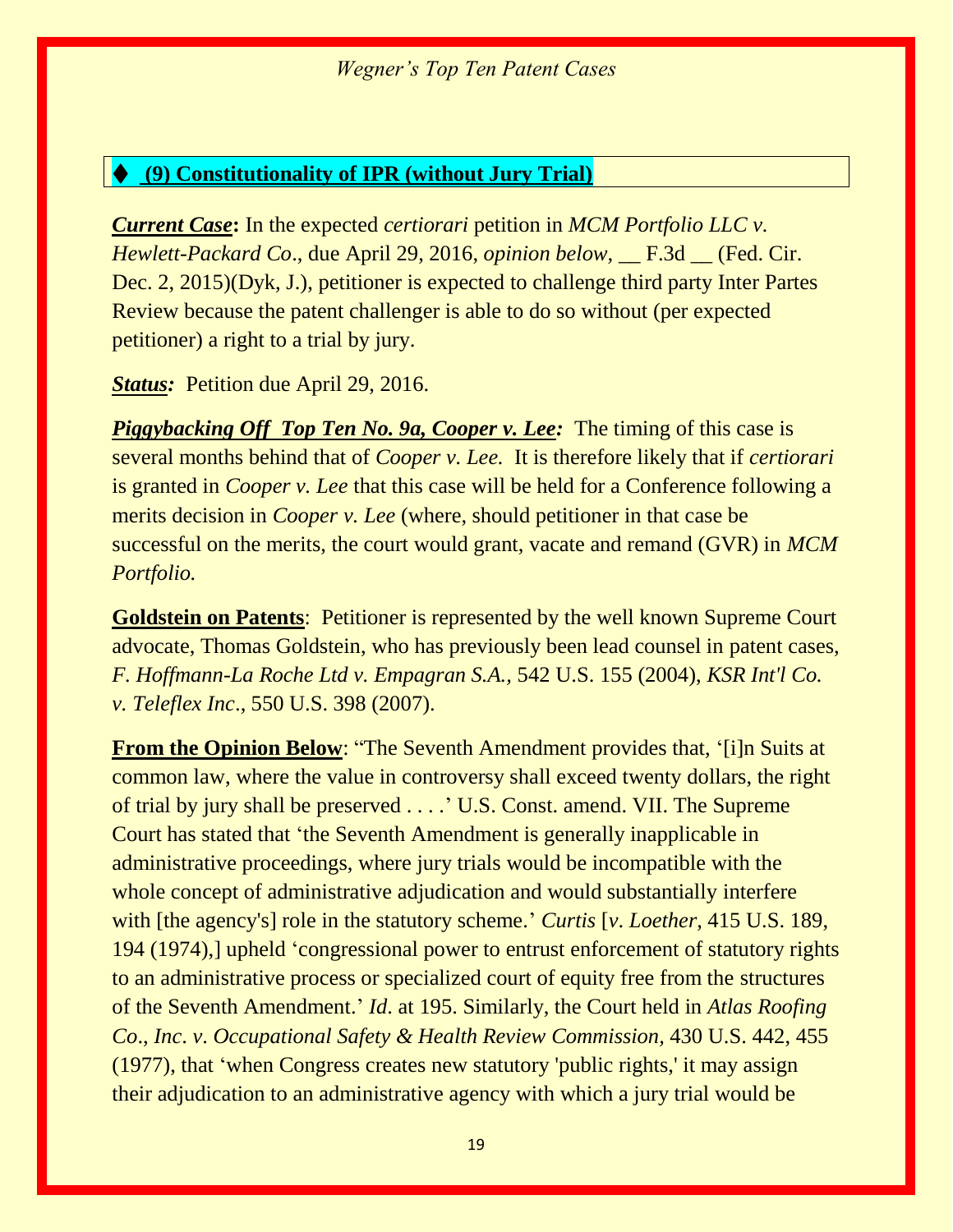## ♦ (9) Constitutionality of IPR (without Jury Trial)

***Current Case*:** In the expected *certiorari* petition in *MCM Portfolio LLC v. Hewlett-Packard Co*., due April 29, 2016, *opinion below,* __ F.3d __ (Fed. Cir. Dec. 2, 2015)(Dyk, J.), petitioner is expected to challenge third party Inter Partes Review because the patent challenger is able to do so without (per expected petitioner) a right to a trial by jury.

***Status:*** Petition due April 29, 2016.

***Piggybacking Off Top Ten No. 9a, Cooper v. Lee:*** The timing of this case is several months behind that of *Cooper v. Lee.* It is therefore likely that if *certiorari* is granted in *Cooper v. Lee* that this case will be held for a Conference following a merits decision in *Cooper v. Lee* (where, should petitioner in that case be successful on the merits, the court would grant, vacate and remand (GVR) in *MCM Portfolio.*

**Goldstein on Patents**: Petitioner is represented by the well known Supreme Court advocate, Thomas Goldstein, who has previously been lead counsel in patent cases, *F. Hoffmann-La Roche Ltd v. Empagran S.A.,* 542 U.S. 155 (2004), *KSR Int'l Co. v. Teleflex Inc*., 550 U.S. 398 (2007).

**From the Opinion Below**: "The Seventh Amendment provides that, '[i]n Suits at common law, where the value in controversy shall exceed twenty dollars, the right of trial by jury shall be preserved . . . .' U.S. Const. amend. VII. The Supreme Court has stated that 'the Seventh Amendment is generally inapplicable in administrative proceedings, where jury trials would be incompatible with the whole concept of administrative adjudication and would substantially interfere with [the agency's] role in the statutory scheme.' *Curtis* [*v. Loether,* 415 U.S. 189, 194 (1974),] upheld 'congressional power to entrust enforcement of statutory rights to an administrative process or specialized court of equity free from the structures of the Seventh Amendment.' *Id*. at 195. Similarly, the Court held in *Atlas Roofing Co*., *Inc*. *v*. *Occupational Safety & Health Review Commission,* 430 U.S. 442, 455 (1977), that 'when Congress creates new statutory 'public rights,' it may assign their adjudication to an administrative agency with which a jury trial would be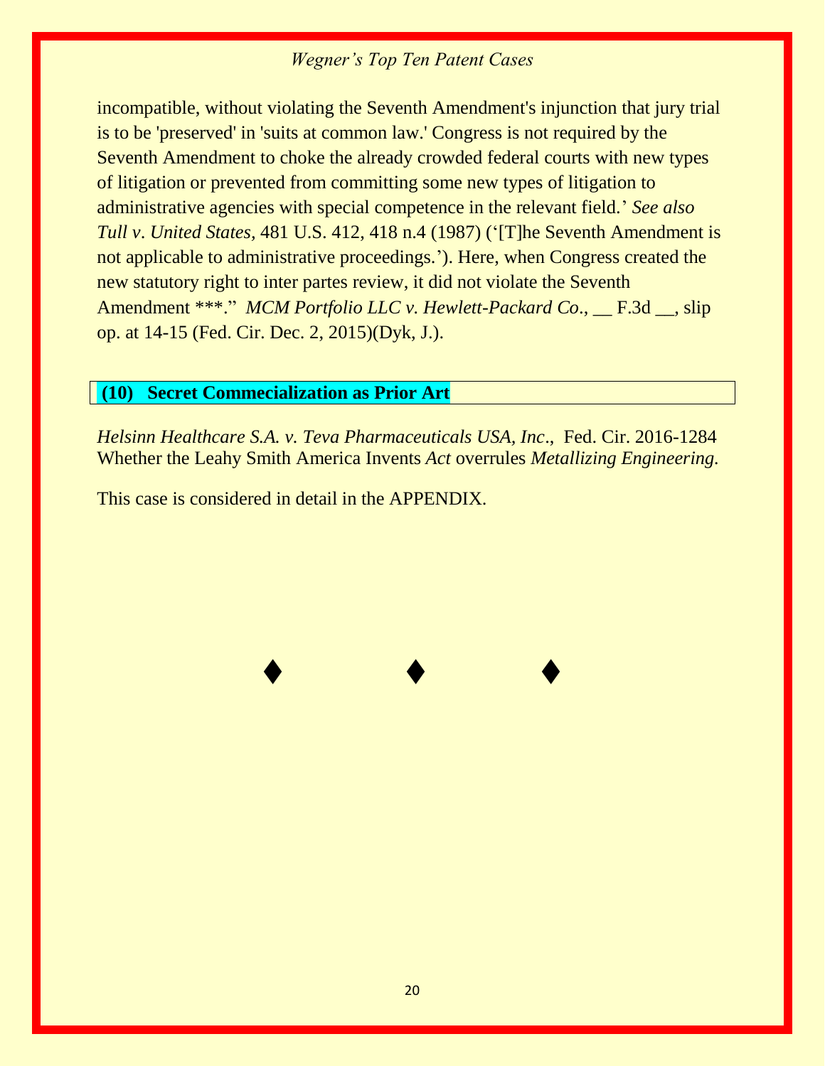incompatible, without violating the Seventh Amendment's injunction that jury trial is to be 'preserved' in 'suits at common law.' Congress is not required by the Seventh Amendment to choke the already crowded federal courts with new types of litigation or prevented from committing some new types of litigation to administrative agencies with special competence in the relevant field.' *See also Tull v. United States*, 481 U.S. 412, 418 n.4 (1987) ('[T]he Seventh Amendment is not applicable to administrative proceedings.'). Here, when Congress created the new statutory right to inter partes review, it did not violate the Seventh Amendment ***." *MCM Portfolio LLC v. Hewlett-Packard Co*., __ F.3d __, slip op. at 14-15 (Fed. Cir. Dec. 2, 2015)(Dyk, J.).

## (10) Secret Commecialization as Prior Art

*Helsinn Healthcare S.A. v. Teva Pharmaceuticals USA, Inc*., Fed. Cir. 2016-1284 Whether the Leahy Smith America Invents *Act* overrules *Metallizing Engineering.*

This case is considered in detail in the APPENDIX.

♦ ♦ ♦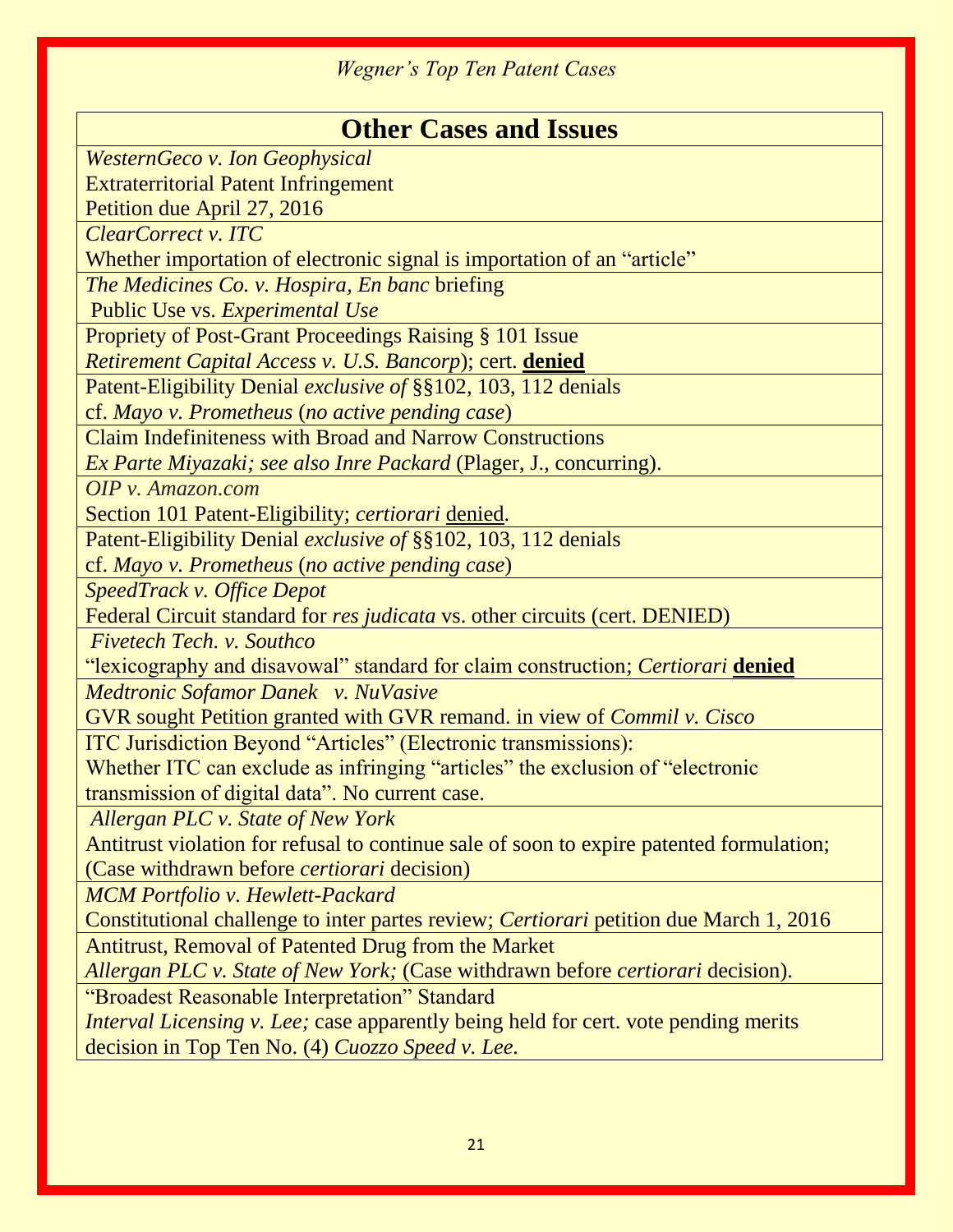| **Other Cases and Issues** |
|---|
| *WesternGeco v. Ion Geophysical*<br>Extraterritorial Patent Infringement<br>Petition due April 27, 2016 |
| *ClearCorrect v. ITC*<br>Whether importation of electronic signal is importation of an "article" |
| *The Medicines Co. v. Hospira, En banc* briefing<br>Public Use vs. *Experimental Use* |
| Propriety of Post-Grant Proceedings Raising § 101 Issue<br>*Retirement Capital Access v. U.S. Bancorp*); cert. **denied** |
| Patent-Eligibility Denial *exclusive of* §§102, 103, 112 denials<br>cf. *Mayo v. Prometheus* (*no active pending case*) |
| Claim Indefiniteness with Broad and Narrow Constructions<br>*Ex Parte Miyazaki; see also Inre Packard* (Plager, J., concurring). |
| *OIP v. Amazon.com*<br>Section 101 Patent-Eligibility; *certiorari* denied. |
| Patent-Eligibility Denial *exclusive of* §§102, 103, 112 denials<br>cf. *Mayo v. Prometheus* (*no active pending case*) |
| *SpeedTrack v. Office Depot*<br>Federal Circuit standard for *res judicata* vs. other circuits (cert. DENIED) |
| *Fivetech Tech. v. Southco*<br>"lexicography and disavowal" standard for claim construction; *Certiorari* **denied** |
| *Medtronic Sofamor Danek v. NuVasive*<br>GVR sought Petition granted with GVR remand. in view of *Commil v. Cisco* |
| ITC Jurisdiction Beyond "Articles" (Electronic transmissions):<br>Whether ITC can exclude as infringing "articles" the exclusion of "electronic transmission of digital data". No current case. |
| *Allergan PLC v. State of New York*<br>Antitrust violation for refusal to continue sale of soon to expire patented formulation; (Case withdrawn before *certiorari* decision) |
| *MCM Portfolio v. Hewlett-Packard*<br>Constitutional challenge to inter partes review; *Certiorari* petition due March 1, 2016 |
| Antitrust, Removal of Patented Drug from the Market<br>*Allergan PLC v. State of New York;* (Case withdrawn before *certiorari* decision). |
| "Broadest Reasonable Interpretation" Standard<br>*Interval Licensing v. Lee;* case apparently being held for cert. vote pending merits decision in Top Ten No. (4) *Cuozzo Speed v. Lee*. |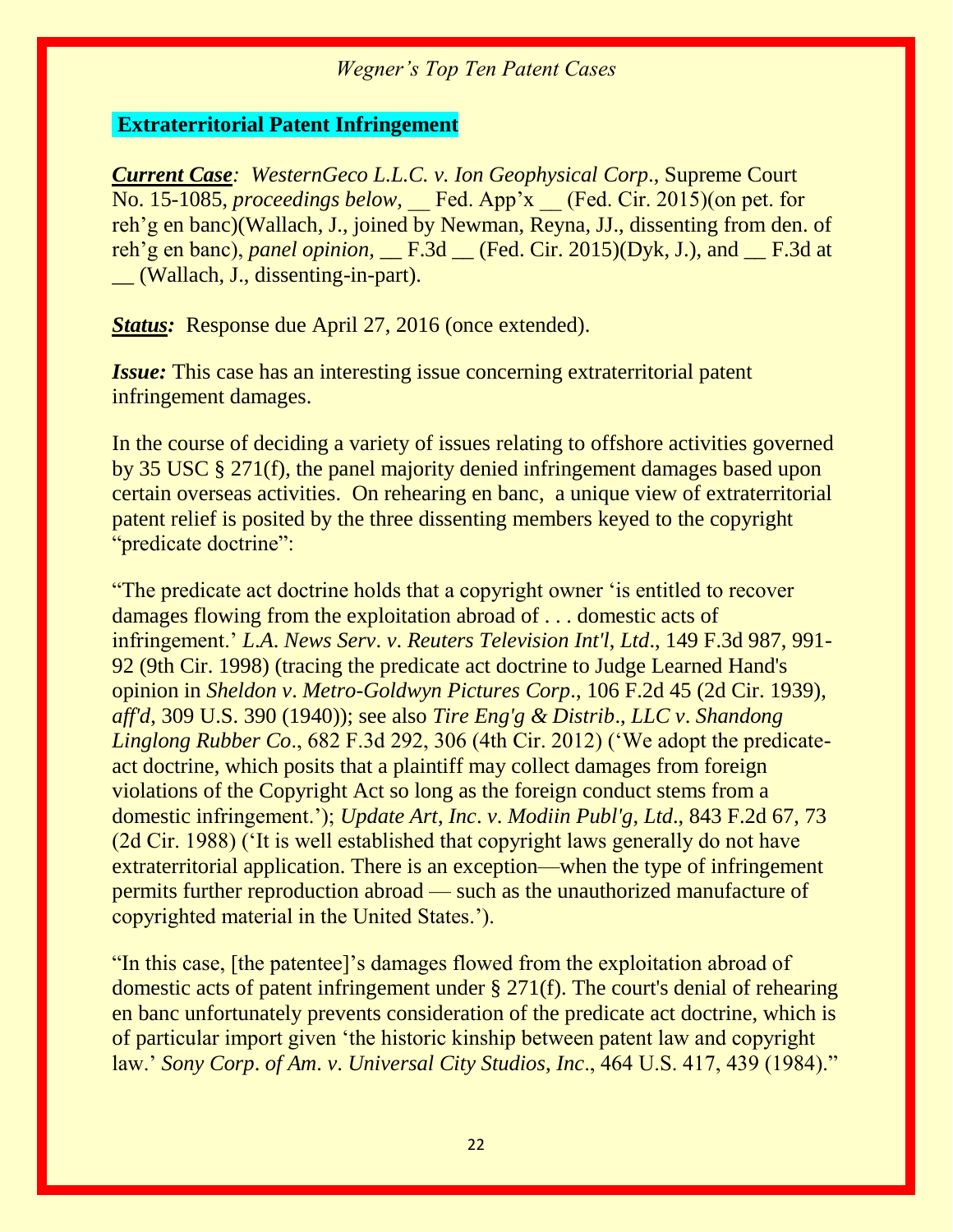## **Extraterritorial Patent Infringement**

***Current Case***: *WesternGeco L.L.C. v. Ion Geophysical Corp*., Supreme Court No. 15-1085, *proceedings below,* __ Fed. App'x __ (Fed. Cir. 2015)(on pet. for reh'g en banc)(Wallach, J., joined by Newman, Reyna, JJ., dissenting from den. of reh'g en banc), *panel opinion*, __ F.3d __ (Fed. Cir. 2015)(Dyk, J.), and __ F.3d at __ (Wallach, J., dissenting-in-part).

***Status:*** Response due April 27, 2016 (once extended).

***Issue:*** This case has an interesting issue concerning extraterritorial patent infringement damages.

In the course of deciding a variety of issues relating to offshore activities governed by 35 USC § 271(f), the panel majority denied infringement damages based upon certain overseas activities. On rehearing en banc, a unique view of extraterritorial patent relief is posited by the three dissenting members keyed to the copyright "predicate doctrine":

"The predicate act doctrine holds that a copyright owner 'is entitled to recover damages flowing from the exploitation abroad of . . . domestic acts of infringement.' *L.A. News Serv. v. Reuters Television Int'l, Ltd*., 149 F.3d 987, 991-92 (9th Cir. 1998) (tracing the predicate act doctrine to Judge Learned Hand's opinion in *Sheldon v. Metro-Goldwyn Pictures Corp*., 106 F.2d 45 (2d Cir. 1939), *aff'd*, 309 U.S. 390 (1940)); see also *Tire Eng'g & Distrib., LLC v. Shandong Linglong Rubber Co*., 682 F.3d 292, 306 (4th Cir. 2012) ('We adopt the predicate-act doctrine, which posits that a plaintiff may collect damages from foreign violations of the Copyright Act so long as the foreign conduct stems from a domestic infringement.'); *Update Art, Inc. v. Modiin Publ'g, Ltd*., 843 F.2d 67, 73 (2d Cir. 1988) ('It is well established that copyright laws generally do not have extraterritorial application. There is an exception—when the type of infringement permits further reproduction abroad — such as the unauthorized manufacture of copyrighted material in the United States.').

"In this case, [the patentee]'s damages flowed from the exploitation abroad of domestic acts of patent infringement under § 271(f). The court's denial of rehearing en banc unfortunately prevents consideration of the predicate act doctrine, which is of particular import given 'the historic kinship between patent law and copyright law.' *Sony Corp. of Am. v. Universal City Studios, Inc*., 464 U.S. 417, 439 (1984)."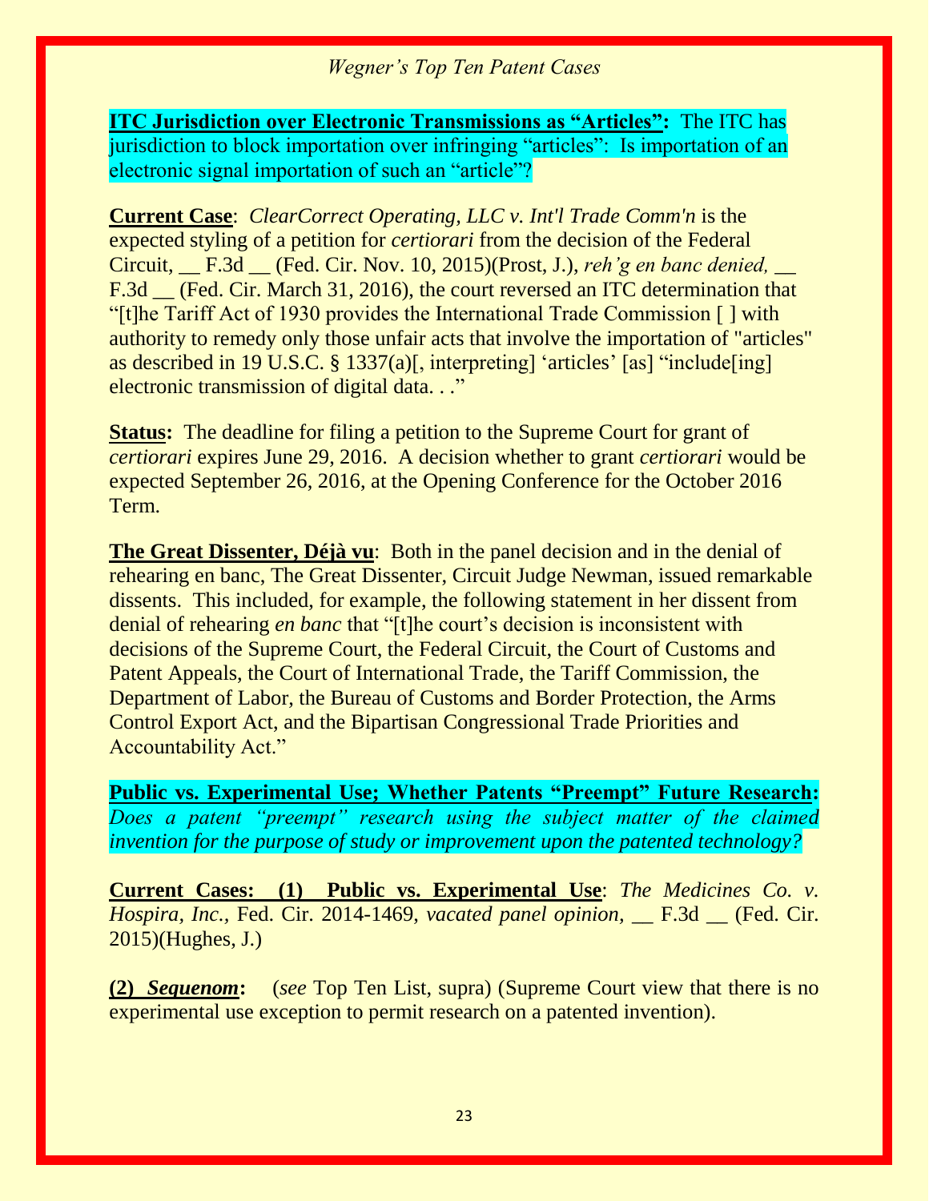**ITC Jurisdiction over Electronic Transmissions as "Articles":** The ITC has jurisdiction to block importation over infringing "articles": Is importation of an electronic signal importation of such an "article"?

**Current Case**: *ClearCorrect Operating, LLC v. Int'l Trade Comm'n* is the expected styling of a petition for *certiorari* from the decision of the Federal Circuit, __ F.3d __ (Fed. Cir. Nov. 10, 2015)(Prost, J.), *reh'g en banc denied,* __ F.3d __ (Fed. Cir. March 31, 2016), the court reversed an ITC determination that "[t]he Tariff Act of 1930 provides the International Trade Commission [ ] with authority to remedy only those unfair acts that involve the importation of "articles" as described in 19 U.S.C. § 1337(a)[, interpreting] 'articles' [as] "include[ing] electronic transmission of digital data. . ."

**Status:** The deadline for filing a petition to the Supreme Court for grant of *certiorari* expires June 29, 2016. A decision whether to grant *certiorari* would be expected September 26, 2016, at the Opening Conference for the October 2016 Term.

**The Great Dissenter, Déjà vu**: Both in the panel decision and in the denial of rehearing en banc, The Great Dissenter, Circuit Judge Newman, issued remarkable dissents. This included, for example, the following statement in her dissent from denial of rehearing *en banc* that "[t]he court's decision is inconsistent with decisions of the Supreme Court, the Federal Circuit, the Court of Customs and Patent Appeals, the Court of International Trade, the Tariff Commission, the Department of Labor, the Bureau of Customs and Border Protection, the Arms Control Export Act, and the Bipartisan Congressional Trade Priorities and Accountability Act."

**Public vs. Experimental Use; Whether Patents "Preempt" Future Research:** *Does a patent "preempt" research using the subject matter of the claimed invention for the purpose of study or improvement upon the patented technology?*

**Current Cases: (1) Public vs. Experimental Use**: *The Medicines Co. v. Hospira, Inc.*, Fed. Cir. 2014-1469, *vacated panel opinion,* __ F.3d __ (Fed. Cir. 2015)(Hughes, J.)

**(2) *Sequenom*:** (*see* Top Ten List, supra) (Supreme Court view that there is no experimental use exception to permit research on a patented invention).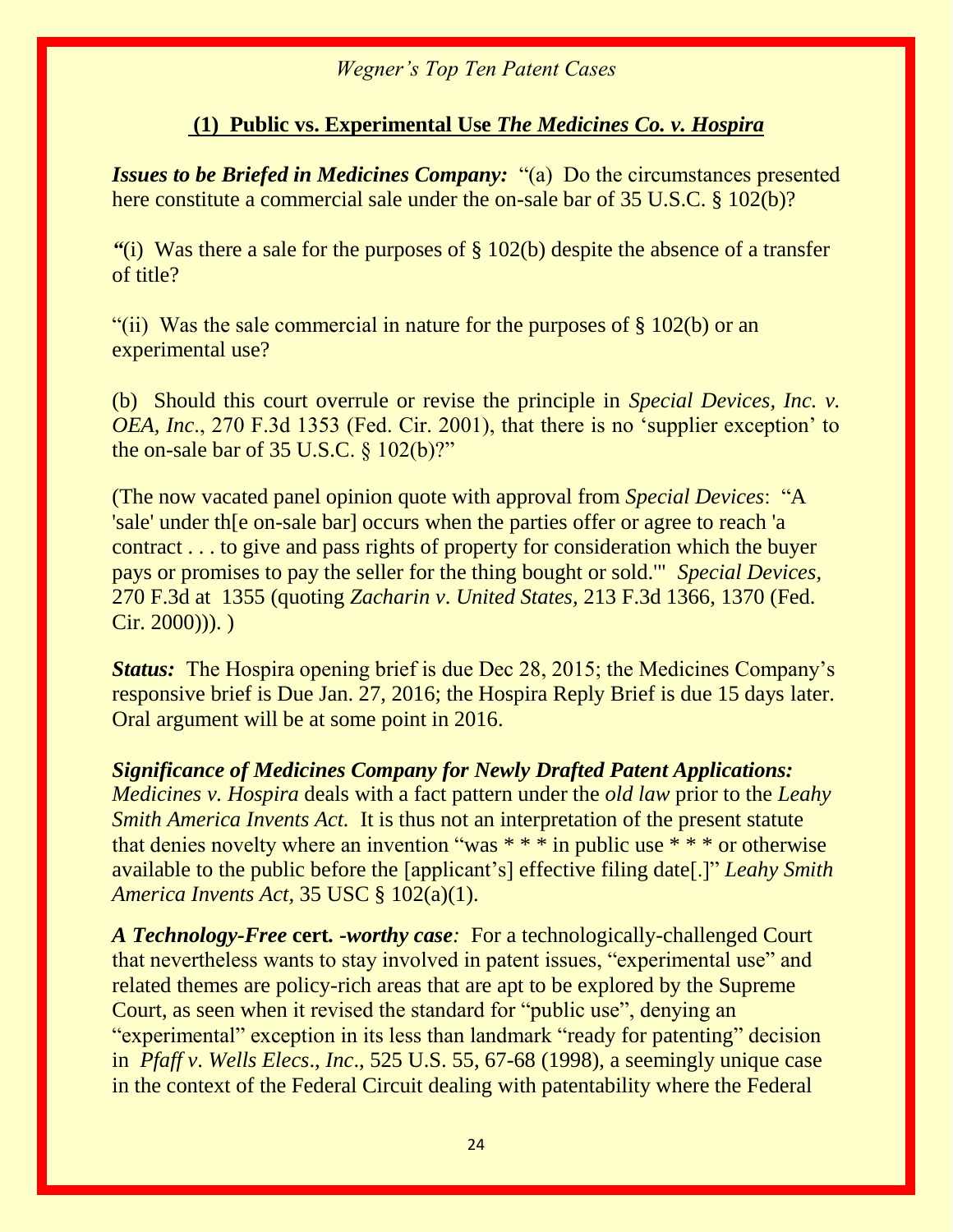*Wegner's Top Ten Patent Cases*

## (1) Public vs. Experimental Use *The Medicines Co. v. Hospira*

***Issues to be Briefed in Medicines Company:*** "(a) Do the circumstances presented here constitute a commercial sale under the on-sale bar of 35 U.S.C. § 102(b)?

***"***(i) Was there a sale for the purposes of § 102(b) despite the absence of a transfer of title?

"(ii) Was the sale commercial in nature for the purposes of § 102(b) or an experimental use?

(b) Should this court overrule or revise the principle in *Special Devices, Inc. v. OEA, Inc*., 270 F.3d 1353 (Fed. Cir. 2001), that there is no 'supplier exception' to the on-sale bar of 35 U.S.C. § 102(b)?"

(The now vacated panel opinion quote with approval from *Special Devices*: "A 'sale' under th[e on-sale bar] occurs when the parties offer or agree to reach 'a contract . . . to give and pass rights of property for consideration which the buyer pays or promises to pay the seller for the thing bought or sold.'" *Special Devices,* 270 F.3d at 1355 (quoting *Zacharin v. United States,* 213 F.3d 1366, 1370 (Fed. Cir. 2000))). )

***Status:*** The Hospira opening brief is due Dec 28, 2015; the Medicines Company's responsive brief is Due Jan. 27, 2016; the Hospira Reply Brief is due 15 days later. Oral argument will be at some point in 2016.

***Significance of Medicines Company for Newly Drafted Patent Applications:*** *Medicines v. Hospira* deals with a fact pattern under the *old law* prior to the *Leahy Smith America Invents Act.* It is thus not an interpretation of the present statute that denies novelty where an invention "was * * * in public use * * * or otherwise available to the public before the [applicant's] effective filing date[.]" *Leahy Smith America Invents Act,* 35 USC § 102(a)(1).

***A Technology-Free* cert. *-worthy case:*** For a technologically-challenged Court that nevertheless wants to stay involved in patent issues, "experimental use" and related themes are policy-rich areas that are apt to be explored by the Supreme Court, as seen when it revised the standard for "public use", denying an "experimental" exception in its less than landmark "ready for patenting" decision in *Pfaff v. Wells Elecs*., *Inc*., 525 U.S. 55, 67-68 (1998), a seemingly unique case in the context of the Federal Circuit dealing with patentability where the Federal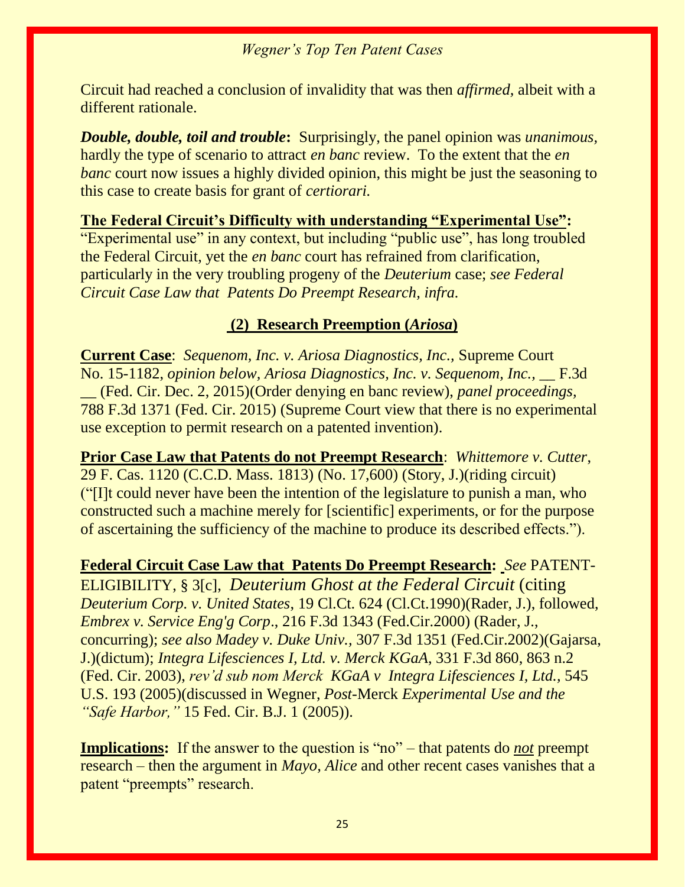Circuit had reached a conclusion of invalidity that was then *affirmed,* albeit with a different rationale.

***Double, double, toil and trouble*:** Surprisingly, the panel opinion was *unanimous,* hardly the type of scenario to attract *en banc* review. To the extent that the *en banc* court now issues a highly divided opinion, this might be just the seasoning to this case to create basis for grant of *certiorari.*

**The Federal Circuit's Difficulty with understanding "Experimental Use":** "Experimental use" in any context, but including "public use", has long troubled the Federal Circuit, yet the *en banc* court has refrained from clarification, particularly in the very troubling progeny of the *Deuterium* case; *see Federal Circuit Case Law that Patents Do Preempt Research, infra.*

## (2) Research Preemption (*Ariosa*)

**Current Case**: *Sequenom, Inc. v. Ariosa Diagnostics, Inc.,* Supreme Court No. 15-1182, *opinion below, Ariosa Diagnostics, Inc. v. Sequenom, Inc.,* __ F.3d __ (Fed. Cir. Dec. 2, 2015)(Order denying en banc review), *panel proceedings,* 788 F.3d 1371 (Fed. Cir. 2015) (Supreme Court view that there is no experimental use exception to permit research on a patented invention).

**Prior Case Law that Patents do not Preempt Research**: *Whittemore v. Cutter*, 29 F. Cas. 1120 (C.C.D. Mass. 1813) (No. 17,600) (Story, J.)(riding circuit) ("[I]t could never have been the intention of the legislature to punish a man, who constructed such a machine merely for [scientific] experiments, or for the purpose of ascertaining the sufficiency of the machine to produce its described effects.").

**Federal Circuit Case Law that Patents Do Preempt Research:** *See* PATENT-ELIGIBILITY, § 3[c], *Deuterium Ghost at the Federal Circuit* (citing *Deuterium Corp. v. United States*, 19 Cl.Ct. 624 (Cl.Ct.1990)(Rader, J.), followed, *Embrex v. Service Eng'g Corp*., 216 F.3d 1343 (Fed.Cir.2000) (Rader, J., concurring); *see also Madey v. Duke Univ.,* 307 F.3d 1351 (Fed.Cir.2002)(Gajarsa, J.)(dictum); *Integra Lifesciences I, Ltd. v. Merck KGaA*, 331 F.3d 860, 863 n.2 (Fed. Cir. 2003), *rev'd sub nom Merck KGaA v Integra Lifesciences I, Ltd.,* 545 U.S. 193 (2005)(discussed in Wegner, *Post*-Merck *Experimental Use and the "Safe Harbor,"* 15 Fed. Cir. B.J. 1 (2005)).

**Implications:** If the answer to the question is "no" – that patents do ***not*** preempt research – then the argument in *Mayo, Alice* and other recent cases vanishes that a patent "preempts" research.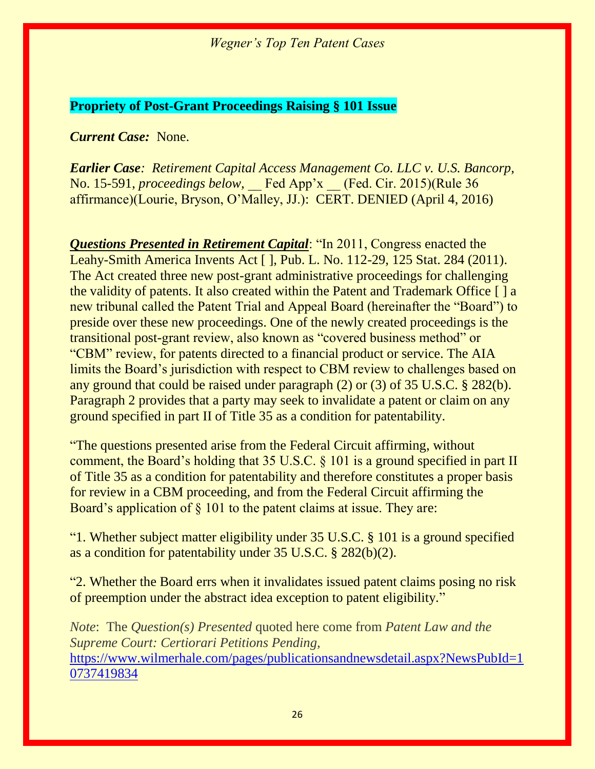## Propriety of Post-Grant Proceedings Raising § 101 Issue

***Current Case:*** None.

***Earlier Case****: Retirement Capital Access Management Co. LLC v. U.S. Bancorp,* No. 15-591, *proceedings below,* __ Fed App'x __ (Fed. Cir. 2015)(Rule 36 affirmance)(Lourie, Bryson, O'Malley, JJ.): CERT. DENIED (April 4, 2016)

***Questions Presented in Retirement Capital***: "In 2011, Congress enacted the Leahy-Smith America Invents Act [ ], Pub. L. No. 112-29, 125 Stat. 284 (2011). The Act created three new post-grant administrative proceedings for challenging the validity of patents. It also created within the Patent and Trademark Office [ ] a new tribunal called the Patent Trial and Appeal Board (hereinafter the "Board") to preside over these new proceedings. One of the newly created proceedings is the transitional post-grant review, also known as "covered business method" or "CBM" review, for patents directed to a financial product or service. The AIA limits the Board's jurisdiction with respect to CBM review to challenges based on any ground that could be raised under paragraph (2) or (3) of 35 U.S.C. § 282(b). Paragraph 2 provides that a party may seek to invalidate a patent or claim on any ground specified in part II of Title 35 as a condition for patentability.

"The questions presented arise from the Federal Circuit affirming, without comment, the Board's holding that 35 U.S.C. § 101 is a ground specified in part II of Title 35 as a condition for patentability and therefore constitutes a proper basis for review in a CBM proceeding, and from the Federal Circuit affirming the Board's application of § 101 to the patent claims at issue. They are:

"1. Whether subject matter eligibility under 35 U.S.C. § 101 is a ground specified as a condition for patentability under 35 U.S.C. § 282(b)(2).

"2. Whether the Board errs when it invalidates issued patent claims posing no risk of preemption under the abstract idea exception to patent eligibility."

*Note*: *The Question(s) Presented quoted here come from Patent Law and the Supreme Court: Certiorari Petitions Pending,* https://www.wilmerhale.com/pages/publicationsandnewsdetail.aspx?NewsPubId=10737419834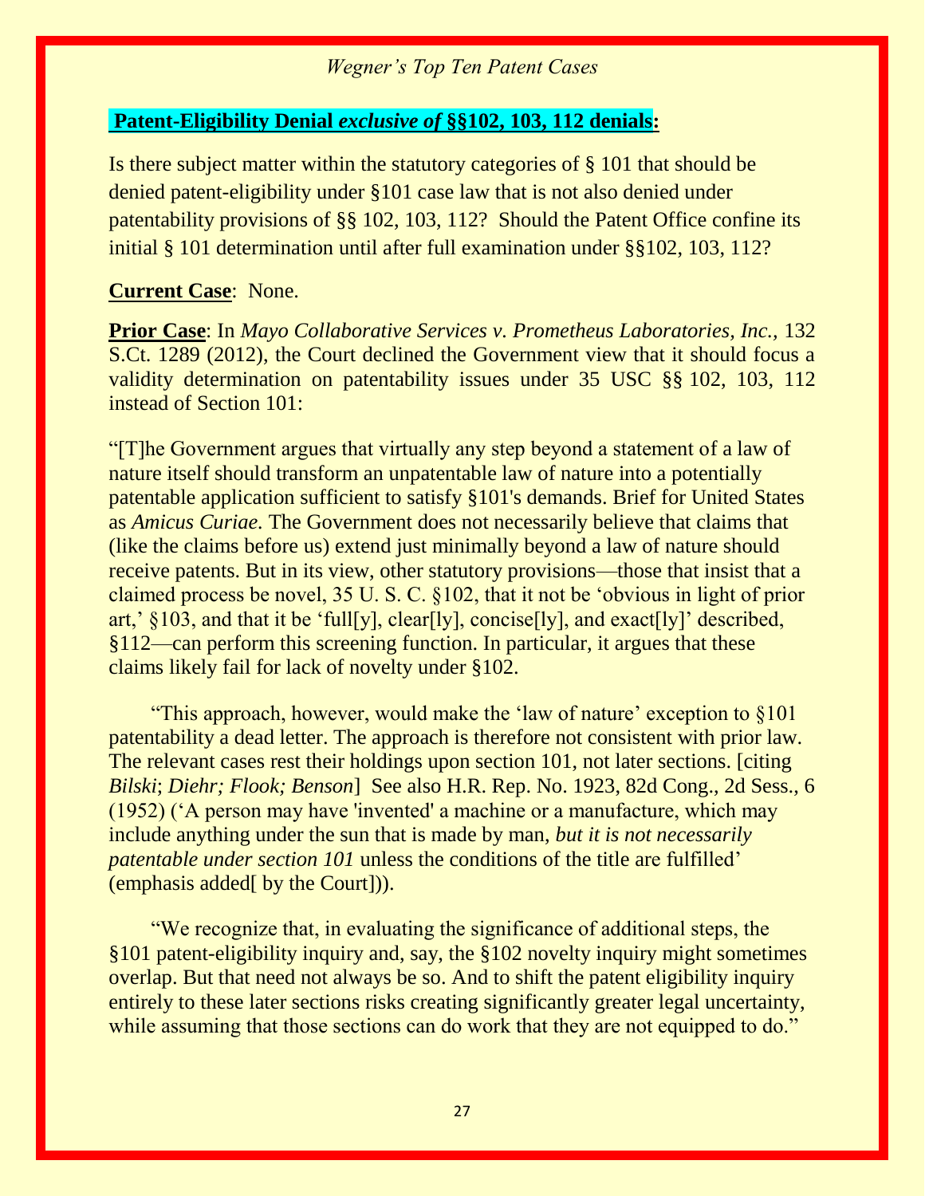**Patent-Eligibility Denial *exclusive of* §§102, 103, 112 denials:**

Is there subject matter within the statutory categories of § 101 that should be denied patent-eligibility under §101 case law that is not also denied under patentability provisions of §§ 102, 103, 112? Should the Patent Office confine its initial § 101 determination until after full examination under §§102, 103, 112?

**Current Case**: None.

**Prior Case**: In *Mayo Collaborative Services v. Prometheus Laboratories, Inc.*, 132 S.Ct. 1289 (2012), the Court declined the Government view that it should focus a validity determination on patentability issues under 35 USC §§ 102, 103, 112 instead of Section 101:

"[T]he Government argues that virtually any step beyond a statement of a law of nature itself should transform an unpatentable law of nature into a potentially patentable application sufficient to satisfy §101's demands. Brief for United States as *Amicus Curiae*. The Government does not necessarily believe that claims that (like the claims before us) extend just minimally beyond a law of nature should receive patents. But in its view, other statutory provisions—those that insist that a claimed process be novel, 35 U. S. C. §102, that it not be 'obvious in light of prior art,' §103, and that it be 'full[y], clear[ly], concise[ly], and exact[ly]' described, §112—can perform this screening function. In particular, it argues that these claims likely fail for lack of novelty under §102.

"This approach, however, would make the 'law of nature' exception to §101 patentability a dead letter. The approach is therefore not consistent with prior law. The relevant cases rest their holdings upon section 101, not later sections. [citing *Bilski*; *Diehr; Flook; Benson*] See also H.R. Rep. No. 1923, 82d Cong., 2d Sess., 6 (1952) ('A person may have 'invented' a machine or a manufacture, which may include anything under the sun that is made by man, *but it is not necessarily patentable under section 101* unless the conditions of the title are fulfilled' (emphasis added[ by the Court])).

"We recognize that, in evaluating the significance of additional steps, the §101 patent-eligibility inquiry and, say, the §102 novelty inquiry might sometimes overlap. But that need not always be so. And to shift the patent eligibility inquiry entirely to these later sections risks creating significantly greater legal uncertainty, while assuming that those sections can do work that they are not equipped to do."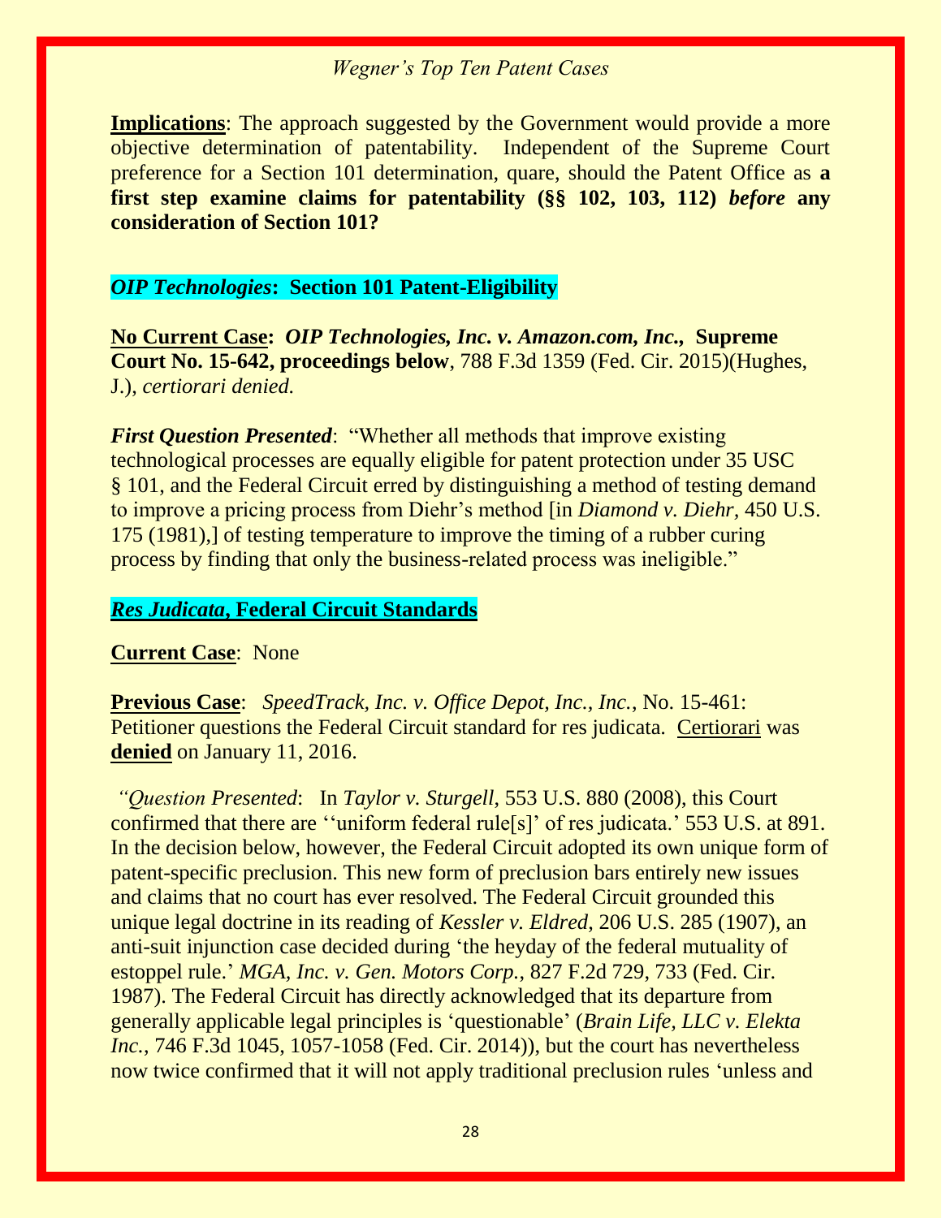**Implications**: The approach suggested by the Government would provide a more objective determination of patentability. Independent of the Supreme Court preference for a Section 101 determination, quare, should the Patent Office as **a first step examine claims for patentability (§§ 102, 103, 112) *before* any consideration of Section 101?**

## ***OIP Technologies*: Section 101 Patent-Eligibility**

**No Current Case:** ***OIP Technologies, Inc. v. Amazon.com, Inc.*, Supreme Court No. 15-642, proceedings below**, 788 F.3d 1359 (Fed. Cir. 2015)(Hughes, J.), *certiorari denied.*

***First Question Presented***: "Whether all methods that improve existing technological processes are equally eligible for patent protection under 35 USC § 101, and the Federal Circuit erred by distinguishing a method of testing demand to improve a pricing process from Diehr's method [in *Diamond v. Diehr*, 450 U.S. 175 (1981),] of testing temperature to improve the timing of a rubber curing process by finding that only the business-related process was ineligible."

## ***Res Judicata*, Federal Circuit Standards**

**Current Case**: None

**Previous Case**: *SpeedTrack, Inc. v. Office Depot, Inc., Inc.*, No. 15-461: Petitioner questions the Federal Circuit standard for res judicata. Certiorari was **denied** on January 11, 2016.

*"Question Presented*: In *Taylor v. Sturgell*, 553 U.S. 880 (2008), this Court confirmed that there are ''uniform federal rule[s]' of res judicata.' 553 U.S. at 891. In the decision below, however, the Federal Circuit adopted its own unique form of patent-specific preclusion. This new form of preclusion bars entirely new issues and claims that no court has ever resolved. The Federal Circuit grounded this unique legal doctrine in its reading of *Kessler v. Eldred*, 206 U.S. 285 (1907), an anti-suit injunction case decided during 'the heyday of the federal mutuality of estoppel rule.' *MGA, Inc. v. Gen. Motors Corp.*, 827 F.2d 729, 733 (Fed. Cir. 1987). The Federal Circuit has directly acknowledged that its departure from generally applicable legal principles is 'questionable' (*Brain Life, LLC v. Elekta Inc.*, 746 F.3d 1045, 1057-1058 (Fed. Cir. 2014)), but the court has nevertheless now twice confirmed that it will not apply traditional preclusion rules 'unless and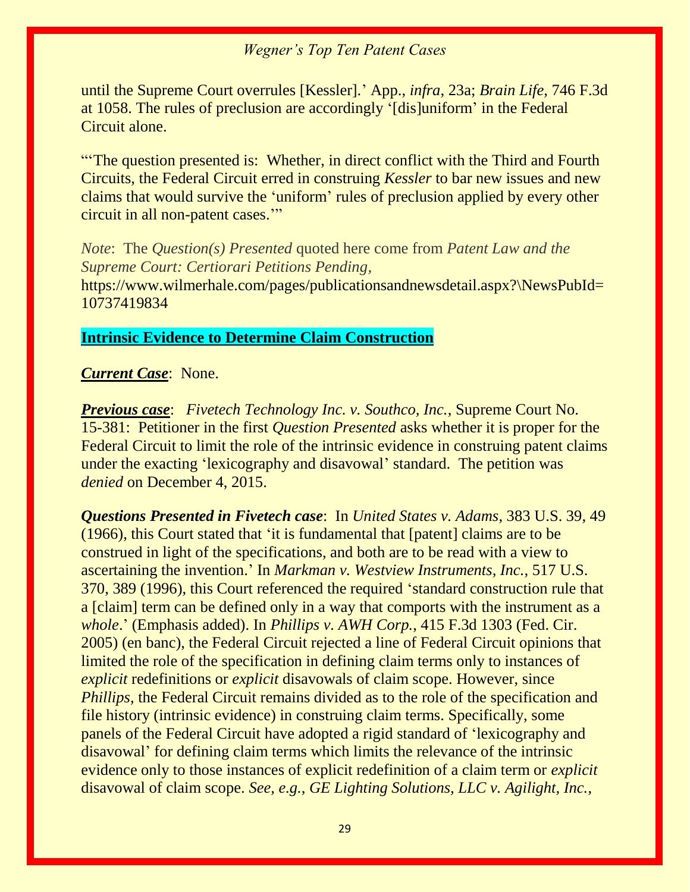until the Supreme Court overrules [Kessler].' App., *infra*, 23a; *Brain Life*, 746 F.3d at 1058. The rules of preclusion are accordingly '[dis]uniform' in the Federal Circuit alone.

"'The question presented is: Whether, in direct conflict with the Third and Fourth Circuits, the Federal Circuit erred in construing *Kessler* to bar new issues and new claims that would survive the 'uniform' rules of preclusion applied by every other circuit in all non-patent cases.'"

*Note*: The *Question(s) Presented* quoted here come from *Patent Law and the Supreme Court: Certiorari Petitions Pending,* https://www.wilmerhale.com/pages/publicationsandnewsdetail.aspx?\NewsPubId=10737419834

## Intrinsic Evidence to Determine Claim Construction

***Current Case***: None.

***Previous case***: *Fivetech Technology Inc. v. Southco, Inc.,* Supreme Court No. 15-381: Petitioner in the first *Question Presented* asks whether it is proper for the Federal Circuit to limit the role of the intrinsic evidence in construing patent claims under the exacting 'lexicography and disavowal' standard. The petition was *denied* on December 4, 2015.

***Questions Presented in Fivetech case***: In *United States v. Adams*, 383 U.S. 39, 49 (1966), this Court stated that 'it is fundamental that [patent] claims are to be construed in light of the specifications, and both are to be read with a view to ascertaining the invention.' In *Markman v. Westview Instruments, Inc.*, 517 U.S. 370, 389 (1996), this Court referenced the required 'standard construction rule that a [claim] term can be defined only in a way that comports with the instrument as a *whole*.' (Emphasis added). In *Phillips v. AWH Corp.*, 415 F.3d 1303 (Fed. Cir. 2005) (en banc), the Federal Circuit rejected a line of Federal Circuit opinions that limited the role of the specification in defining claim terms only to instances of *explicit* redefinitions or *explicit* disavowals of claim scope. However, since *Phillips*, the Federal Circuit remains divided as to the role of the specification and file history (intrinsic evidence) in construing claim terms. Specifically, some panels of the Federal Circuit have adopted a rigid standard of 'lexicography and disavowal' for defining claim terms which limits the relevance of the intrinsic evidence only to those instances of explicit redefinition of a claim term or *explicit* disavowal of claim scope. *See, e.g., GE Lighting Solutions, LLC v. Agilight, Inc.*,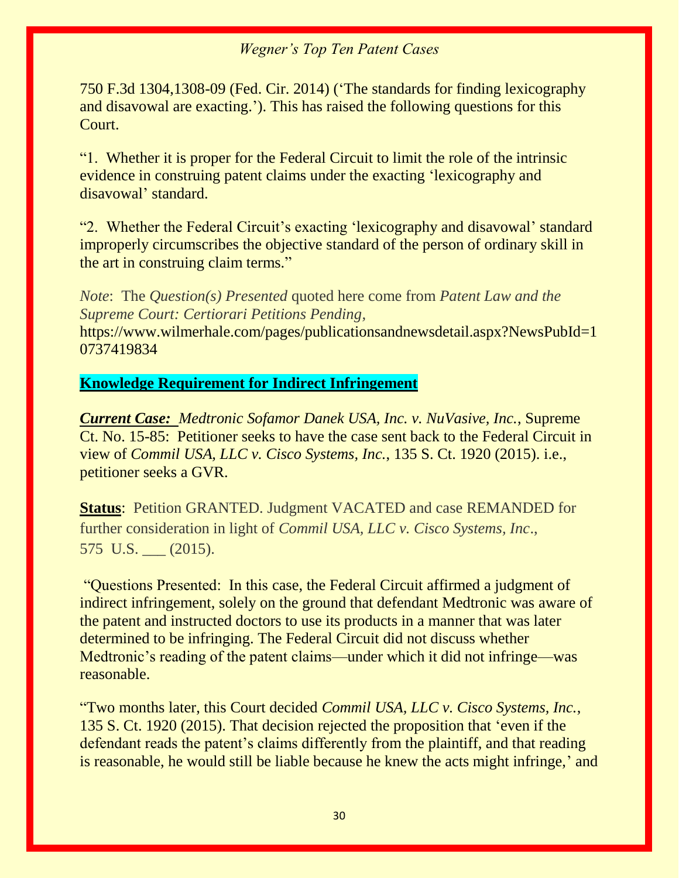750 F.3d 1304,1308-09 (Fed. Cir. 2014) ('The standards for finding lexicography and disavowal are exacting.'). This has raised the following questions for this Court.

"1. Whether it is proper for the Federal Circuit to limit the role of the intrinsic evidence in construing patent claims under the exacting 'lexicography and disavowal' standard.

"2. Whether the Federal Circuit's exacting 'lexicography and disavowal' standard improperly circumscribes the objective standard of the person of ordinary skill in the art in construing claim terms."

*Note*: The *Question(s) Presented* quoted here come from *Patent Law and the Supreme Court: Certiorari Petitions Pending,* https://www.wilmerhale.com/pages/publicationsandnewsdetail.aspx?NewsPubId=10737419834

## Knowledge Requirement for Indirect Infringement

***Current Case:*** *Medtronic Sofamor Danek USA, Inc. v. NuVasive, Inc.*, Supreme Ct. No. 15-85: Petitioner seeks to have the case sent back to the Federal Circuit in view of *Commil USA, LLC v. Cisco Systems, Inc.*, 135 S. Ct. 1920 (2015). i.e., petitioner seeks a GVR.

**Status**: Petition GRANTED. Judgment VACATED and case REMANDED for further consideration in light of *Commil USA, LLC v. Cisco Systems, Inc*., 575 U.S. ___ (2015).

"Questions Presented: In this case, the Federal Circuit affirmed a judgment of indirect infringement, solely on the ground that defendant Medtronic was aware of the patent and instructed doctors to use its products in a manner that was later determined to be infringing. The Federal Circuit did not discuss whether Medtronic's reading of the patent claims—under which it did not infringe—was reasonable.

"Two months later, this Court decided *Commil USA, LLC v. Cisco Systems, Inc.*, 135 S. Ct. 1920 (2015). That decision rejected the proposition that 'even if the defendant reads the patent's claims differently from the plaintiff, and that reading is reasonable, he would still be liable because he knew the acts might infringe,' and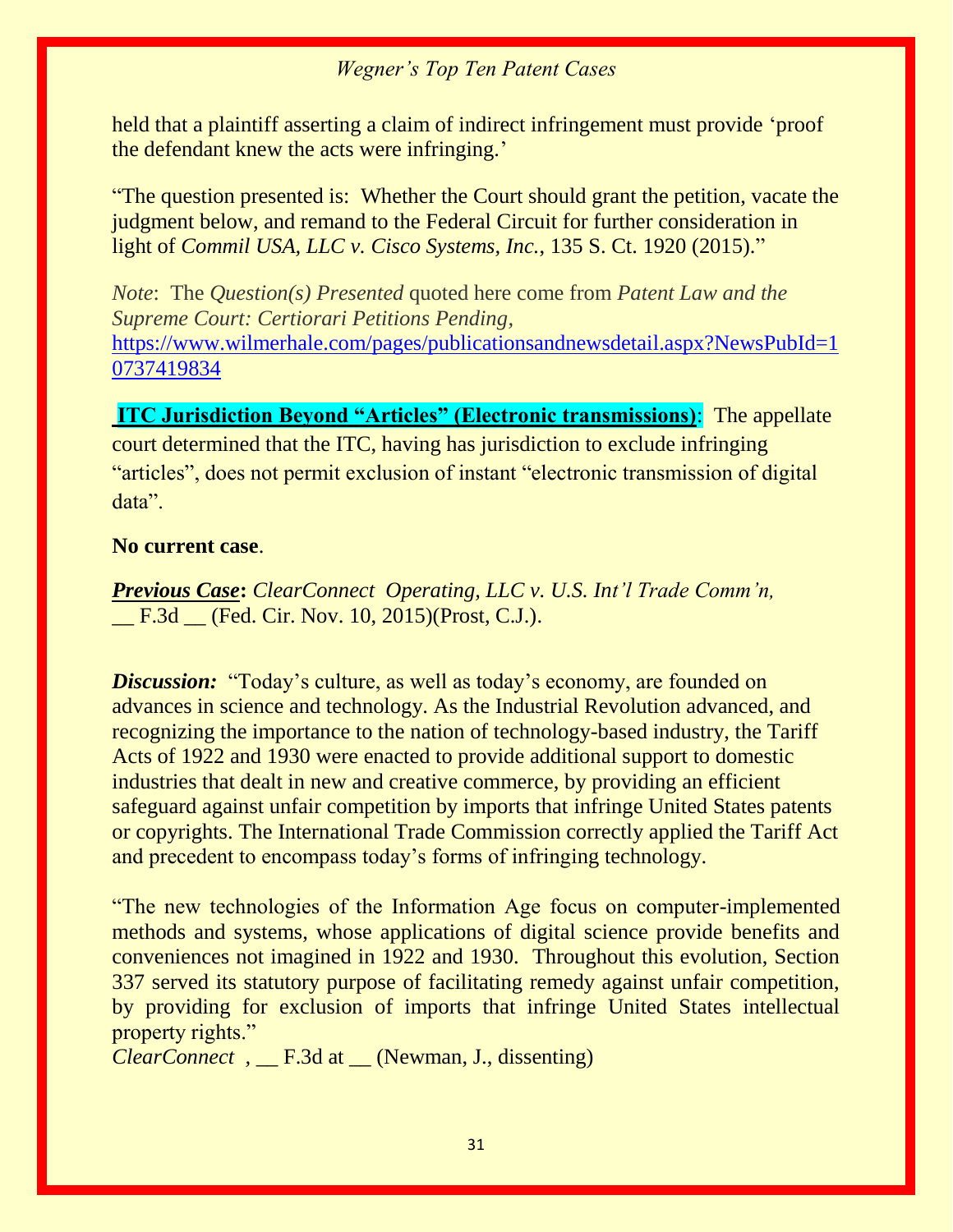held that a plaintiff asserting a claim of indirect infringement must provide 'proof the defendant knew the acts were infringing.'

"The question presented is: Whether the Court should grant the petition, vacate the judgment below, and remand to the Federal Circuit for further consideration in light of *Commil USA, LLC v. Cisco Systems, Inc.*, 135 S. Ct. 1920 (2015)."

*Note*: The *Question(s) Presented* quoted here come from *Patent Law and the Supreme Court: Certiorari Petitions Pending,* https://www.wilmerhale.com/pages/publicationsandnewsdetail.aspx?NewsPubId=10737419834

**ITC Jurisdiction Beyond "Articles" (Electronic transmissions)**: The appellate court determined that the ITC, having has jurisdiction to exclude infringing "articles", does not permit exclusion of instant "electronic transmission of digital data".

**No current case**.

***Previous Case*: *ClearConnect Operating, LLC v. U.S. Int'l Trade Comm'n,*** __ F.3d __ (Fed. Cir. Nov. 10, 2015)(Prost, C.J.).

***Discussion:*** "Today's culture, as well as today's economy, are founded on advances in science and technology. As the Industrial Revolution advanced, and recognizing the importance to the nation of technology-based industry, the Tariff Acts of 1922 and 1930 were enacted to provide additional support to domestic industries that dealt in new and creative commerce, by providing an efficient safeguard against unfair competition by imports that infringe United States patents or copyrights. The International Trade Commission correctly applied the Tariff Act and precedent to encompass today's forms of infringing technology.

"The new technologies of the Information Age focus on computer-implemented methods and systems, whose applications of digital science provide benefits and conveniences not imagined in 1922 and 1930. Throughout this evolution, Section 337 served its statutory purpose of facilitating remedy against unfair competition, by providing for exclusion of imports that infringe United States intellectual property rights."
*ClearConnect* , __ F.3d at __ (Newman, J., dissenting)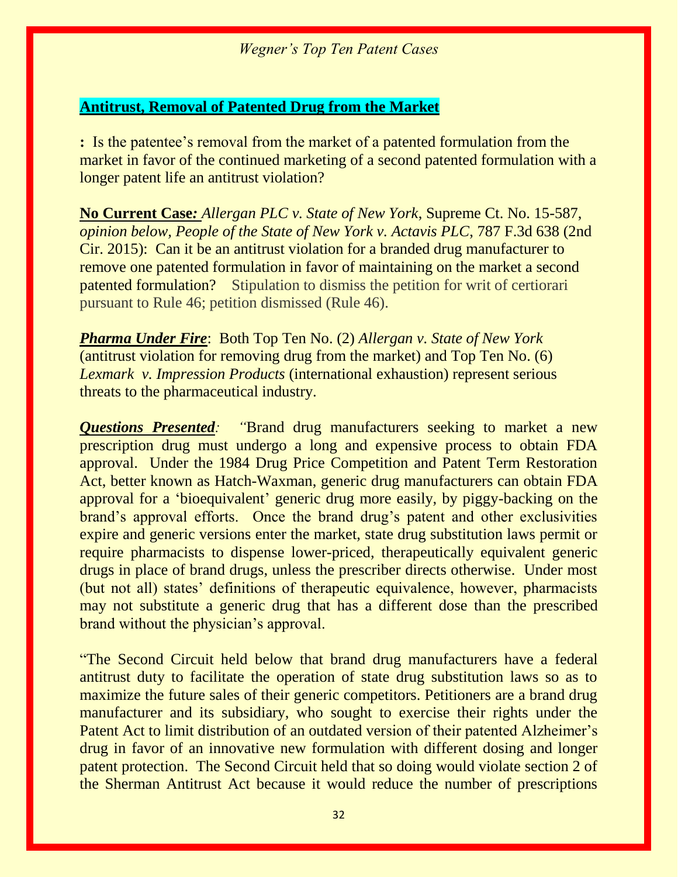## Antitrust, Removal of Patented Drug from the Market

**:** Is the patentee's removal from the market of a patented formulation from the market in favor of the continued marketing of a second patented formulation with a longer patent life an antitrust violation?

**No Current Case*:*** *Allergan PLC v. State of New York*, Supreme Ct. No. 15-587, *opinion below, People of the State of New York v. Actavis PLC,* 787 F.3d 638 (2nd Cir. 2015): Can it be an antitrust violation for a branded drug manufacturer to remove one patented formulation in favor of maintaining on the market a second patented formulation? Stipulation to dismiss the petition for writ of certiorari pursuant to Rule 46; petition dismissed (Rule 46).

***Pharma Under Fire***: Both Top Ten No. (2) *Allergan v. State of New York* (antitrust violation for removing drug from the market) and Top Ten No. (6) *Lexmark v. Impression Products* (international exhaustion) represent serious threats to the pharmaceutical industry.

***Questions Presented**:* "Brand drug manufacturers seeking to market a new prescription drug must undergo a long and expensive process to obtain FDA approval. Under the 1984 Drug Price Competition and Patent Term Restoration Act, better known as Hatch-Waxman, generic drug manufacturers can obtain FDA approval for a 'bioequivalent' generic drug more easily, by piggy-backing on the brand's approval efforts. Once the brand drug's patent and other exclusivities expire and generic versions enter the market, state drug substitution laws permit or require pharmacists to dispense lower-priced, therapeutically equivalent generic drugs in place of brand drugs, unless the prescriber directs otherwise. Under most (but not all) states' definitions of therapeutic equivalence, however, pharmacists may not substitute a generic drug that has a different dose than the prescribed brand without the physician's approval.

"The Second Circuit held below that brand drug manufacturers have a federal antitrust duty to facilitate the operation of state drug substitution laws so as to maximize the future sales of their generic competitors. Petitioners are a brand drug manufacturer and its subsidiary, who sought to exercise their rights under the Patent Act to limit distribution of an outdated version of their patented Alzheimer's drug in favor of an innovative new formulation with different dosing and longer patent protection. The Second Circuit held that so doing would violate section 2 of the Sherman Antitrust Act because it would reduce the number of prescriptions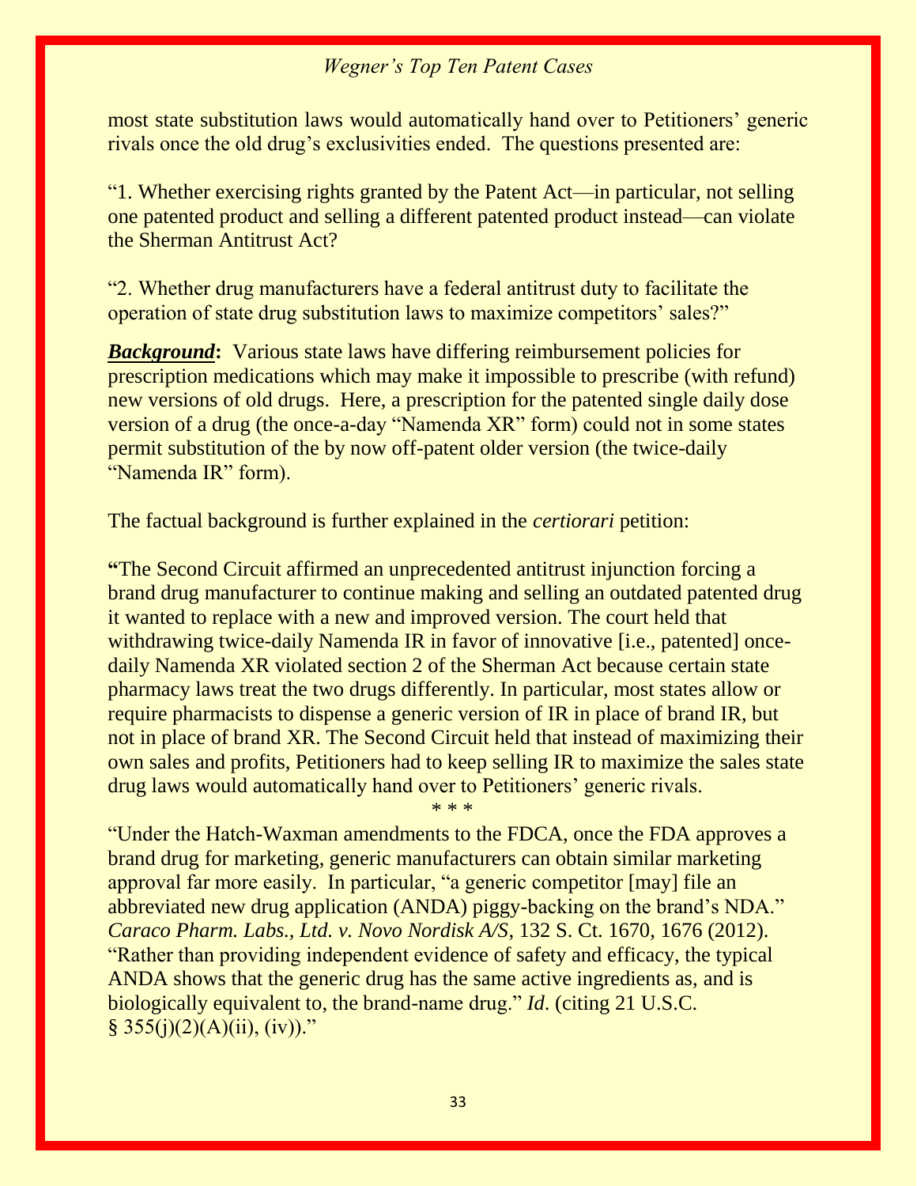most state substitution laws would automatically hand over to Petitioners' generic rivals once the old drug's exclusivities ended. The questions presented are:

"1. Whether exercising rights granted by the Patent Act—in particular, not selling one patented product and selling a different patented product instead—can violate the Sherman Antitrust Act?

"2. Whether drug manufacturers have a federal antitrust duty to facilitate the operation of state drug substitution laws to maximize competitors' sales?"

***Background*:** Various state laws have differing reimbursement policies for prescription medications which may make it impossible to prescribe (with refund) new versions of old drugs. Here, a prescription for the patented single daily dose version of a drug (the once-a-day "Namenda XR" form) could not in some states permit substitution of the by now off-patent older version (the twice-daily "Namenda IR" form).

The factual background is further explained in the *certiorari* petition:

**"**The Second Circuit affirmed an unprecedented antitrust injunction forcing a brand drug manufacturer to continue making and selling an outdated patented drug it wanted to replace with a new and improved version. The court held that withdrawing twice-daily Namenda IR in favor of innovative [i.e., patented] once-daily Namenda XR violated section 2 of the Sherman Act because certain state pharmacy laws treat the two drugs differently. In particular, most states allow or require pharmacists to dispense a generic version of IR in place of brand IR, but not in place of brand XR. The Second Circuit held that instead of maximizing their own sales and profits, Petitioners had to keep selling IR to maximize the sales state drug laws would automatically hand over to Petitioners' generic rivals.

\* \* \*

"Under the Hatch-Waxman amendments to the FDCA, once the FDA approves a brand drug for marketing, generic manufacturers can obtain similar marketing approval far more easily. In particular, "a generic competitor [may] file an abbreviated new drug application (ANDA) piggy-backing on the brand's NDA." *Caraco Pharm. Labs., Ltd. v. Novo Nordisk A/S*, 132 S. Ct. 1670, 1676 (2012). "Rather than providing independent evidence of safety and efficacy, the typical ANDA shows that the generic drug has the same active ingredients as, and is biologically equivalent to, the brand-name drug." *Id.* (citing 21 U.S.C. § 355(j)(2)(A)(ii), (iv))."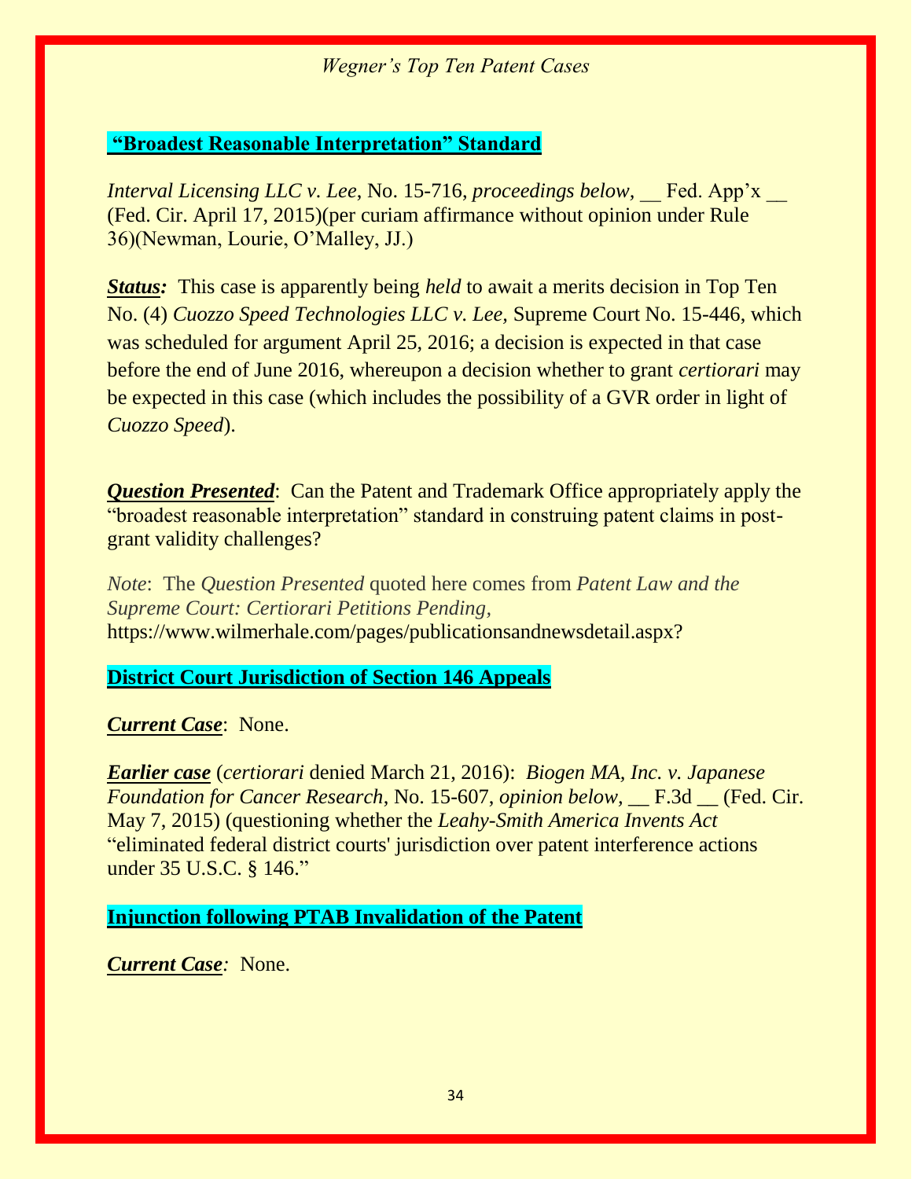## **"Broadest Reasonable Interpretation" Standard**

*Interval Licensing LLC v. Lee*, No. 15-716, *proceedings below*, __ Fed. App'x __ (Fed. Cir. April 17, 2015)(per curiam affirmance without opinion under Rule 36)(Newman, Lourie, O'Malley, JJ.)

***Status:*** This case is apparently being *held* to await a merits decision in Top Ten No. (4) *Cuozzo Speed Technologies LLC v. Lee,* Supreme Court No. 15-446, which was scheduled for argument April 25, 2016; a decision is expected in that case before the end of June 2016, whereupon a decision whether to grant *certiorari* may be expected in this case (which includes the possibility of a GVR order in light of *Cuozzo Speed*).

***Question Presented***: Can the Patent and Trademark Office appropriately apply the "broadest reasonable interpretation" standard in construing patent claims in post-grant validity challenges?

*Note*: The *Question Presented* quoted here comes from *Patent Law and the Supreme Court: Certiorari Petitions Pending,* https://www.wilmerhale.com/pages/publicationsandnewsdetail.aspx?

## **District Court Jurisdiction of Section 146 Appeals**

***Current Case***: None.

***Earlier case*** (*certiorari* denied March 21, 2016): *Biogen MA, Inc. v. Japanese Foundation for Cancer Research,* No. 15-607, *opinion below,* __ F.3d __ (Fed. Cir. May 7, 2015) (questioning whether the *Leahy-Smith America Invents Act* "eliminated federal district courts' jurisdiction over patent interference actions under 35 U.S.C. § 146."

## **Injunction following PTAB Invalidation of the Patent**

***Current Case:*** None.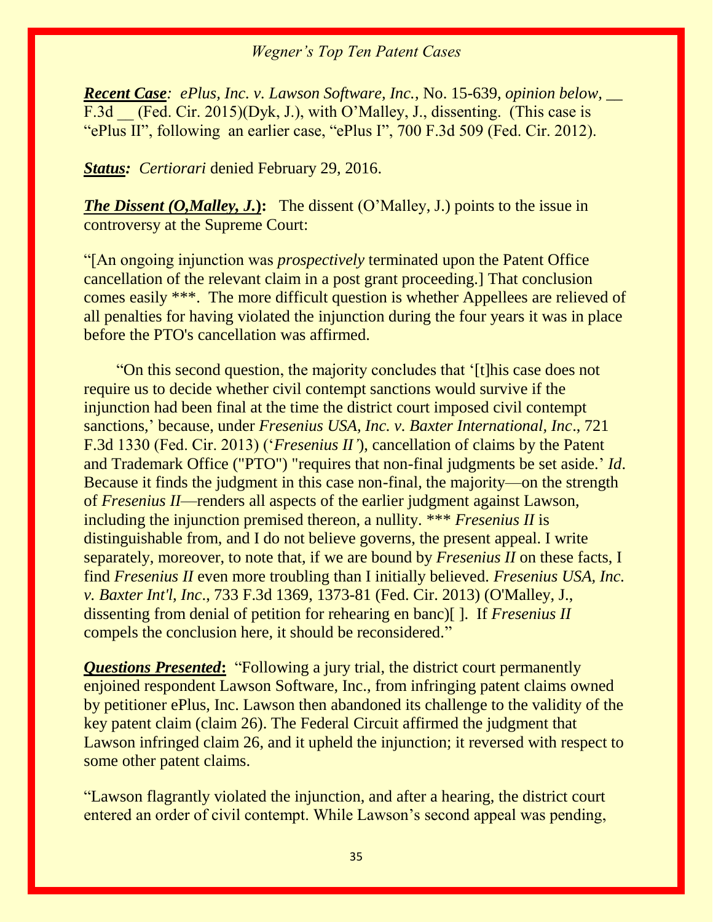***Recent Case**: ePlus, Inc. v. Lawson Software, Inc.*, No. 15-639, *opinion below*, __ F.3d __ (Fed. Cir. 2015)(Dyk, J.), with O'Malley, J., dissenting. (This case is "ePlus II", following an earlier case, "ePlus I", 700 F.3d 509 (Fed. Cir. 2012).

***Status:*** *Certiorari* denied February 29, 2016.

***The Dissent (O,Malley, J.)*:** The dissent (O'Malley, J.) points to the issue in controversy at the Supreme Court:

"[An ongoing injunction was *prospectively* terminated upon the Patent Office cancellation of the relevant claim in a post grant proceeding.] That conclusion comes easily ***. The more difficult question is whether Appellees are relieved of all penalties for having violated the injunction during the four years it was in place before the PTO's cancellation was affirmed.

"On this second question, the majority concludes that '[t]his case does not require us to decide whether civil contempt sanctions would survive if the injunction had been final at the time the district court imposed civil contempt sanctions,' because, under *Fresenius USA, Inc. v. Baxter International, Inc*., 721 F.3d 1330 (Fed. Cir. 2013) ('*Fresenius II'*), cancellation of claims by the Patent and Trademark Office ("PTO") "requires that non-final judgments be set aside.' *Id*. Because it finds the judgment in this case non-final, the majority—on the strength of *Fresenius II*—renders all aspects of the earlier judgment against Lawson, including the injunction premised thereon, a nullity. *** *Fresenius II* is distinguishable from, and I do not believe governs, the present appeal. I write separately, moreover, to note that, if we are bound by *Fresenius II* on these facts, I find *Fresenius II* even more troubling than I initially believed. *Fresenius USA, Inc. v. Baxter Int'l, Inc*., 733 F.3d 1369, 1373-81 (Fed. Cir. 2013) (O'Malley, J., dissenting from denial of petition for rehearing en banc)[ ]. If *Fresenius II* compels the conclusion here, it should be reconsidered."

***Questions Presented*:** "Following a jury trial, the district court permanently enjoined respondent Lawson Software, Inc., from infringing patent claims owned by petitioner ePlus, Inc. Lawson then abandoned its challenge to the validity of the key patent claim (claim 26). The Federal Circuit affirmed the judgment that Lawson infringed claim 26, and it upheld the injunction; it reversed with respect to some other patent claims.

"Lawson flagrantly violated the injunction, and after a hearing, the district court entered an order of civil contempt. While Lawson's second appeal was pending,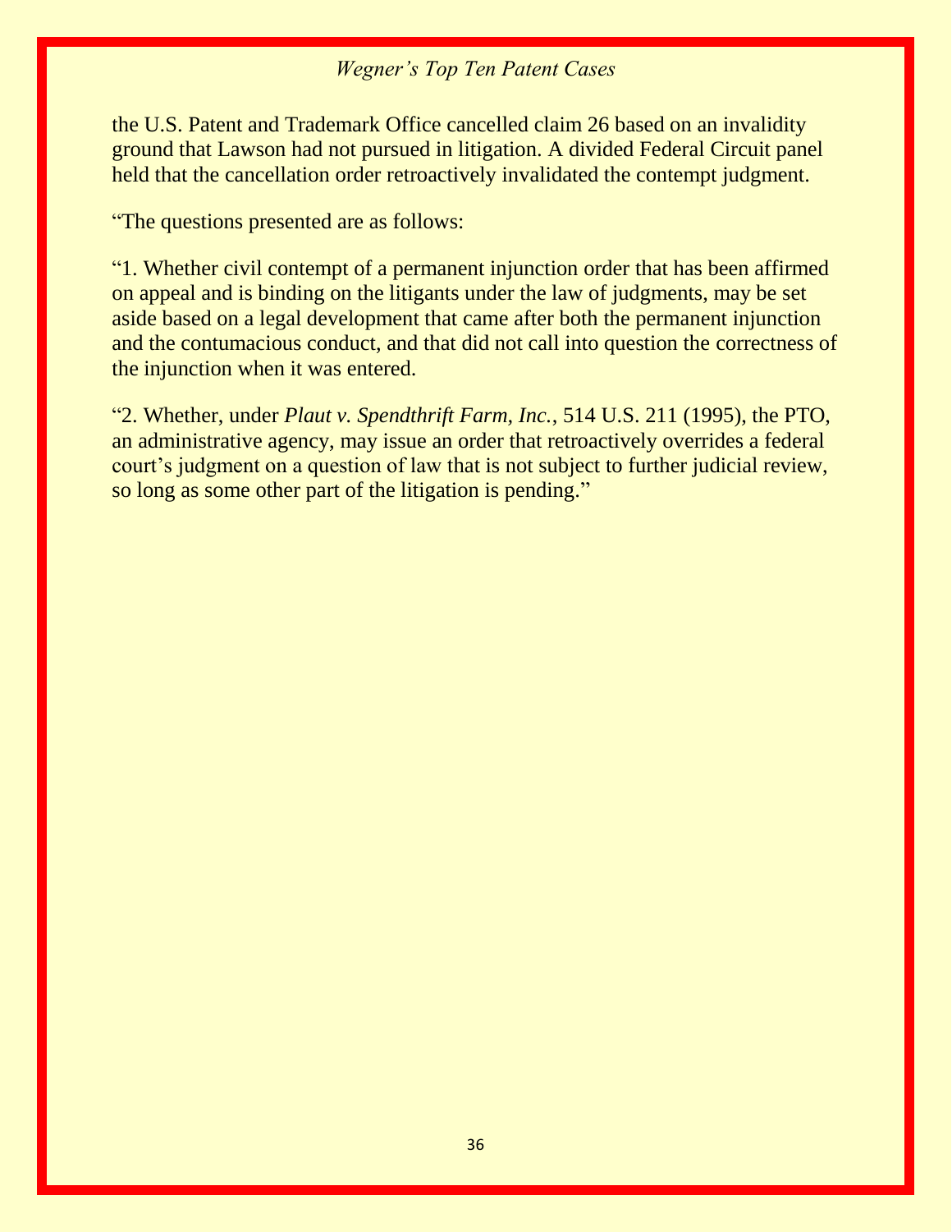the U.S. Patent and Trademark Office cancelled claim 26 based on an invalidity ground that Lawson had not pursued in litigation. A divided Federal Circuit panel held that the cancellation order retroactively invalidated the contempt judgment.

"The questions presented are as follows:

"1. Whether civil contempt of a permanent injunction order that has been affirmed on appeal and is binding on the litigants under the law of judgments, may be set aside based on a legal development that came after both the permanent injunction and the contumacious conduct, and that did not call into question the correctness of the injunction when it was entered.

"2. Whether, under *Plaut v. Spendthrift Farm, Inc.*, 514 U.S. 211 (1995), the PTO, an administrative agency, may issue an order that retroactively overrides a federal court's judgment on a question of law that is not subject to further judicial review, so long as some other part of the litigation is pending."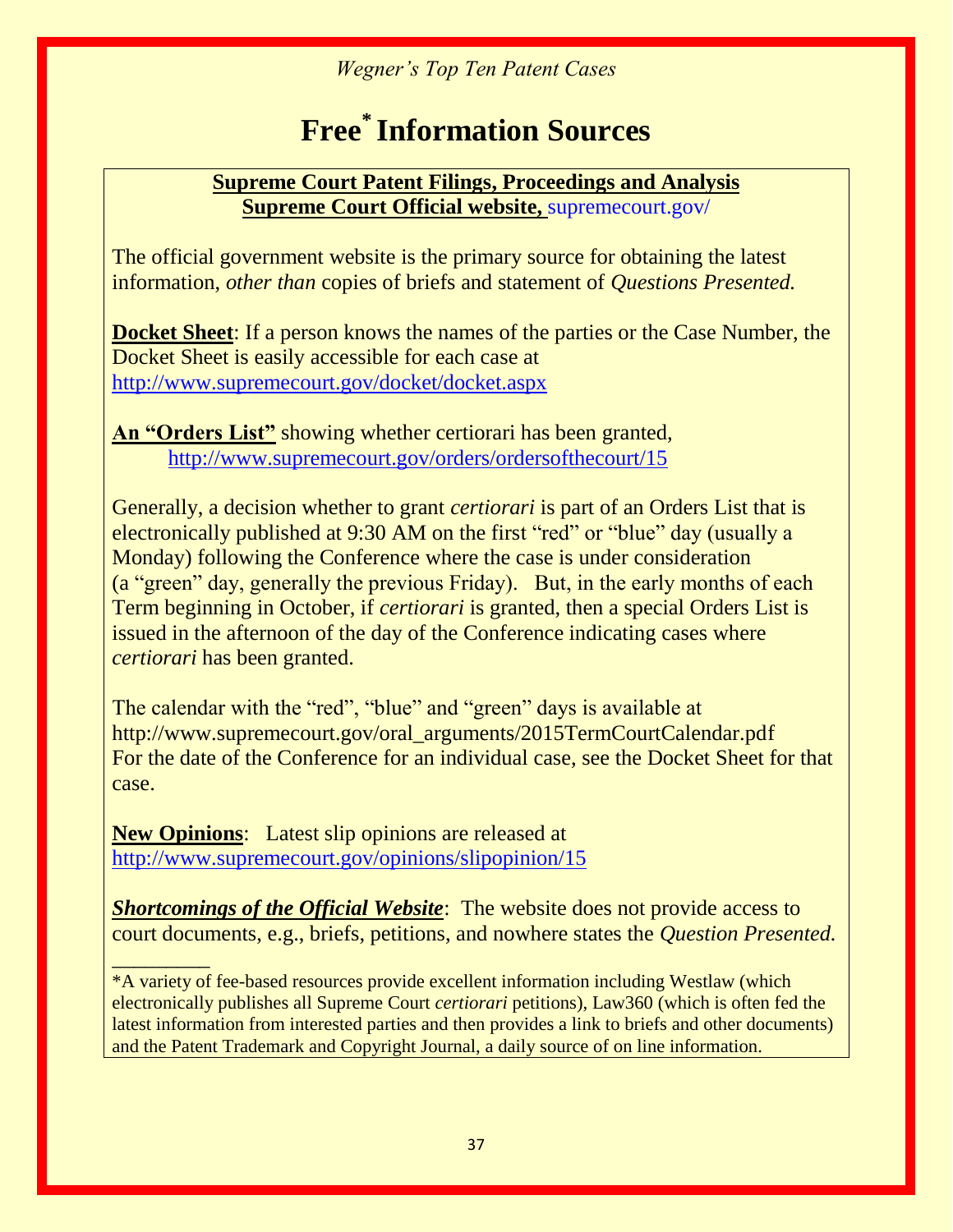# Free* Information Sources

**Supreme Court Patent Filings, Proceedings and Analysis**
**Supreme Court Official website,** supremecourt.gov/

The official government website is the primary source for obtaining the latest information, *other than* copies of briefs and statement of *Questions Presented.*

**Docket Sheet**: If a person knows the names of the parties or the Case Number, the Docket Sheet is easily accessible for each case at http://www.supremecourt.gov/docket/docket.aspx

**An "Orders List"** showing whether certiorari has been granted, http://www.supremecourt.gov/orders/ordersofthecourt/15

Generally, a decision whether to grant *certiorari* is part of an Orders List that is electronically published at 9:30 AM on the first "red" or "blue" day (usually a Monday) following the Conference where the case is under consideration (a "green" day, generally the previous Friday). But, in the early months of each Term beginning in October, if *certiorari* is granted, then a special Orders List is issued in the afternoon of the day of the Conference indicating cases where *certiorari* has been granted.

The calendar with the "red", "blue" and "green" days is available at http://www.supremecourt.gov/oral_arguments/2015TermCourtCalendar.pdf For the date of the Conference for an individual case, see the Docket Sheet for that case.

**New Opinions**: Latest slip opinions are released at http://www.supremecourt.gov/opinions/slipopinion/15

***Shortcomings of the Official Website***: The website does not provide access to court documents, e.g., briefs, petitions, and nowhere states the *Question Presented.*

---

*A variety of fee-based resources provide excellent information including Westlaw (which electronically publishes all Supreme Court *certiorari* petitions), Law360 (which is often fed the latest information from interested parties and then provides a link to briefs and other documents) and the Patent Trademark and Copyright Journal, a daily source of on line information.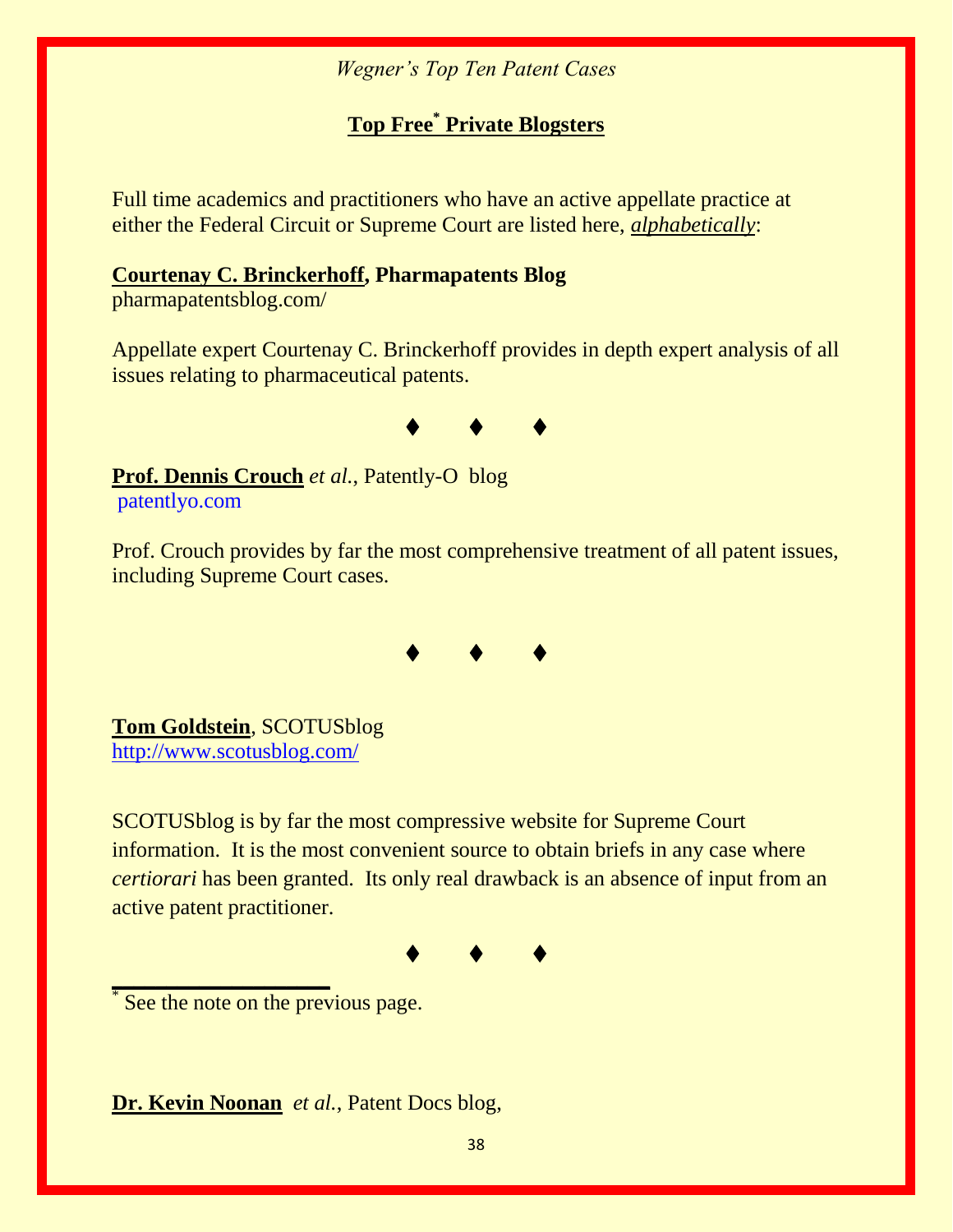## **Top Free[*] Private Blogsters**

Full time academics and practitioners who have an active appellate practice at either the Federal Circuit or Supreme Court are listed here, *alphabetically*:

**Courtenay C. Brinckerhoff, Pharmapatents Blog**
pharmapatentsblog.com/

Appellate expert Courtenay C. Brinckerhoff provides in depth expert analysis of all issues relating to pharmaceutical patents.

♦ ♦ ♦

**Prof. Dennis Crouch** *et al.*, Patently-O blog
patentlyo.com

Prof. Crouch provides by far the most comprehensive treatment of all patent issues, including Supreme Court cases.

♦ ♦ ♦

**Tom Goldstein**, SCOTUSblog
http://www.scotusblog.com/

SCOTUSblog is by far the most compressive website for Supreme Court information. It is the most convenient source to obtain briefs in any case where *certiorari* has been granted. Its only real drawback is an absence of input from an active patent practitioner.

♦ ♦ ♦

[*] See the note on the previous page.

**Dr. Kevin Noonan** *et al.*, Patent Docs blog,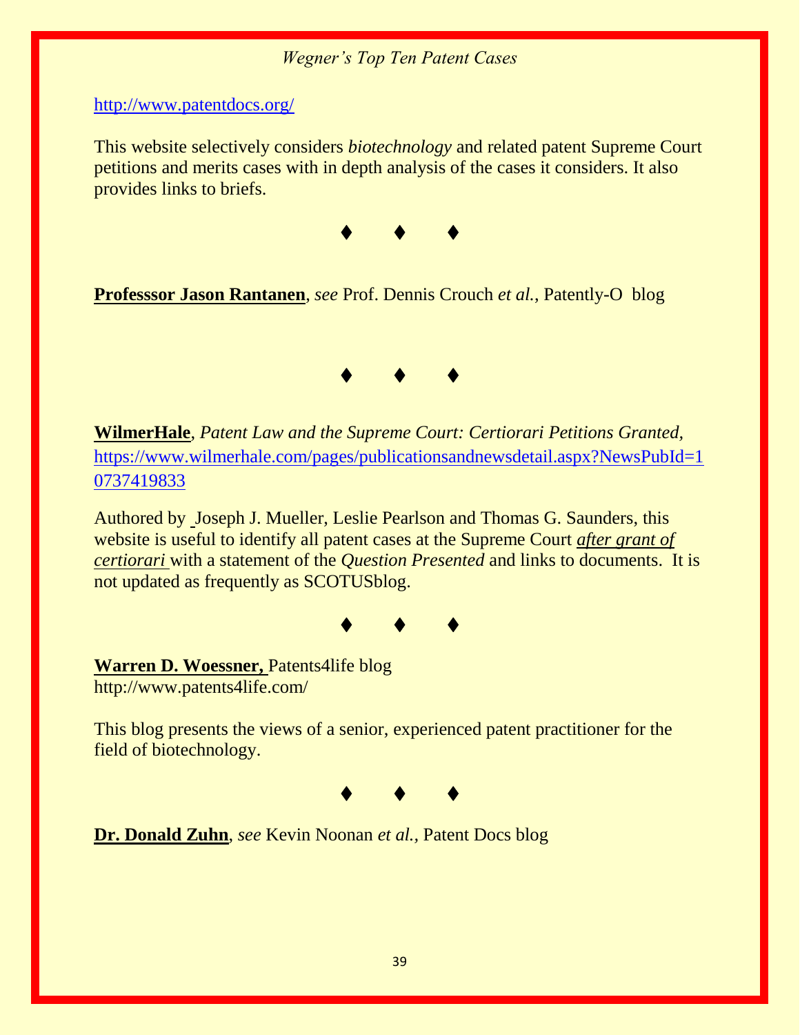http://www.patentdocs.org/

This website selectively considers *biotechnology* and related patent Supreme Court petitions and merits cases with in depth analysis of the cases it considers. It also provides links to briefs.

♦ ♦ ♦

**Professsor Jason Rantanen**, *see* Prof. Dennis Crouch *et al.,* Patently-O blog

♦ ♦ ♦

**WilmerHale**, *Patent Law and the Supreme Court: Certiorari Petitions Granted,* https://www.wilmerhale.com/pages/publicationsandnewsdetail.aspx?NewsPubId=10737419833

Authored by Joseph J. Mueller, Leslie Pearlson and Thomas G. Saunders, this website is useful to identify all patent cases at the Supreme Court *after grant of certiorari* with a statement of the *Question Presented* and links to documents. It is not updated as frequently as SCOTUSblog.

♦ ♦ ♦

**Warren D. Woessner,** Patents4life blog
http://www.patents4life.com/

This blog presents the views of a senior, experienced patent practitioner for the field of biotechnology.

♦ ♦ ♦

**Dr. Donald Zuhn**, *see* Kevin Noonan *et al.,* Patent Docs blog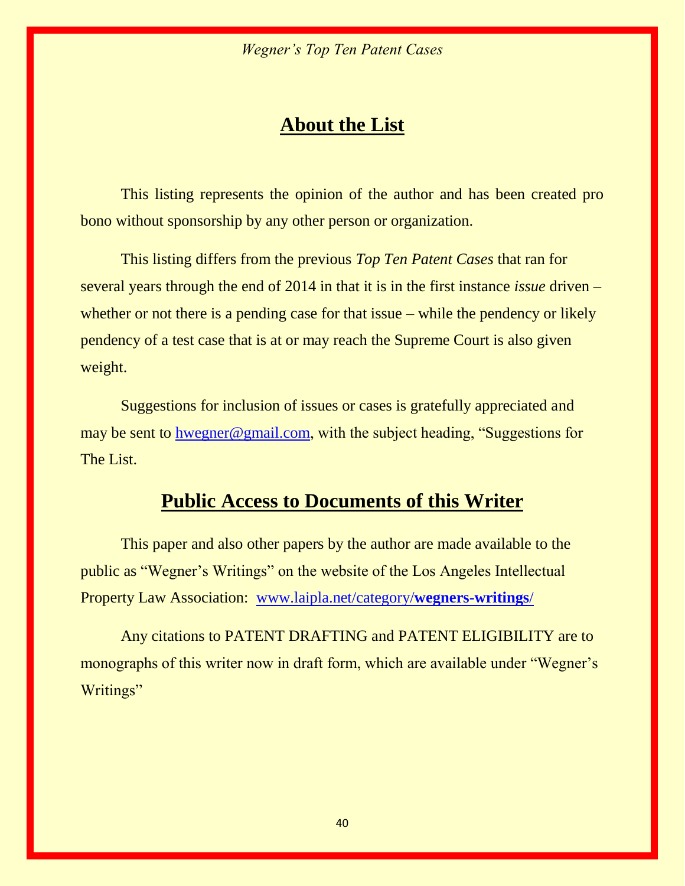## About the List

This listing represents the opinion of the author and has been created pro bono without sponsorship by any other person or organization.

This listing differs from the previous *Top Ten Patent Cases* that ran for several years through the end of 2014 in that it is in the first instance *issue* driven – whether or not there is a pending case for that issue – while the pendency or likely pendency of a test case that is at or may reach the Supreme Court is also given weight.

Suggestions for inclusion of issues or cases is gratefully appreciated and may be sent to hwegner@gmail.com, with the subject heading, "Suggestions for The List.

## Public Access to Documents of this Writer

This paper and also other papers by the author are made available to the public as "Wegner's Writings" on the website of the Los Angeles Intellectual Property Law Association: www.laipla.net/category/**wegners-writings/**

Any citations to PATENT DRAFTING and PATENT ELIGIBILITY are to monographs of this writer now in draft form, which are available under "Wegner's Writings"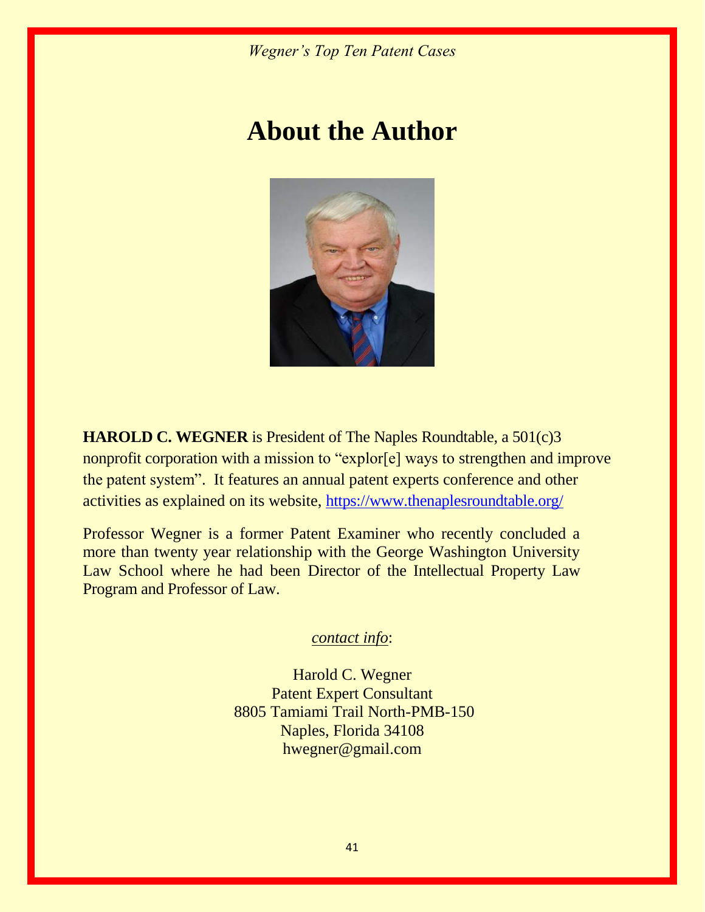# About the Author

**HAROLD C. WEGNER** is President of The Naples Roundtable, a 501(c)3 nonprofit corporation with a mission to "explor[e] ways to strengthen and improve the patent system". It features an annual patent experts conference and other activities as explained on its website, https://www.thenaplesroundtable.org/

Professor Wegner is a former Patent Examiner who recently concluded a more than twenty year relationship with the George Washington University Law School where he had been Director of the Intellectual Property Law Program and Professor of Law.

*contact info*:

Harold C. Wegner
Patent Expert Consultant
8805 Tamiami Trail North-PMB-150
Naples, Florida 34108
hwegner@gmail.com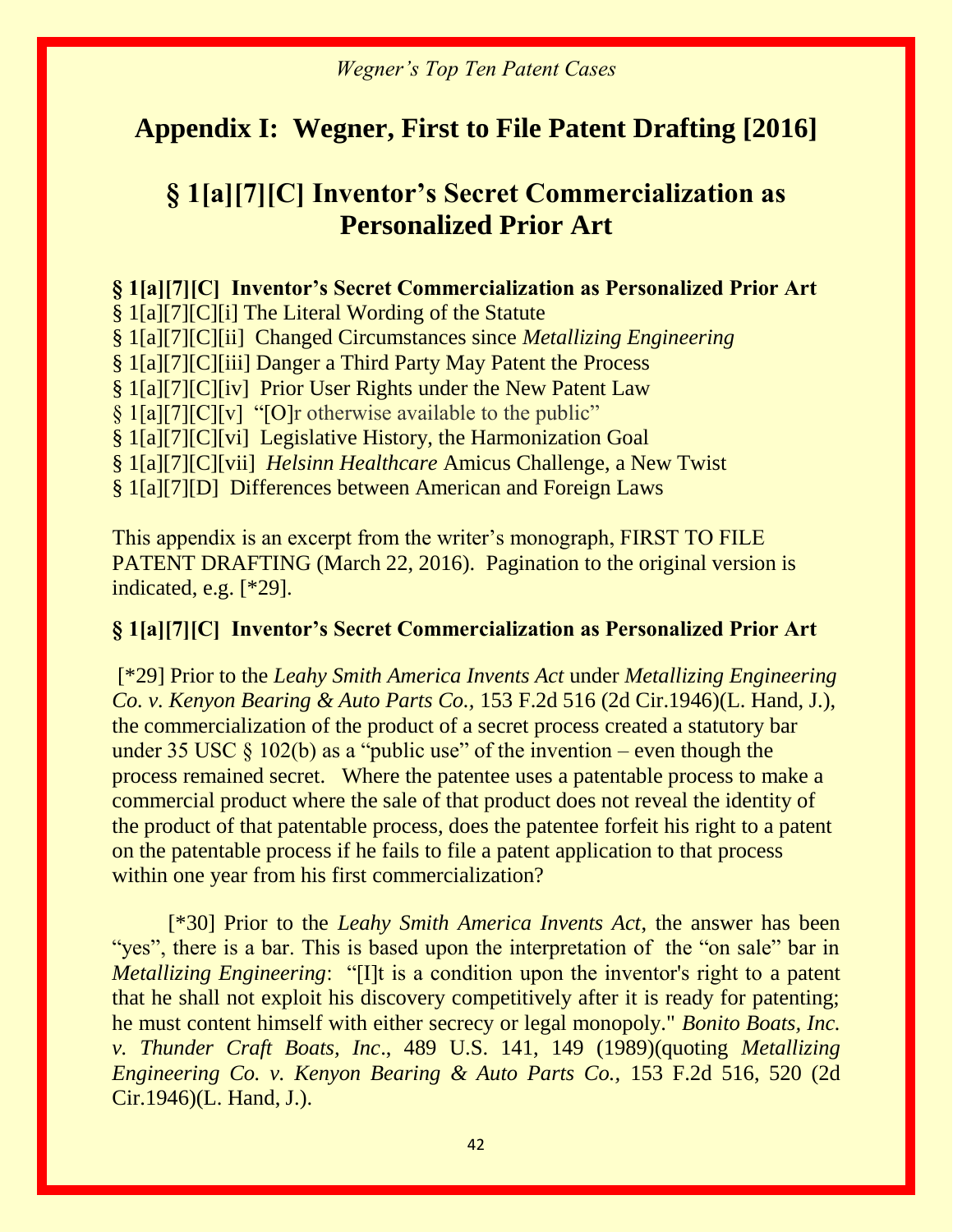## Appendix I: Wegner, First to File Patent Drafting [2016]

## § 1[a][7][C] Inventor's Secret Commercialization as Personalized Prior Art

**§ 1[a][7][C] Inventor's Secret Commercialization as Personalized Prior Art**
§ 1[a][7][C][i] The Literal Wording of the Statute
§ 1[a][7][C][ii] Changed Circumstances since *Metallizing Engineering*
§ 1[a][7][C][iii] Danger a Third Party May Patent the Process
§ 1[a][7][C][iv] Prior User Rights under the New Patent Law
§ 1[a][7][C][v] "[O]r otherwise available to the public"
§ 1[a][7][C][vi] Legislative History, the Harmonization Goal
§ 1[a][7][C][vii] *Helsinn Healthcare* Amicus Challenge, a New Twist
§ 1[a][7][D] Differences between American and Foreign Laws

This appendix is an excerpt from the writer's monograph, FIRST TO FILE PATENT DRAFTING (March 22, 2016). Pagination to the original version is indicated, e.g. [*29].

**§ 1[a][7][C] Inventor's Secret Commercialization as Personalized Prior Art**

[*29] Prior to the *Leahy Smith America Invents Act* under *Metallizing Engineering Co. v. Kenyon Bearing & Auto Parts Co.,* 153 F.2d 516 (2d Cir.1946)(L. Hand, J.), the commercialization of the product of a secret process created a statutory bar under 35 USC § 102(b) as a "public use" of the invention – even though the process remained secret. Where the patentee uses a patentable process to make a commercial product where the sale of that product does not reveal the identity of the product of that patentable process, does the patentee forfeit his right to a patent on the patentable process if he fails to file a patent application to that process within one year from his first commercialization?

[*30] Prior to the *Leahy Smith America Invents Act*, the answer has been "yes", there is a bar. This is based upon the interpretation of the "on sale" bar in *Metallizing Engineering*: "[I]t is a condition upon the inventor's right to a patent that he shall not exploit his discovery competitively after it is ready for patenting; he must content himself with either secrecy or legal monopoly." *Bonito Boats, Inc. v. Thunder Craft Boats, Inc*., 489 U.S. 141, 149 (1989)(quoting *Metallizing Engineering Co. v. Kenyon Bearing & Auto Parts Co.,* 153 F.2d 516, 520 (2d Cir.1946)(L. Hand, J.).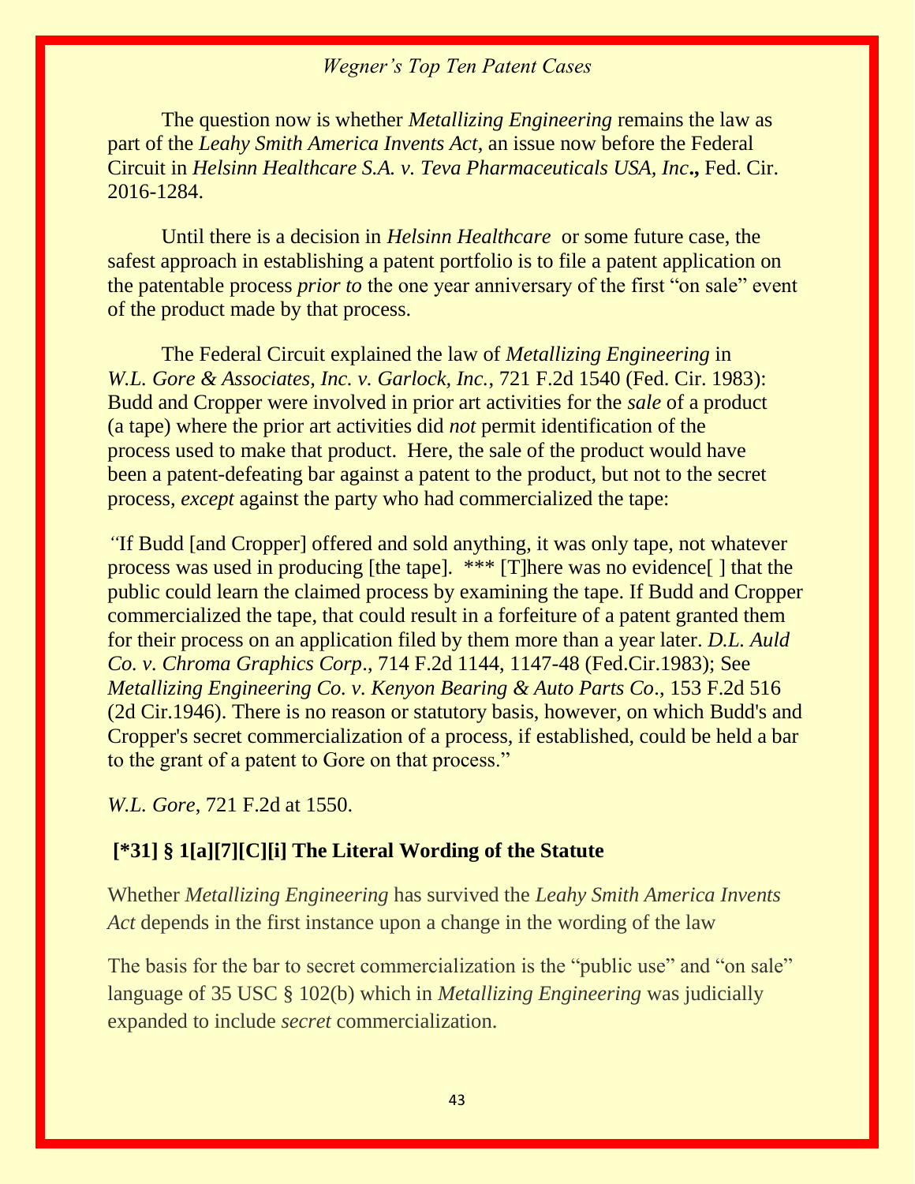The question now is whether *Metallizing Engineering* remains the law as part of the *Leahy Smith America Invents Act*, an issue now before the Federal Circuit in *Helsinn Healthcare S.A. v. Teva Pharmaceuticals USA, Inc***.,** Fed. Cir. 2016-1284.

Until there is a decision in *Helsinn Healthcare* or some future case, the safest approach in establishing a patent portfolio is to file a patent application on the patentable process *prior to* the one year anniversary of the first "on sale" event of the product made by that process.

The Federal Circuit explained the law of *Metallizing Engineering* in *W.L. Gore & Associates, Inc. v. Garlock, Inc.*, 721 F.2d 1540 (Fed. Cir. 1983): Budd and Cropper were involved in prior art activities for the *sale* of a product (a tape) where the prior art activities did *not* permit identification of the process used to make that product. Here, the sale of the product would have been a patent-defeating bar against a patent to the product, but not to the secret process, *except* against the party who had commercialized the tape:

"If Budd [and Cropper] offered and sold anything, it was only tape, not whatever process was used in producing [the tape]. *** [T]here was no evidence[ ] that the public could learn the claimed process by examining the tape. If Budd and Cropper commercialized the tape, that could result in a forfeiture of a patent granted them for their process on an application filed by them more than a year later. *D.L. Auld Co. v. Chroma Graphics Corp*., 714 F.2d 1144, 1147-48 (Fed.Cir.1983); See *Metallizing Engineering Co. v. Kenyon Bearing & Auto Parts Co*., 153 F.2d 516 (2d Cir.1946). There is no reason or statutory basis, however, on which Budd's and Cropper's secret commercialization of a process, if established, could be held a bar to the grant of a patent to Gore on that process."

*W.L. Gore*, 721 F.2d at 1550.

### [*31] § 1[a][7][C][i] The Literal Wording of the Statute

Whether *Metallizing Engineering* has survived the *Leahy Smith America Invents Act* depends in the first instance upon a change in the wording of the law

The basis for the bar to secret commercialization is the "public use" and "on sale" language of 35 USC § 102(b) which in *Metallizing Engineering* was judicially expanded to include *secret* commercialization.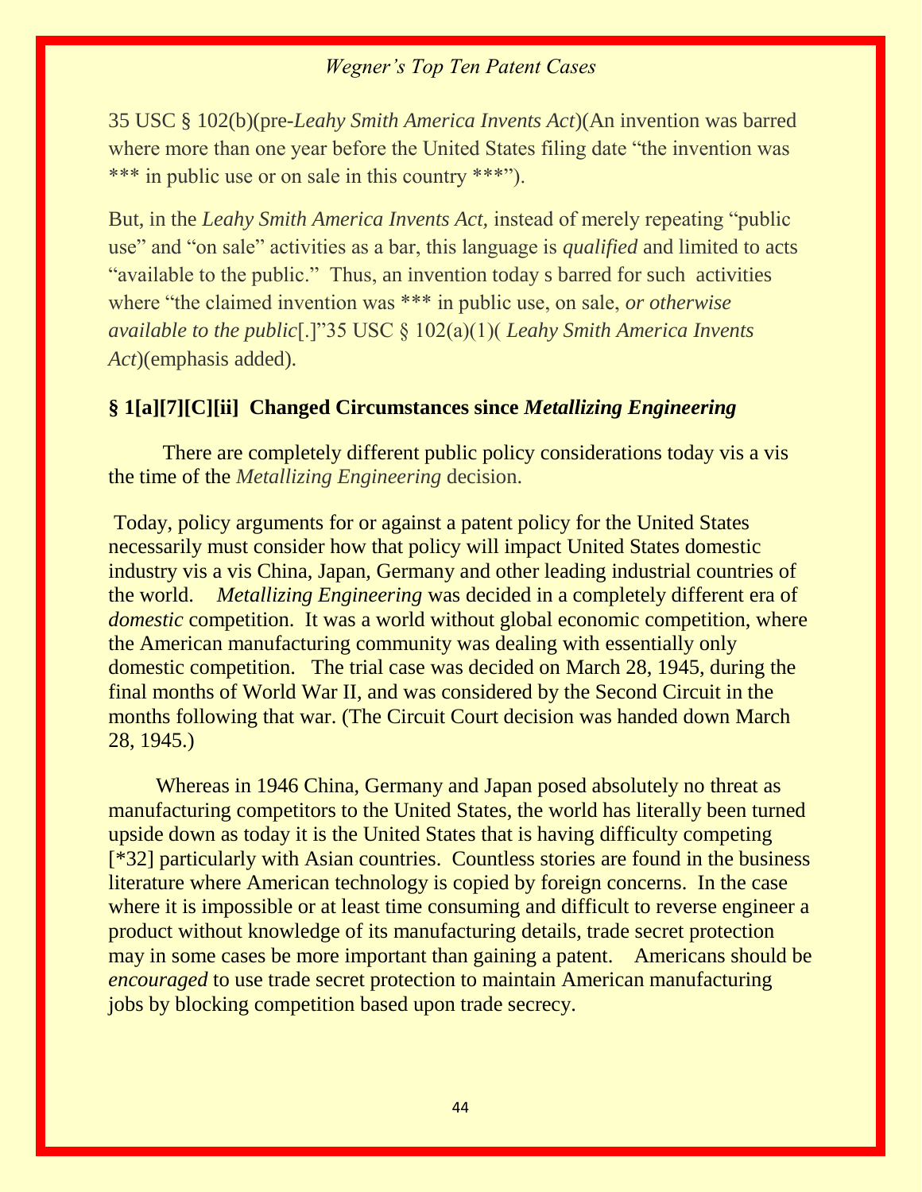35 USC § 102(b)(pre-*Leahy Smith America Invents Act*)(An invention was barred where more than one year before the United States filing date "the invention was *** in public use or on sale in this country ***").

But, in the *Leahy Smith America Invents Act,* instead of merely repeating "public use" and "on sale" activities as a bar, this language is *qualified* and limited to acts "available to the public." Thus, an invention today s barred for such activities where "the claimed invention was *** in public use, on sale, *or otherwise available to the public*[.]"35 USC § 102(a)(1)( *Leahy Smith America Invents Act*)(emphasis added).

### § 1[a][7][C][ii] Changed Circumstances since *Metallizing Engineering*

There are completely different public policy considerations today vis a vis the time of the *Metallizing Engineering* decision.

Today, policy arguments for or against a patent policy for the United States necessarily must consider how that policy will impact United States domestic industry vis a vis China, Japan, Germany and other leading industrial countries of the world. *Metallizing Engineering* was decided in a completely different era of *domestic* competition. It was a world without global economic competition, where the American manufacturing community was dealing with essentially only domestic competition. The trial case was decided on March 28, 1945, during the final months of World War II, and was considered by the Second Circuit in the months following that war. (The Circuit Court decision was handed down March 28, 1945.)

Whereas in 1946 China, Germany and Japan posed absolutely no threat as manufacturing competitors to the United States, the world has literally been turned upside down as today it is the United States that is having difficulty competing [*32] particularly with Asian countries. Countless stories are found in the business literature where American technology is copied by foreign concerns. In the case where it is impossible or at least time consuming and difficult to reverse engineer a product without knowledge of its manufacturing details, trade secret protection may in some cases be more important than gaining a patent. Americans should be *encouraged* to use trade secret protection to maintain American manufacturing jobs by blocking competition based upon trade secrecy.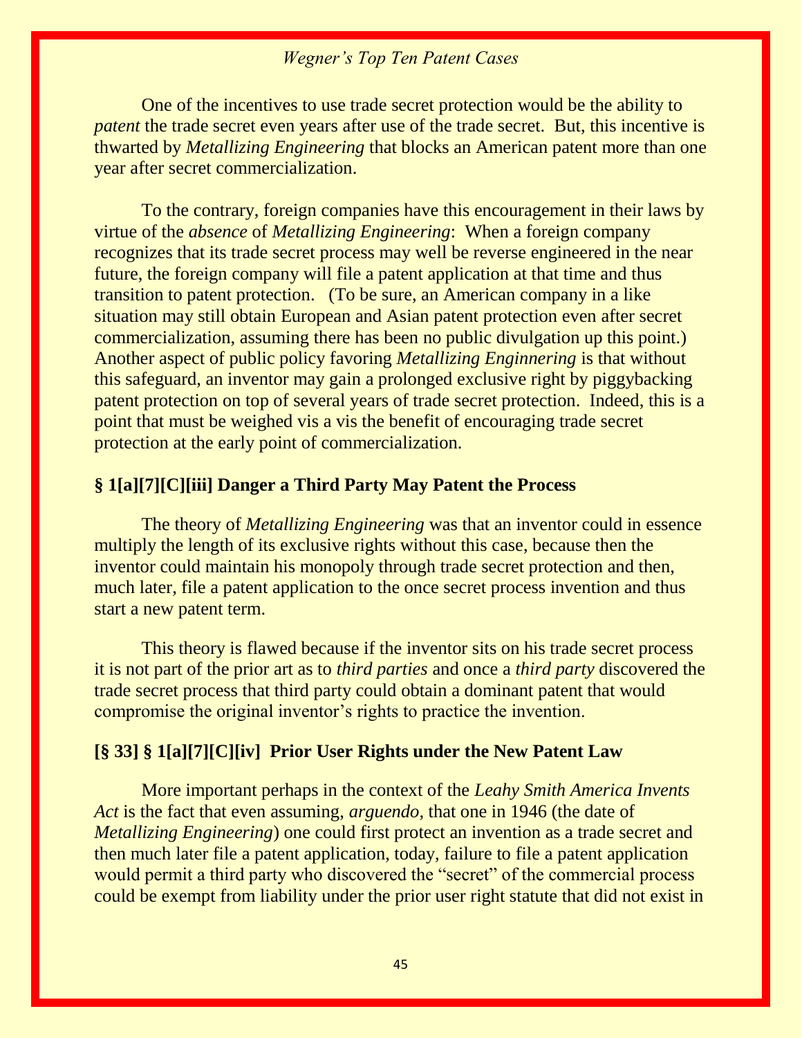One of the incentives to use trade secret protection would be the ability to *patent* the trade secret even years after use of the trade secret. But, this incentive is thwarted by *Metallizing Engineering* that blocks an American patent more than one year after secret commercialization.

To the contrary, foreign companies have this encouragement in their laws by virtue of the *absence* of *Metallizing Engineering*: When a foreign company recognizes that its trade secret process may well be reverse engineered in the near future, the foreign company will file a patent application at that time and thus transition to patent protection. (To be sure, an American company in a like situation may still obtain European and Asian patent protection even after secret commercialization, assuming there has been no public divulgation up this point.) Another aspect of public policy favoring *Metallizing Enginnering* is that without this safeguard, an inventor may gain a prolonged exclusive right by piggybacking patent protection on top of several years of trade secret protection. Indeed, this is a point that must be weighed vis a vis the benefit of encouraging trade secret protection at the early point of commercialization.

### § 1[a][7][C][iii] Danger a Third Party May Patent the Process

The theory of *Metallizing Engineering* was that an inventor could in essence multiply the length of its exclusive rights without this case, because then the inventor could maintain his monopoly through trade secret protection and then, much later, file a patent application to the once secret process invention and thus start a new patent term.

This theory is flawed because if the inventor sits on his trade secret process it is not part of the prior art as to *third parties* and once a *third party* discovered the trade secret process that third party could obtain a dominant patent that would compromise the original inventor's rights to practice the invention.

### [§ 33] § 1[a][7][C][iv] Prior User Rights under the New Patent Law

More important perhaps in the context of the *Leahy Smith America Invents Act* is the fact that even assuming, *arguendo,* that one in 1946 (the date of *Metallizing Engineering*) one could first protect an invention as a trade secret and then much later file a patent application, today, failure to file a patent application would permit a third party who discovered the "secret" of the commercial process could be exempt from liability under the prior user right statute that did not exist in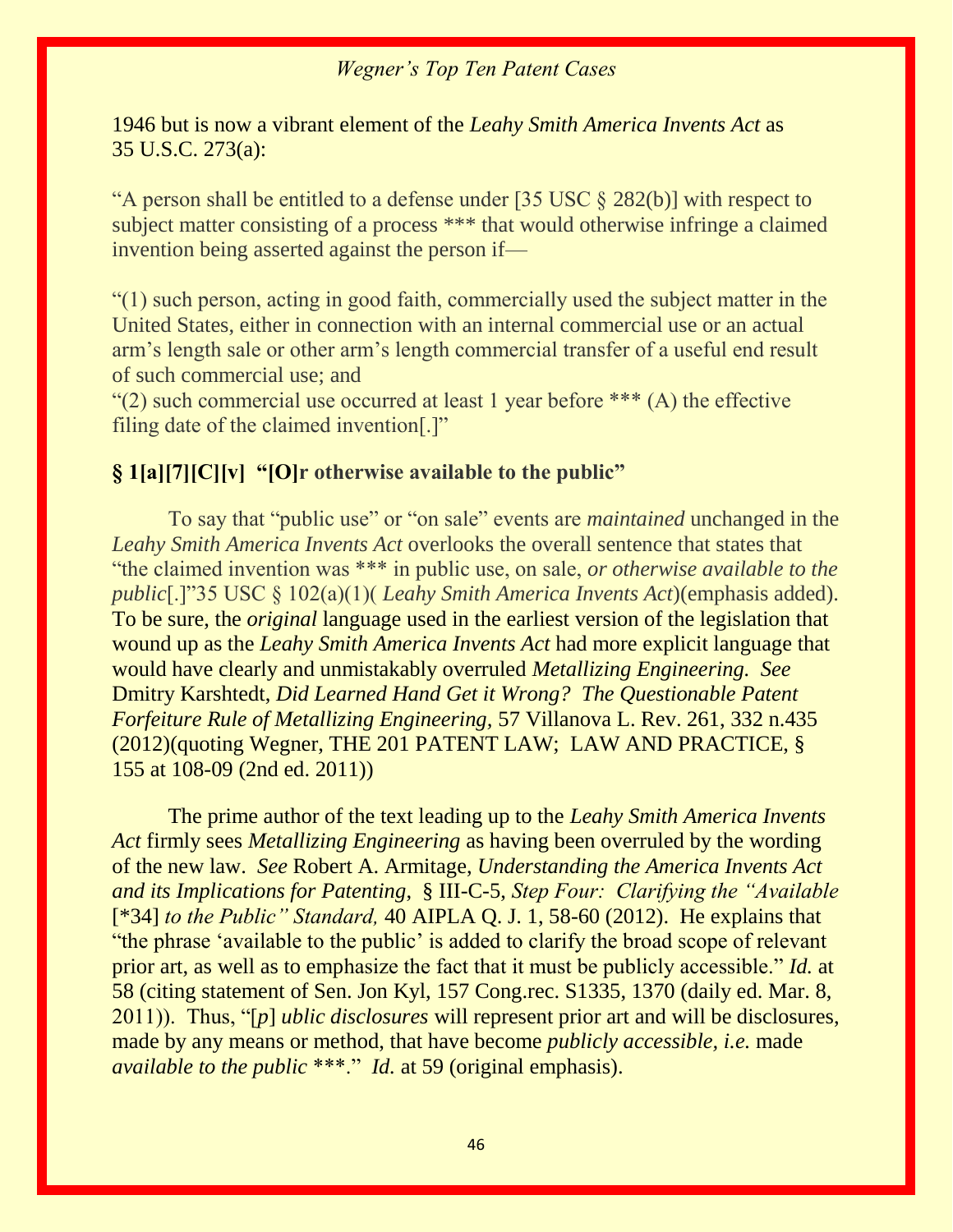1946 but is now a vibrant element of the *Leahy Smith America Invents Act* as 35 U.S.C. 273(a):

"A person shall be entitled to a defense under [35 USC § 282(b)] with respect to subject matter consisting of a process *** that would otherwise infringe a claimed invention being asserted against the person if—

"(1) such person, acting in good faith, commercially used the subject matter in the United States, either in connection with an internal commercial use or an actual arm's length sale or other arm's length commercial transfer of a useful end result of such commercial use; and
"(2) such commercial use occurred at least 1 year before *** (A) the effective filing date of the claimed invention[.]"

### § 1[a][7][C][v] "[O]r otherwise available to the public"

To say that "public use" or "on sale" events are *maintained* unchanged in the *Leahy Smith America Invents Act* overlooks the overall sentence that states that "the claimed invention was *** in public use, on sale, *or otherwise available to the public*[.]"35 USC § 102(a)(1)( *Leahy Smith America Invents Act*)(emphasis added). To be sure, the *original* language used in the earliest version of the legislation that wound up as the *Leahy Smith America Invents Act* had more explicit language that would have clearly and unmistakably overruled *Metallizing Engineering*. *See* Dmitry Karshtedt, *Did Learned Hand Get it Wrong? The Questionable Patent Forfeiture Rule of Metallizing Engineering*, 57 Villanova L. Rev. 261, 332 n.435 (2012)(quoting Wegner, THE 201 PATENT LAW; LAW AND PRACTICE, § 155 at 108-09 (2nd ed. 2011))

The prime author of the text leading up to the *Leahy Smith America Invents Act* firmly sees *Metallizing Engineering* as having been overruled by the wording of the new law. *See* Robert A. Armitage, *Understanding the America Invents Act and its Implications for Patenting*, § III-C-5, *Step Four: Clarifying the "Available* [*34] *to the Public" Standard,* 40 AIPLA Q. J. 1, 58-60 (2012). He explains that "the phrase 'available to the public' is added to clarify the broad scope of relevant prior art, as well as to emphasize the fact that it must be publicly accessible." *Id.* at 58 (citing statement of Sen. Jon Kyl, 157 Cong.rec. S1335, 1370 (daily ed. Mar. 8, 2011)). Thus, "[*p*] *ublic disclosures* will represent prior art and will be disclosures, made by any means or method, that have become *publicly accessible, i.e.* made *available to the public* ***." *Id.* at 59 (original emphasis).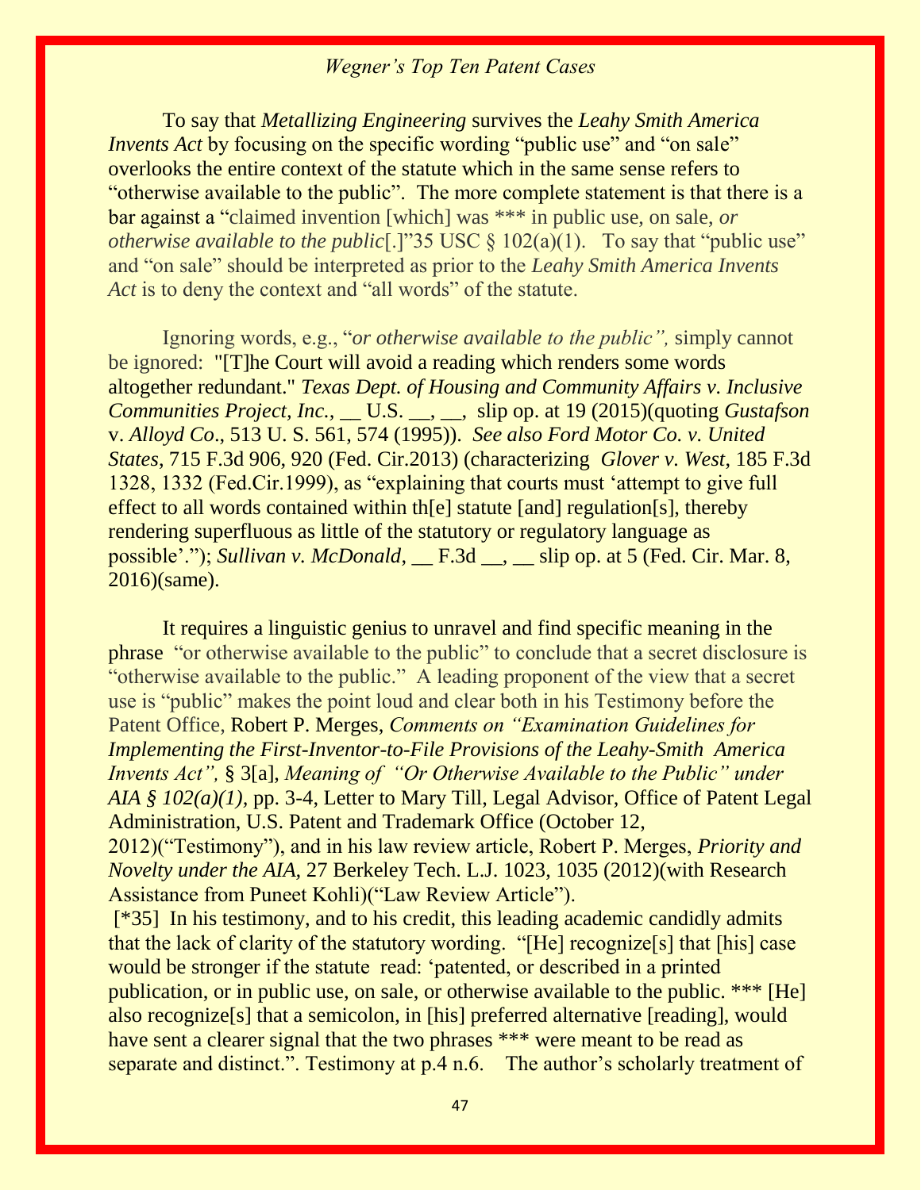To say that *Metallizing Engineering* survives the *Leahy Smith America Invents Act* by focusing on the specific wording "public use" and "on sale" overlooks the entire context of the statute which in the same sense refers to "otherwise available to the public". The more complete statement is that there is a bar against a "claimed invention [which] was *** in public use, on sale, *or otherwise available to the public*[.]"35 USC § 102(a)(1). To say that "public use" and "on sale" should be interpreted as prior to the *Leahy Smith America Invents Act* is to deny the context and "all words" of the statute.

Ignoring words, e.g., "*or otherwise available to the public",* simply cannot be ignored: "[T]he Court will avoid a reading which renders some words altogether redundant." *Texas Dept. of Housing and Community Affairs v. Inclusive Communities Project, Inc.,* __ U.S. __, __, slip op. at 19 (2015)(quoting *Gustafson* v. *Alloyd Co*., 513 U. S. 561, 574 (1995)). *See also Ford Motor Co. v. United States,* 715 F.3d 906, 920 (Fed. Cir.2013) (characterizing *Glover v. West,* 185 F.3d 1328, 1332 (Fed.Cir.1999), as "explaining that courts must 'attempt to give full effect to all words contained within th[e] statute [and] regulation[s], thereby rendering superfluous as little of the statutory or regulatory language as possible'."); *Sullivan v. McDonald,* __ F.3d __, __ slip op. at 5 (Fed. Cir. Mar. 8, 2016)(same).

It requires a linguistic genius to unravel and find specific meaning in the phrase "or otherwise available to the public" to conclude that a secret disclosure is "otherwise available to the public." A leading proponent of the view that a secret use is "public" makes the point loud and clear both in his Testimony before the Patent Office, Robert P. Merges, *Comments on "Examination Guidelines for Implementing the First-Inventor-to-File Provisions of the Leahy-Smith America Invents Act",* § 3[a], *Meaning of "Or Otherwise Available to the Public" under AIA § 102(a)(1),* pp. 3-4, Letter to Mary Till, Legal Advisor, Office of Patent Legal Administration, U.S. Patent and Trademark Office (October 12, 2012)("Testimony"), and in his law review article, Robert P. Merges, *Priority and Novelty under the AIA,* 27 Berkeley Tech. L.J. 1023, 1035 (2012)(with Research Assistance from Puneet Kohli)("Law Review Article").

[*35] In his testimony, and to his credit, this leading academic candidly admits that the lack of clarity of the statutory wording. "[He] recognize[s] that [his] case would be stronger if the statute read: 'patented, or described in a printed publication, or in public use, on sale, or otherwise available to the public. *** [He] also recognize[s] that a semicolon, in [his] preferred alternative [reading], would have sent a clearer signal that the two phrases *** were meant to be read as separate and distinct.". Testimony at p.4 n.6. The author's scholarly treatment of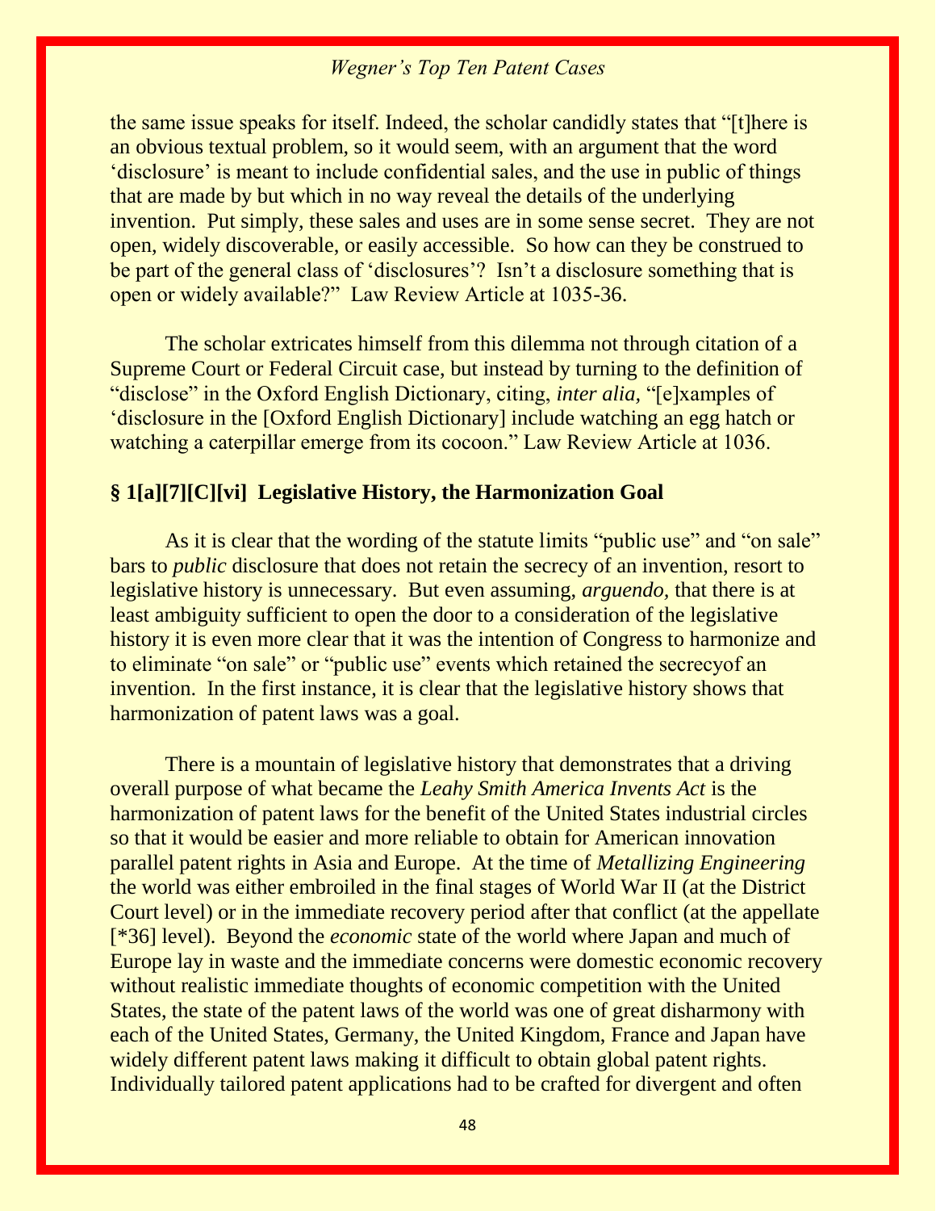the same issue speaks for itself. Indeed, the scholar candidly states that "[t]here is an obvious textual problem, so it would seem, with an argument that the word 'disclosure' is meant to include confidential sales, and the use in public of things that are made by but which in no way reveal the details of the underlying invention. Put simply, these sales and uses are in some sense secret. They are not open, widely discoverable, or easily accessible. So how can they be construed to be part of the general class of 'disclosures'? Isn't a disclosure something that is open or widely available?" Law Review Article at 1035-36.

The scholar extricates himself from this dilemma not through citation of a Supreme Court or Federal Circuit case, but instead by turning to the definition of "disclose" in the Oxford English Dictionary, citing, *inter alia,* "[e]xamples of 'disclosure in the [Oxford English Dictionary] include watching an egg hatch or watching a caterpillar emerge from its cocoon." Law Review Article at 1036.

### § 1[a][7][C][vi] Legislative History, the Harmonization Goal

As it is clear that the wording of the statute limits "public use" and "on sale" bars to *public* disclosure that does not retain the secrecy of an invention, resort to legislative history is unnecessary. But even assuming, *arguendo,* that there is at least ambiguity sufficient to open the door to a consideration of the legislative history it is even more clear that it was the intention of Congress to harmonize and to eliminate "on sale" or "public use" events which retained the secrecyof an invention. In the first instance, it is clear that the legislative history shows that harmonization of patent laws was a goal.

There is a mountain of legislative history that demonstrates that a driving overall purpose of what became the *Leahy Smith America Invents Act* is the harmonization of patent laws for the benefit of the United States industrial circles so that it would be easier and more reliable to obtain for American innovation parallel patent rights in Asia and Europe. At the time of *Metallizing Engineering* the world was either embroiled in the final stages of World War II (at the District Court level) or in the immediate recovery period after that conflict (at the appellate [*36] level). Beyond the *economic* state of the world where Japan and much of Europe lay in waste and the immediate concerns were domestic economic recovery without realistic immediate thoughts of economic competition with the United States, the state of the patent laws of the world was one of great disharmony with each of the United States, Germany, the United Kingdom, France and Japan have widely different patent laws making it difficult to obtain global patent rights. Individually tailored patent applications had to be crafted for divergent and often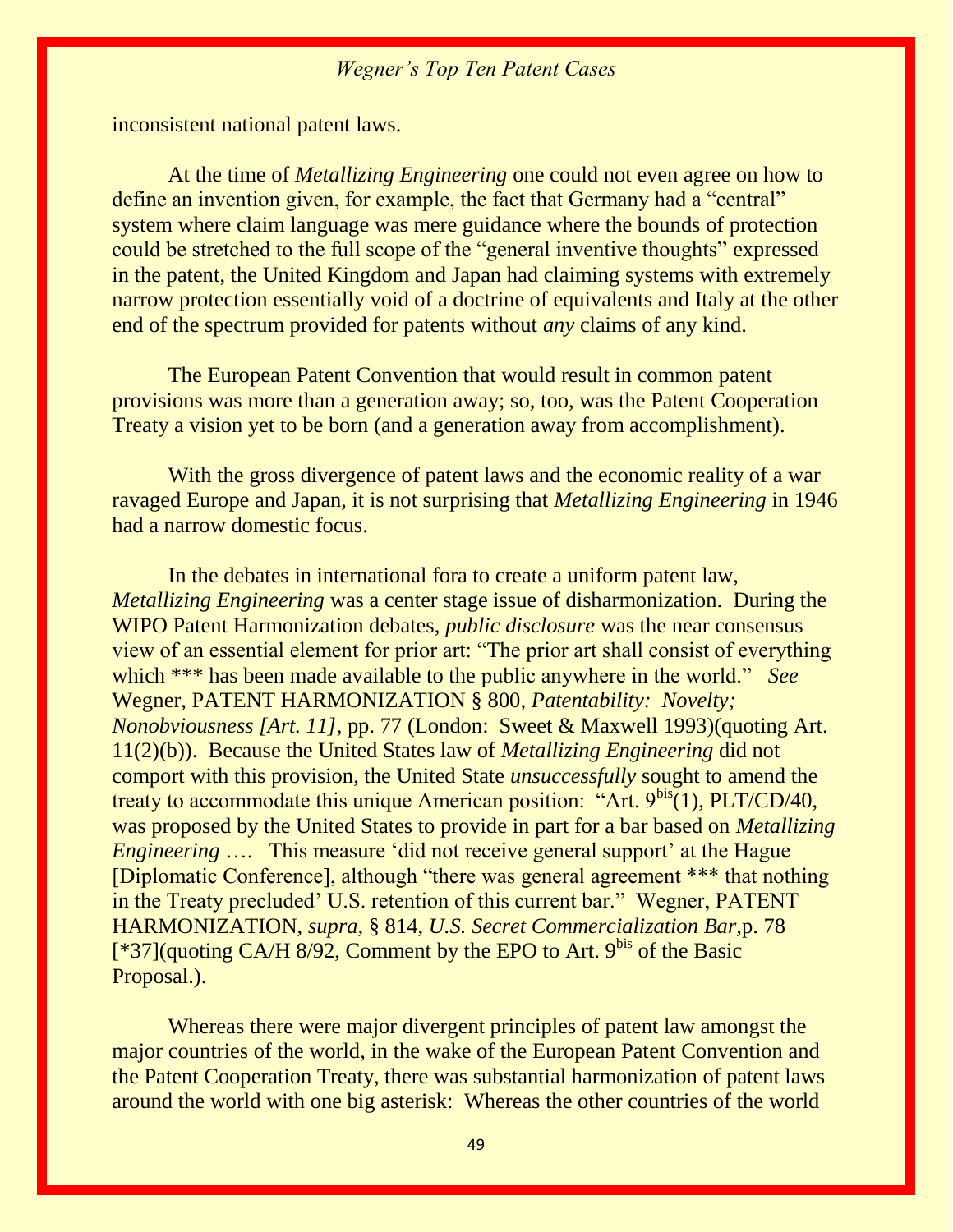inconsistent national patent laws.

At the time of *Metallizing Engineering* one could not even agree on how to define an invention given, for example, the fact that Germany had a "central" system where claim language was mere guidance where the bounds of protection could be stretched to the full scope of the "general inventive thoughts" expressed in the patent, the United Kingdom and Japan had claiming systems with extremely narrow protection essentially void of a doctrine of equivalents and Italy at the other end of the spectrum provided for patents without *any* claims of any kind.

The European Patent Convention that would result in common patent provisions was more than a generation away; so, too, was the Patent Cooperation Treaty a vision yet to be born (and a generation away from accomplishment).

With the gross divergence of patent laws and the economic reality of a war ravaged Europe and Japan, it is not surprising that *Metallizing Engineering* in 1946 had a narrow domestic focus.

In the debates in international fora to create a uniform patent law, *Metallizing Engineering* was a center stage issue of disharmonization. During the WIPO Patent Harmonization debates, *public disclosure* was the near consensus view of an essential element for prior art: "The prior art shall consist of everything which *** has been made available to the public anywhere in the world." *See* Wegner, PATENT HARMONIZATION § 800, *Patentability: Novelty; Nonobviousness [Art. 11]*, pp. 77 (London: Sweet & Maxwell 1993)(quoting Art. 11(2)(b)). Because the United States law of *Metallizing Engineering* did not comport with this provision, the United State *unsuccessfully* sought to amend the treaty to accommodate this unique American position: "Art. 9bis(1), PLT/CD/40, was proposed by the United States to provide in part for a bar based on *Metallizing Engineering* …. This measure 'did not receive general support' at the Hague [Diplomatic Conference], although "there was general agreement *** that nothing in the Treaty precluded' U.S. retention of this current bar." Wegner, PATENT HARMONIZATION, *supra*, § 814, *U.S. Secret Commercialization Bar*, p. 78 [*37](quoting CA/H 8/92, Comment by the EPO to Art. 9bis of the Basic Proposal.).

Whereas there were major divergent principles of patent law amongst the major countries of the world, in the wake of the European Patent Convention and the Patent Cooperation Treaty, there was substantial harmonization of patent laws around the world with one big asterisk: Whereas the other countries of the world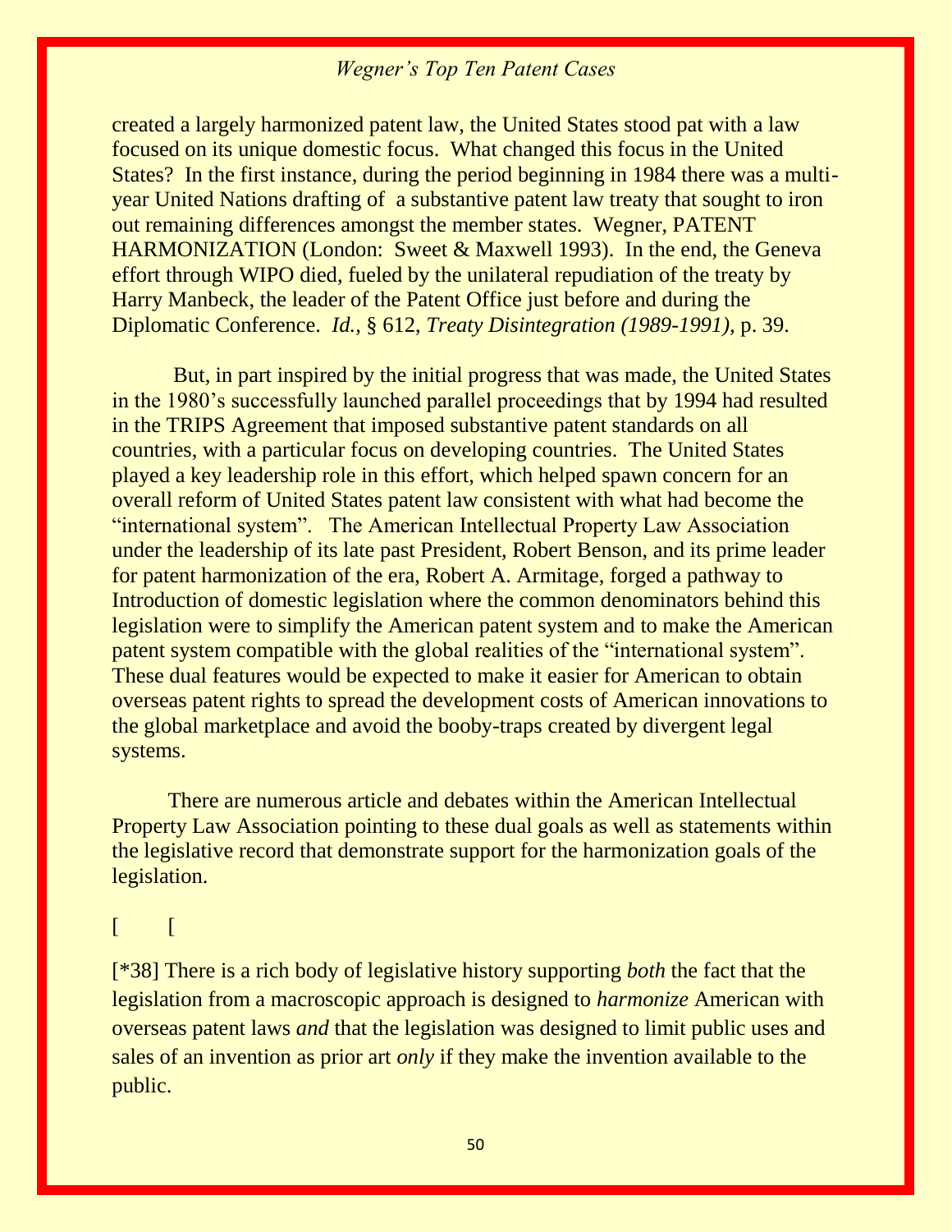created a largely harmonized patent law, the United States stood pat with a law focused on its unique domestic focus. What changed this focus in the United States? In the first instance, during the period beginning in 1984 there was a multi-year United Nations drafting of a substantive patent law treaty that sought to iron out remaining differences amongst the member states. Wegner, PATENT HARMONIZATION (London: Sweet & Maxwell 1993). In the end, the Geneva effort through WIPO died, fueled by the unilateral repudiation of the treaty by Harry Manbeck, the leader of the Patent Office just before and during the Diplomatic Conference. *Id.*, § 612, *Treaty Disintegration (1989-1991)*, p. 39.

But, in part inspired by the initial progress that was made, the United States in the 1980's successfully launched parallel proceedings that by 1994 had resulted in the TRIPS Agreement that imposed substantive patent standards on all countries, with a particular focus on developing countries. The United States played a key leadership role in this effort, which helped spawn concern for an overall reform of United States patent law consistent with what had become the "international system". The American Intellectual Property Law Association under the leadership of its late past President, Robert Benson, and its prime leader for patent harmonization of the era, Robert A. Armitage, forged a pathway to Introduction of domestic legislation where the common denominators behind this legislation were to simplify the American patent system and to make the American patent system compatible with the global realities of the "international system". These dual features would be expected to make it easier for American to obtain overseas patent rights to spread the development costs of American innovations to the global marketplace and avoid the booby-traps created by divergent legal systems.

There are numerous article and debates within the American Intellectual Property Law Association pointing to these dual goals as well as statements within the legislative record that demonstrate support for the harmonization goals of the legislation.

[ [

[*38] There is a rich body of legislative history supporting *both* the fact that the legislation from a macroscopic approach is designed to *harmonize* American with overseas patent laws *and* that the legislation was designed to limit public uses and sales of an invention as prior art *only* if they make the invention available to the public.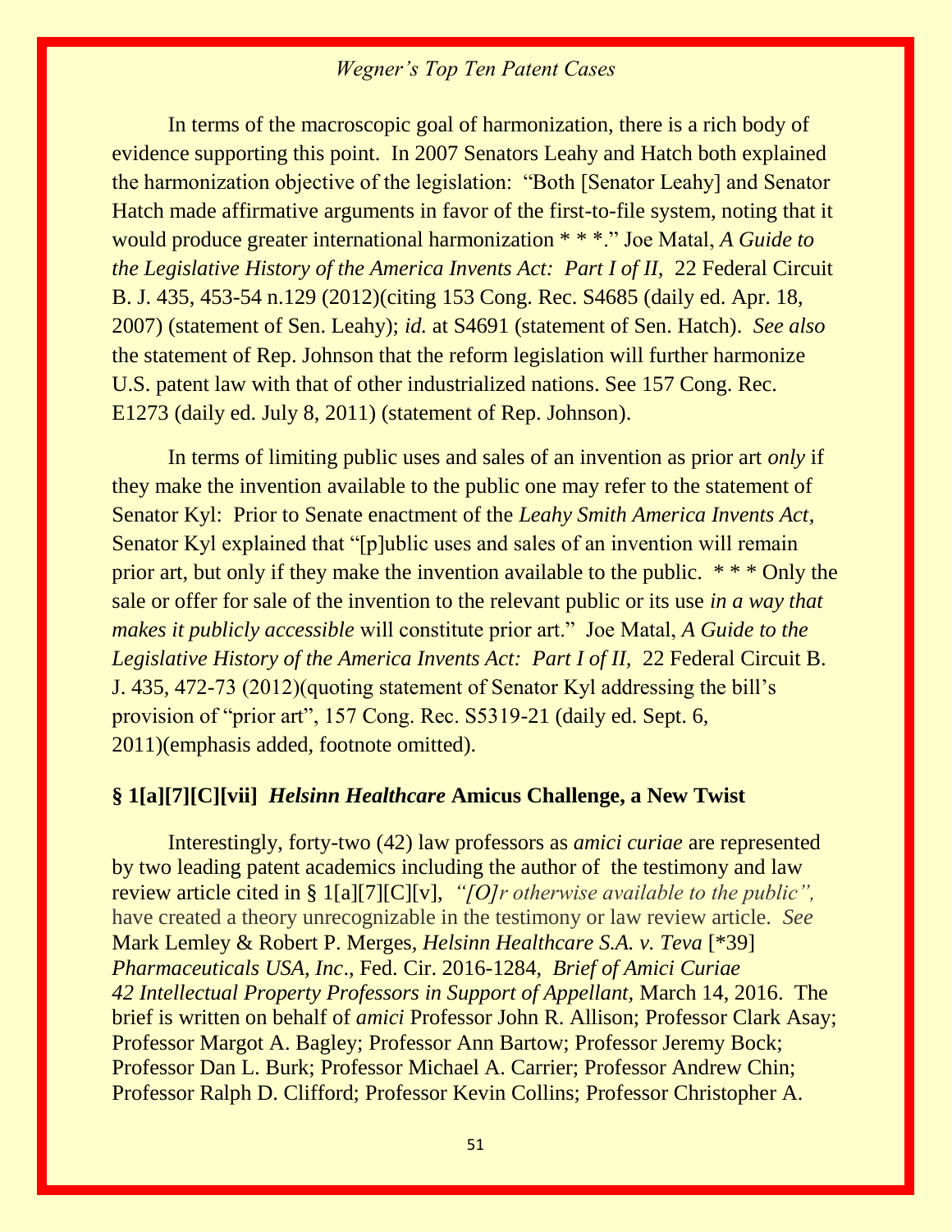In terms of the macroscopic goal of harmonization, there is a rich body of evidence supporting this point. In 2007 Senators Leahy and Hatch both explained the harmonization objective of the legislation: "Both [Senator Leahy] and Senator Hatch made affirmative arguments in favor of the first-to-file system, noting that it would produce greater international harmonization * * *." Joe Matal, *A Guide to the Legislative History of the America Invents Act: Part I of II,* 22 Federal Circuit B. J. 435, 453-54 n.129 (2012)(citing 153 Cong. Rec. S4685 (daily ed. Apr. 18, 2007) (statement of Sen. Leahy); *id.* at S4691 (statement of Sen. Hatch). *See also* the statement of Rep. Johnson that the reform legislation will further harmonize U.S. patent law with that of other industrialized nations. See 157 Cong. Rec. E1273 (daily ed. July 8, 2011) (statement of Rep. Johnson).

In terms of limiting public uses and sales of an invention as prior art *only* if they make the invention available to the public one may refer to the statement of Senator Kyl: Prior to Senate enactment of the *Leahy Smith America Invents Act*, Senator Kyl explained that "[p]ublic uses and sales of an invention will remain prior art, but only if they make the invention available to the public. * * * Only the sale or offer for sale of the invention to the relevant public or its use *in a way that makes it publicly accessible* will constitute prior art." Joe Matal, *A Guide to the Legislative History of the America Invents Act: Part I of II,* 22 Federal Circuit B. J. 435, 472-73 (2012)(quoting statement of Senator Kyl addressing the bill's provision of "prior art", 157 Cong. Rec. S5319-21 (daily ed. Sept. 6, 2011)(emphasis added, footnote omitted).

### § 1[a][7][C][vii] *Helsinn Healthcare* Amicus Challenge, a New Twist

Interestingly, forty-two (42) law professors as *amici curiae* are represented by two leading patent academics including the author of the testimony and law review article cited in § 1[a][7][C][v], *"[O]r otherwise available to the public",* have created a theory unrecognizable in the testimony or law review article. *See* Mark Lemley & Robert P. Merges, *Helsinn Healthcare S.A. v. Teva* [*39] *Pharmaceuticals USA, Inc*., Fed. Cir. 2016-1284, *Brief of Amici Curiae 42 Intellectual Property Professors in Support of Appellant,* March 14, 2016. The brief is written on behalf of *amici* Professor John R. Allison; Professor Clark Asay; Professor Margot A. Bagley; Professor Ann Bartow; Professor Jeremy Bock; Professor Dan L. Burk; Professor Michael A. Carrier; Professor Andrew Chin; Professor Ralph D. Clifford; Professor Kevin Collins; Professor Christopher A.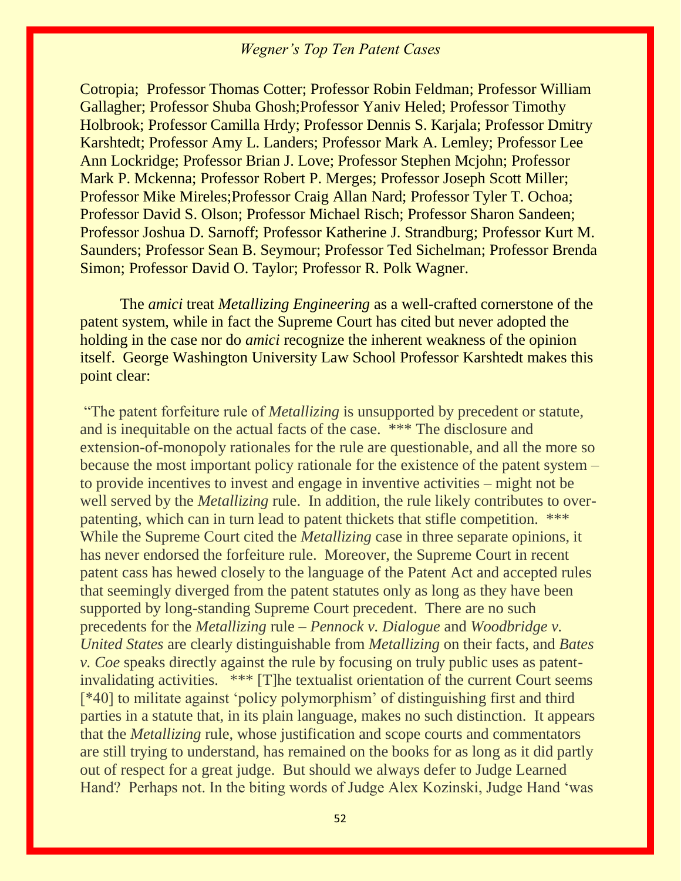Cotropia; Professor Thomas Cotter; Professor Robin Feldman; Professor William Gallagher; Professor Shuba Ghosh;Professor Yaniv Heled; Professor Timothy Holbrook; Professor Camilla Hrdy; Professor Dennis S. Karjala; Professor Dmitry Karshtedt; Professor Amy L. Landers; Professor Mark A. Lemley; Professor Lee Ann Lockridge; Professor Brian J. Love; Professor Stephen Mcjohn; Professor Mark P. Mckenna; Professor Robert P. Merges; Professor Joseph Scott Miller; Professor Mike Mireles;Professor Craig Allan Nard; Professor Tyler T. Ochoa; Professor David S. Olson; Professor Michael Risch; Professor Sharon Sandeen; Professor Joshua D. Sarnoff; Professor Katherine J. Strandburg; Professor Kurt M. Saunders; Professor Sean B. Seymour; Professor Ted Sichelman; Professor Brenda Simon; Professor David O. Taylor; Professor R. Polk Wagner.

The *amici* treat *Metallizing Engineering* as a well-crafted cornerstone of the patent system, while in fact the Supreme Court has cited but never adopted the holding in the case nor do *amici* recognize the inherent weakness of the opinion itself. George Washington University Law School Professor Karshtedt makes this point clear:

"The patent forfeiture rule of *Metallizing* is unsupported by precedent or statute, and is inequitable on the actual facts of the case. *** The disclosure and extension-of-monopoly rationales for the rule are questionable, and all the more so because the most important policy rationale for the existence of the patent system – to provide incentives to invest and engage in inventive activities – might not be well served by the *Metallizing* rule. In addition, the rule likely contributes to over-patenting, which can in turn lead to patent thickets that stifle competition. *** While the Supreme Court cited the *Metallizing* case in three separate opinions, it has never endorsed the forfeiture rule. Moreover, the Supreme Court in recent patent cass has hewed closely to the language of the Patent Act and accepted rules that seemingly diverged from the patent statutes only as long as they have been supported by long-standing Supreme Court precedent. There are no such precedents for the *Metallizing* rule – *Pennock v. Dialogue* and *Woodbridge v. United States* are clearly distinguishable from *Metallizing* on their facts, and *Bates v. Coe* speaks directly against the rule by focusing on truly public uses as patent-invalidating activities. *** [T]he textualist orientation of the current Court seems [*40] to militate against 'policy polymorphism' of distinguishing first and third parties in a statute that, in its plain language, makes no such distinction. It appears that the *Metallizing* rule, whose justification and scope courts and commentators are still trying to understand, has remained on the books for as long as it did partly out of respect for a great judge. But should we always defer to Judge Learned Hand? Perhaps not. In the biting words of Judge Alex Kozinski, Judge Hand 'was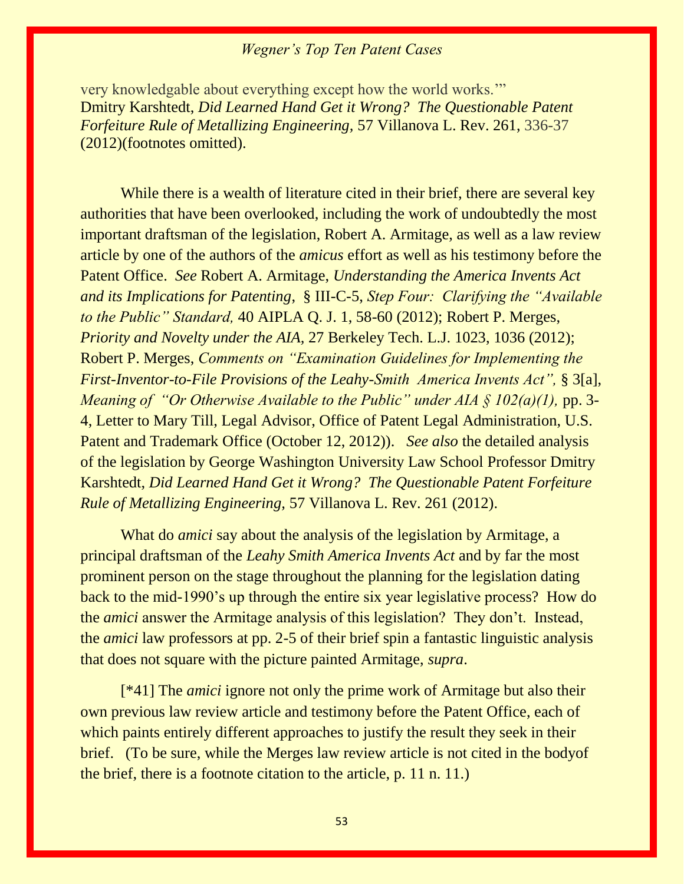very knowledgable about everything except how the world works.'"
Dmitry Karshtedt, *Did Learned Hand Get it Wrong? The Questionable Patent Forfeiture Rule of Metallizing Engineering*, 57 Villanova L. Rev. 261, 336-37 (2012)(footnotes omitted).

While there is a wealth of literature cited in their brief, there are several key authorities that have been overlooked, including the work of undoubtedly the most important draftsman of the legislation, Robert A. Armitage, as well as a law review article by one of the authors of the *amicus* effort as well as his testimony before the Patent Office. *See* Robert A. Armitage, *Understanding the America Invents Act and its Implications for Patenting*, § III-C-5, *Step Four: Clarifying the "Available to the Public" Standard,* 40 AIPLA Q. J. 1, 58-60 (2012); Robert P. Merges, *Priority and Novelty under the AIA*, 27 Berkeley Tech. L.J. 1023, 1036 (2012); Robert P. Merges, *Comments on "Examination Guidelines for Implementing the First-Inventor-to-File Provisions of the Leahy-Smith America Invents Act",* § 3[a], *Meaning of "Or Otherwise Available to the Public" under AIA § 102(a)(1),* pp. 3-4, Letter to Mary Till, Legal Advisor, Office of Patent Legal Administration, U.S. Patent and Trademark Office (October 12, 2012)). *See also* the detailed analysis of the legislation by George Washington University Law School Professor Dmitry Karshtedt, *Did Learned Hand Get it Wrong? The Questionable Patent Forfeiture Rule of Metallizing Engineering,* 57 Villanova L. Rev. 261 (2012).

What do *amici* say about the analysis of the legislation by Armitage, a principal draftsman of the *Leahy Smith America Invents Act* and by far the most prominent person on the stage throughout the planning for the legislation dating back to the mid-1990's up through the entire six year legislative process? How do the *amici* answer the Armitage analysis of this legislation? They don't. Instead, the *amici* law professors at pp. 2-5 of their brief spin a fantastic linguistic analysis that does not square with the picture painted Armitage, *supra*.

[*41] The *amici* ignore not only the prime work of Armitage but also their own previous law review article and testimony before the Patent Office, each of which paints entirely different approaches to justify the result they seek in their brief. (To be sure, while the Merges law review article is not cited in the bodyof the brief, there is a footnote citation to the article, p. 11 n. 11.)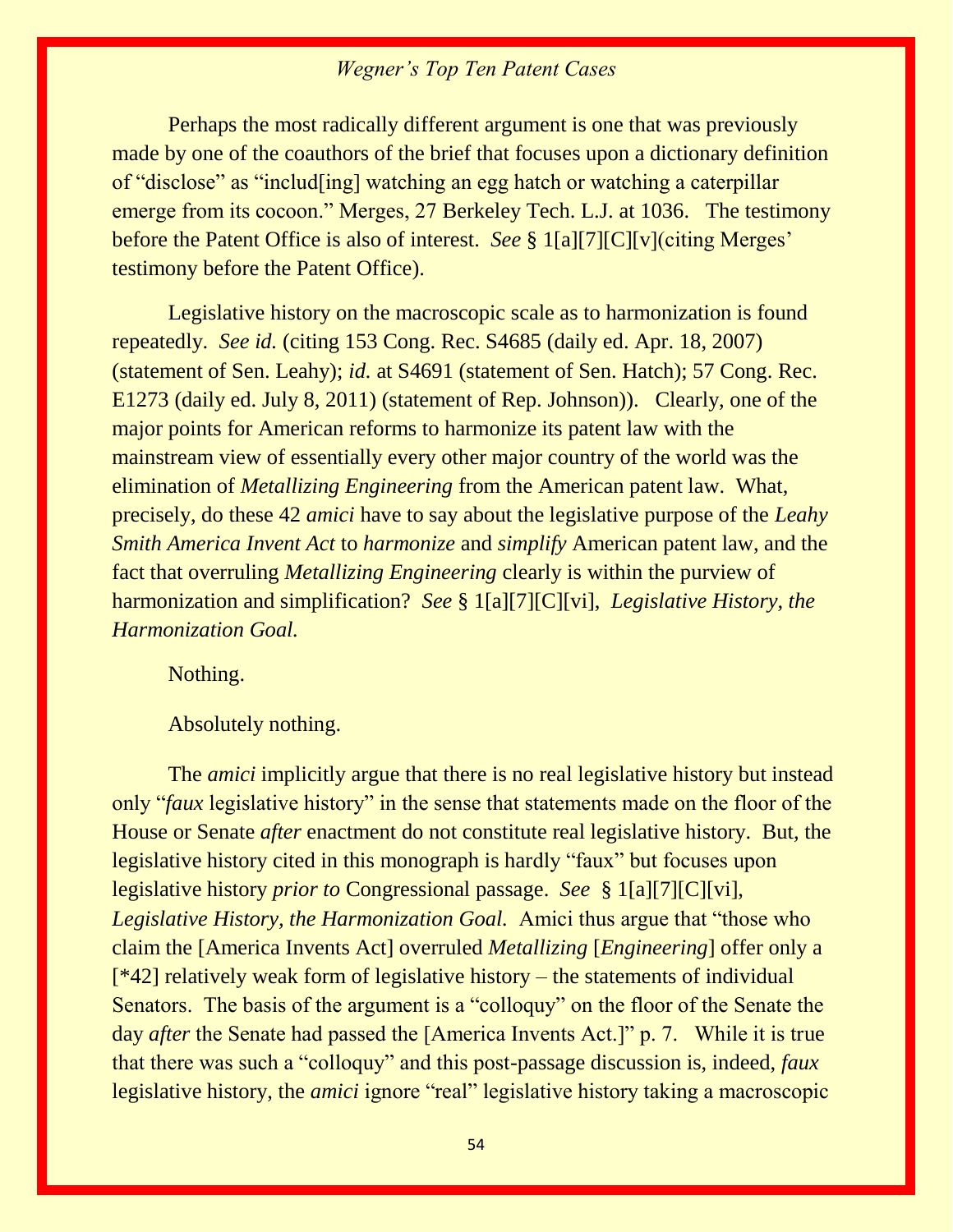Perhaps the most radically different argument is one that was previously made by one of the coauthors of the brief that focuses upon a dictionary definition of "disclose" as "includ[ing] watching an egg hatch or watching a caterpillar emerge from its cocoon." Merges, 27 Berkeley Tech. L.J. at 1036. The testimony before the Patent Office is also of interest. *See* § 1[a][7][C][v](citing Merges' testimony before the Patent Office).

Legislative history on the macroscopic scale as to harmonization is found repeatedly. *See id.* (citing 153 Cong. Rec. S4685 (daily ed. Apr. 18, 2007) (statement of Sen. Leahy); *id.* at S4691 (statement of Sen. Hatch); 57 Cong. Rec. E1273 (daily ed. July 8, 2011) (statement of Rep. Johnson)). Clearly, one of the major points for American reforms to harmonize its patent law with the mainstream view of essentially every other major country of the world was the elimination of *Metallizing Engineering* from the American patent law. What, precisely, do these 42 *amici* have to say about the legislative purpose of the *Leahy Smith America Invent Act* to *harmonize* and *simplify* American patent law, and the fact that overruling *Metallizing Engineering* clearly is within the purview of harmonization and simplification? *See* § 1[a][7][C][vi], *Legislative History, the Harmonization Goal.*

Nothing.

Absolutely nothing.

The *amici* implicitly argue that there is no real legislative history but instead only "*faux* legislative history" in the sense that statements made on the floor of the House or Senate *after* enactment do not constitute real legislative history. But, the legislative history cited in this monograph is hardly "faux" but focuses upon legislative history *prior to* Congressional passage. *See* § 1[a][7][C][vi], *Legislative History, the Harmonization Goal.* Amici thus argue that "those who claim the [America Invents Act] overruled *Metallizing* [*Engineering*] offer only a [*42] relatively weak form of legislative history – the statements of individual Senators. The basis of the argument is a "colloquy" on the floor of the Senate the day *after* the Senate had passed the [America Invents Act.]" p. 7. While it is true that there was such a "colloquy" and this post-passage discussion is, indeed, *faux* legislative history, the *amici* ignore "real" legislative history taking a macroscopic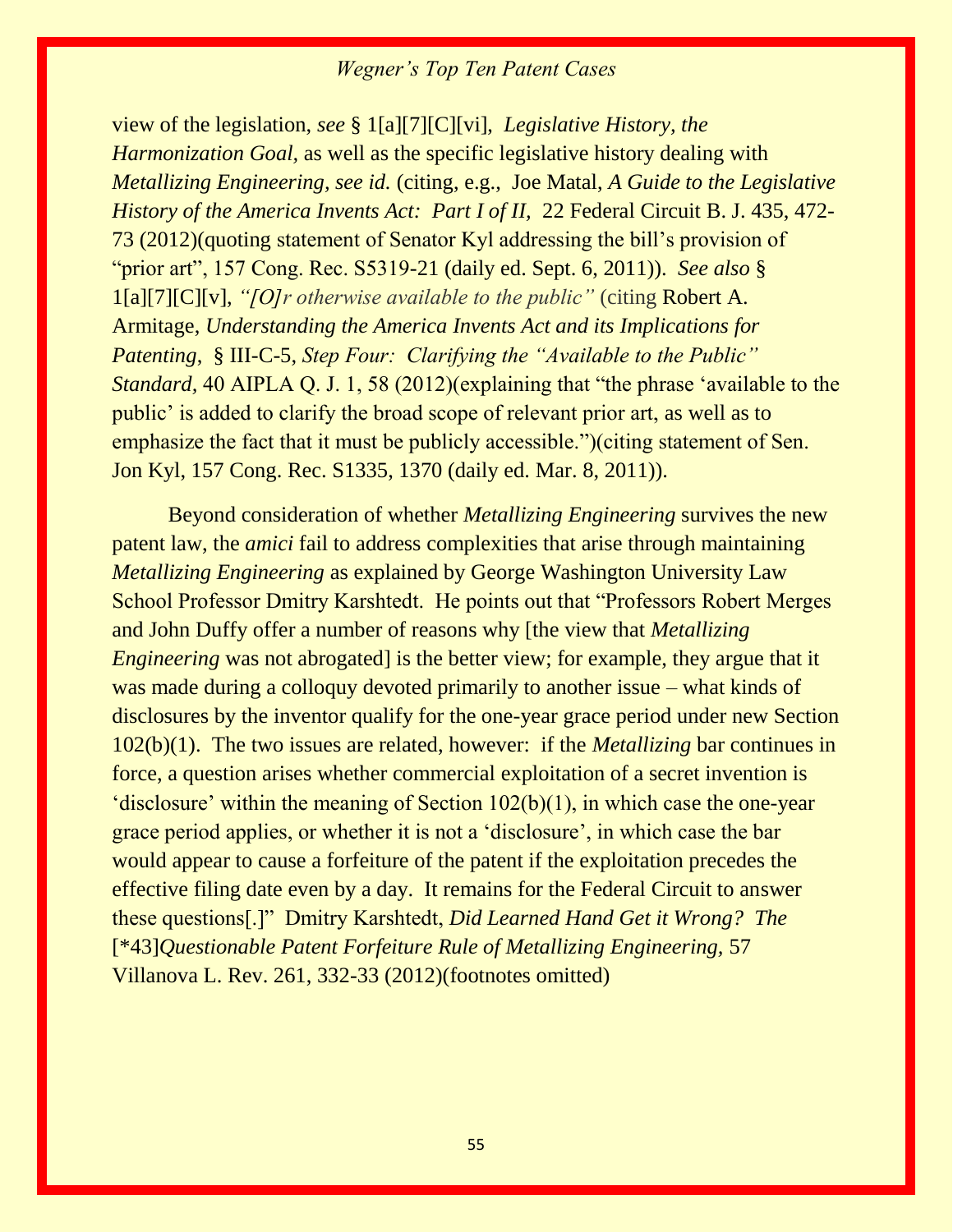view of the legislation, ***see*** § 1[a][7][C][vi], ***Legislative History, the Harmonization Goal,*** as well as the specific legislative history dealing with ***Metallizing Engineering, see id.*** (citing, e.g., Joe Matal, ***A Guide to the Legislative History of the America Invents Act: Part I of II,*** 22 Federal Circuit B. J. 435, 472-73 (2012)(quoting statement of Senator Kyl addressing the bill's provision of "prior art", 157 Cong. Rec. S5319-21 (daily ed. Sept. 6, 2011)). ***See also*** § 1[a][7][C][v], *"[O]r otherwise available to the public"* (citing Robert A. Armitage, ***Understanding the America Invents Act and its Implications for Patenting,*** § III-C-5, ***Step Four: Clarifying the "Available to the Public" Standard,*** 40 AIPLA Q. J. 1, 58 (2012)(explaining that "the phrase 'available to the public' is added to clarify the broad scope of relevant prior art, as well as to emphasize the fact that it must be publicly accessible.")(citing statement of Sen. Jon Kyl, 157 Cong. Rec. S1335, 1370 (daily ed. Mar. 8, 2011)).

Beyond consideration of whether *Metallizing Engineering* survives the new patent law, the *amici* fail to address complexities that arise through maintaining *Metallizing Engineering* as explained by George Washington University Law School Professor Dmitry Karshtedt. He points out that "Professors Robert Merges and John Duffy offer a number of reasons why [the view that *Metallizing Engineering* was not abrogated] is the better view; for example, they argue that it was made during a colloquy devoted primarily to another issue – what kinds of disclosures by the inventor qualify for the one-year grace period under new Section 102(b)(1). The two issues are related, however: if the *Metallizing* bar continues in force, a question arises whether commercial exploitation of a secret invention is 'disclosure' within the meaning of Section 102(b)(1), in which case the one-year grace period applies, or whether it is not a 'disclosure', in which case the bar would appear to cause a forfeiture of the patent if the exploitation precedes the effective filing date even by a day. It remains for the Federal Circuit to answer these questions[.]" Dmitry Karshtedt, *Did Learned Hand Get it Wrong? The* [*43]*Questionable Patent Forfeiture Rule of Metallizing Engineering,* 57 Villanova L. Rev. 261, 332-33 (2012)(footnotes omitted)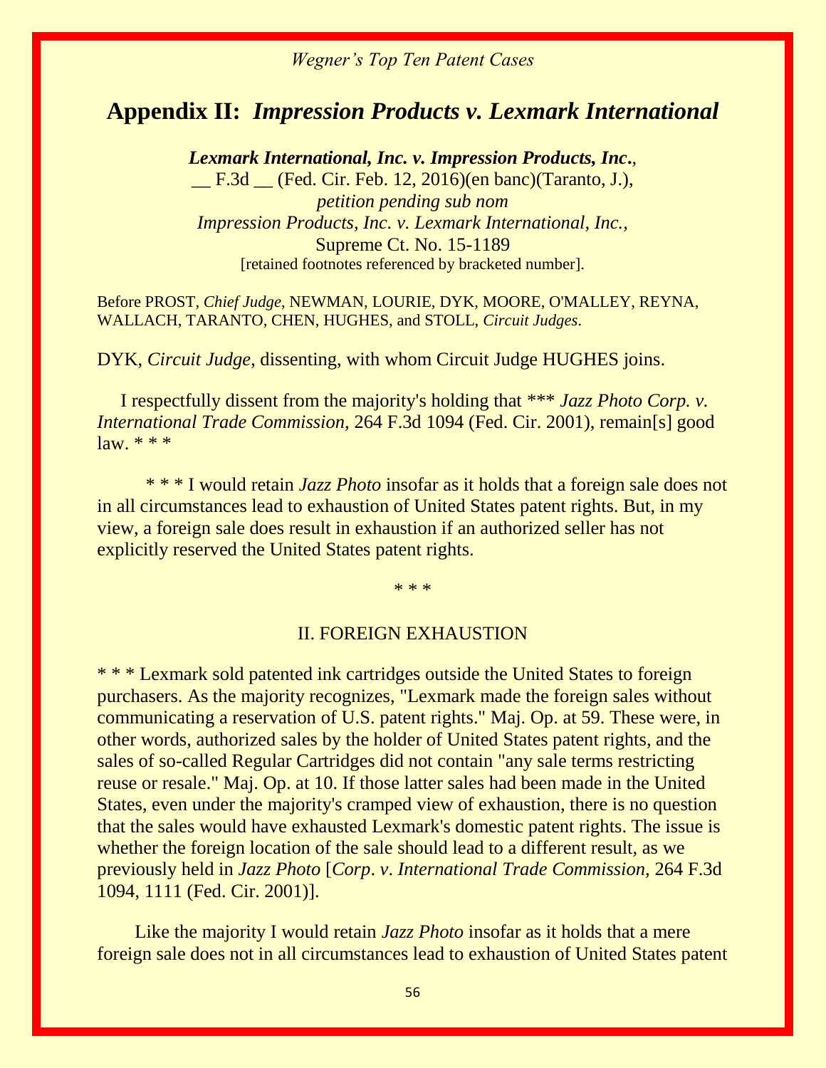## Appendix II: *Impression Products v. Lexmark International*

***Lexmark International, Inc. v. Impression Products, Inc.***,
__ F.3d __ (Fed. Cir. Feb. 12, 2016)(en banc)(Taranto, J.),
*petition pending sub nom*
*Impression Products, Inc. v. Lexmark International, Inc.,*
Supreme Ct. No. 15-1189
[retained footnotes referenced by bracketed number].

Before PROST, *Chief Judge*, NEWMAN, LOURIE, DYK, MOORE, O'MALLEY, REYNA, WALLACH, TARANTO, CHEN, HUGHES, and STOLL, *Circuit Judges*.

DYK, *Circuit Judge*, dissenting, with whom Circuit Judge HUGHES joins.

I respectfully dissent from the majority's holding that *** *Jazz Photo Corp. v. International Trade Commission,* 264 F.3d 1094 (Fed. Cir. 2001), remain[s] good law. * * *

* * * I would retain *Jazz Photo* insofar as it holds that a foreign sale does not in all circumstances lead to exhaustion of United States patent rights. But, in my view, a foreign sale does result in exhaustion if an authorized seller has not explicitly reserved the United States patent rights.

* * *

II. FOREIGN EXHAUSTION

* * * Lexmark sold patented ink cartridges outside the United States to foreign purchasers. As the majority recognizes, "Lexmark made the foreign sales without communicating a reservation of U.S. patent rights." Maj. Op. at 59. These were, in other words, authorized sales by the holder of United States patent rights, and the sales of so-called Regular Cartridges did not contain "any sale terms restricting reuse or resale." Maj. Op. at 10. If those latter sales had been made in the United States, even under the majority's cramped view of exhaustion, there is no question that the sales would have exhausted Lexmark's domestic patent rights. The issue is whether the foreign location of the sale should lead to a different result, as we previously held in *Jazz Photo* [*Corp. v. International Trade Commission,* 264 F.3d 1094, 1111 (Fed. Cir. 2001)].

Like the majority I would retain *Jazz Photo* insofar as it holds that a mere foreign sale does not in all circumstances lead to exhaustion of United States patent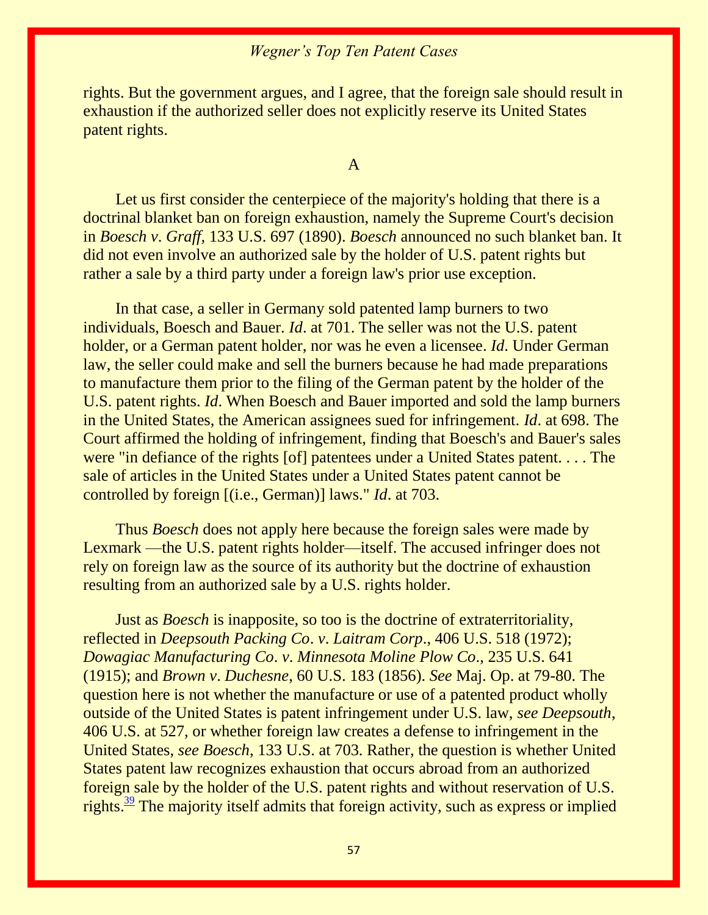rights. But the government argues, and I agree, that the foreign sale should result in exhaustion if the authorized seller does not explicitly reserve its United States patent rights.

A

Let us first consider the centerpiece of the majority's holding that there is a doctrinal blanket ban on foreign exhaustion, namely the Supreme Court's decision in *Boesch v. Graff*, 133 U.S. 697 (1890). *Boesch* announced no such blanket ban. It did not even involve an authorized sale by the holder of U.S. patent rights but rather a sale by a third party under a foreign law's prior use exception.

In that case, a seller in Germany sold patented lamp burners to two individuals, Boesch and Bauer. *Id*. at 701. The seller was not the U.S. patent holder, or a German patent holder, nor was he even a licensee. *Id*. Under German law, the seller could make and sell the burners because he had made preparations to manufacture them prior to the filing of the German patent by the holder of the U.S. patent rights. *Id*. When Boesch and Bauer imported and sold the lamp burners in the United States, the American assignees sued for infringement. *Id*. at 698. The Court affirmed the holding of infringement, finding that Boesch's and Bauer's sales were "in defiance of the rights [of] patentees under a United States patent. . . . The sale of articles in the United States under a United States patent cannot be controlled by foreign [(i.e., German)] laws." *Id*. at 703.

Thus *Boesch* does not apply here because the foreign sales were made by Lexmark —the U.S. patent rights holder—itself. The accused infringer does not rely on foreign law as the source of its authority but the doctrine of exhaustion resulting from an authorized sale by a U.S. rights holder.

Just as *Boesch* is inapposite, so too is the doctrine of extraterritoriality, reflected in *Deepsouth Packing Co. v. Laitram Corp*., 406 U.S. 518 (1972); *Dowagiac Manufacturing Co. v. Minnesota Moline Plow Co*., 235 U.S. 641 (1915); and *Brown v. Duchesne*, 60 U.S. 183 (1856). *See* Maj. Op. at 79-80. The question here is not whether the manufacture or use of a patented product wholly outside of the United States is patent infringement under U.S. law, *see Deepsouth*, 406 U.S. at 527, or whether foreign law creates a defense to infringement in the United States, *see Boesch*, 133 U.S. at 703. Rather, the question is whether United States patent law recognizes exhaustion that occurs abroad from an authorized foreign sale by the holder of the U.S. patent rights and without reservation of U.S. rights.[39] The majority itself admits that foreign activity, such as express or implied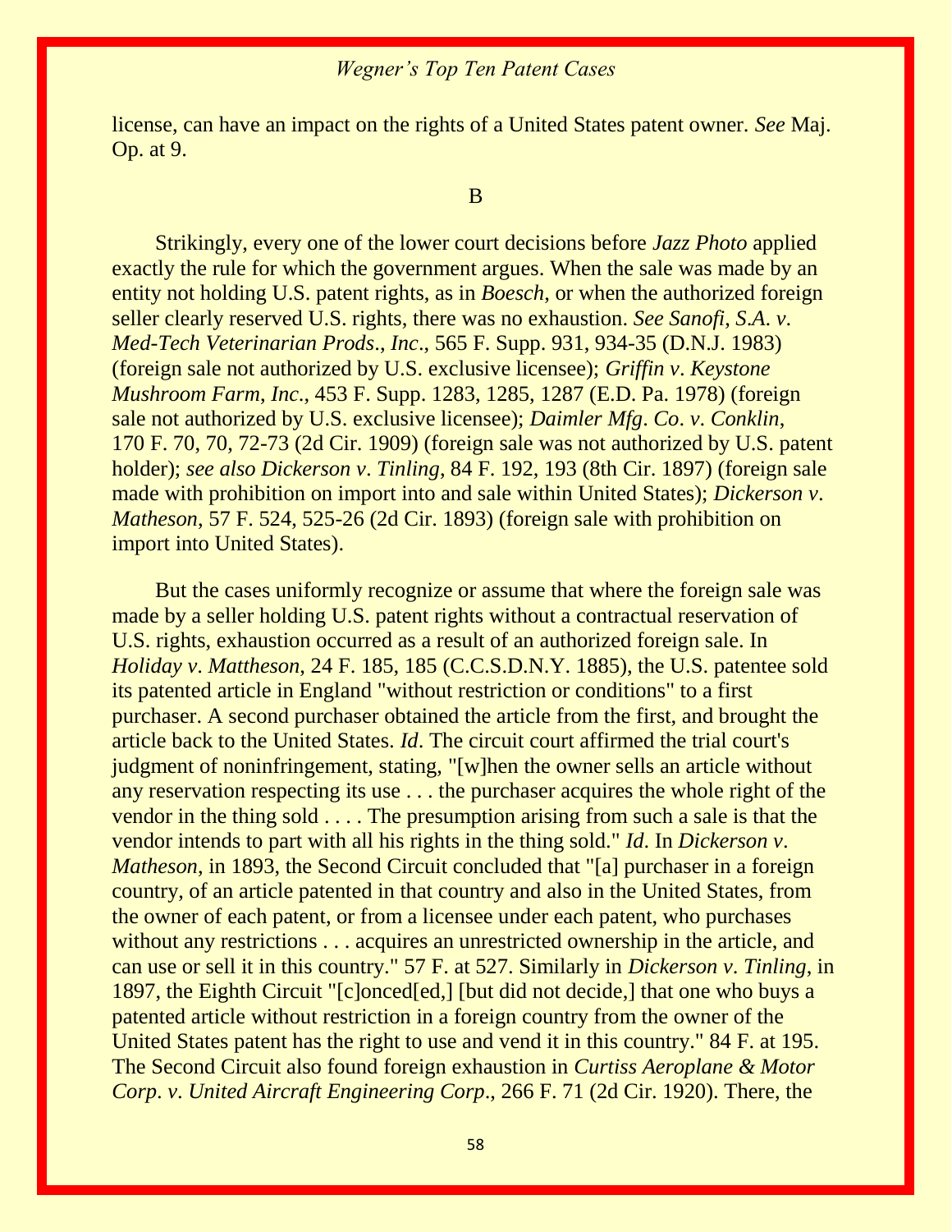license, can have an impact on the rights of a United States patent owner. *See* Maj. Op. at 9.

B

Strikingly, every one of the lower court decisions before *Jazz Photo* applied exactly the rule for which the government argues. When the sale was made by an entity not holding U.S. patent rights, as in *Boesch*, or when the authorized foreign seller clearly reserved U.S. rights, there was no exhaustion. *See Sanofi, S.A. v. Med-Tech Veterinarian Prods., Inc.*, 565 F. Supp. 931, 934-35 (D.N.J. 1983) (foreign sale not authorized by U.S. exclusive licensee); *Griffin v. Keystone Mushroom Farm, Inc.*, 453 F. Supp. 1283, 1285, 1287 (E.D. Pa. 1978) (foreign sale not authorized by U.S. exclusive licensee); *Daimler Mfg. Co. v. Conklin*, 170 F. 70, 70, 72-73 (2d Cir. 1909) (foreign sale was not authorized by U.S. patent holder); *see also Dickerson v. Tinling*, 84 F. 192, 193 (8th Cir. 1897) (foreign sale made with prohibition on import into and sale within United States); *Dickerson v. Matheson*, 57 F. 524, 525-26 (2d Cir. 1893) (foreign sale with prohibition on import into United States).

But the cases uniformly recognize or assume that where the foreign sale was made by a seller holding U.S. patent rights without a contractual reservation of U.S. rights, exhaustion occurred as a result of an authorized foreign sale. In *Holiday v. Mattheson*, 24 F. 185, 185 (C.C.S.D.N.Y. 1885), the U.S. patentee sold its patented article in England "without restriction or conditions" to a first purchaser. A second purchaser obtained the article from the first, and brought the article back to the United States. *Id*. The circuit court affirmed the trial court's judgment of noninfringement, stating, "[w]hen the owner sells an article without any reservation respecting its use . . . the purchaser acquires the whole right of the vendor in the thing sold . . . . The presumption arising from such a sale is that the vendor intends to part with all his rights in the thing sold." *Id*. In *Dickerson v. Matheson*, in 1893, the Second Circuit concluded that "[a] purchaser in a foreign country, of an article patented in that country and also in the United States, from the owner of each patent, or from a licensee under each patent, who purchases without any restrictions . . . acquires an unrestricted ownership in the article, and can use or sell it in this country." 57 F. at 527. Similarly in *Dickerson v. Tinling*, in 1897, the Eighth Circuit "[c]onced[ed,] [but did not decide,] that one who buys a patented article without restriction in a foreign country from the owner of the United States patent has the right to use and vend it in this country." 84 F. at 195. The Second Circuit also found foreign exhaustion in *Curtiss Aeroplane & Motor Corp. v. United Aircraft Engineering Corp.*, 266 F. 71 (2d Cir. 1920). There, the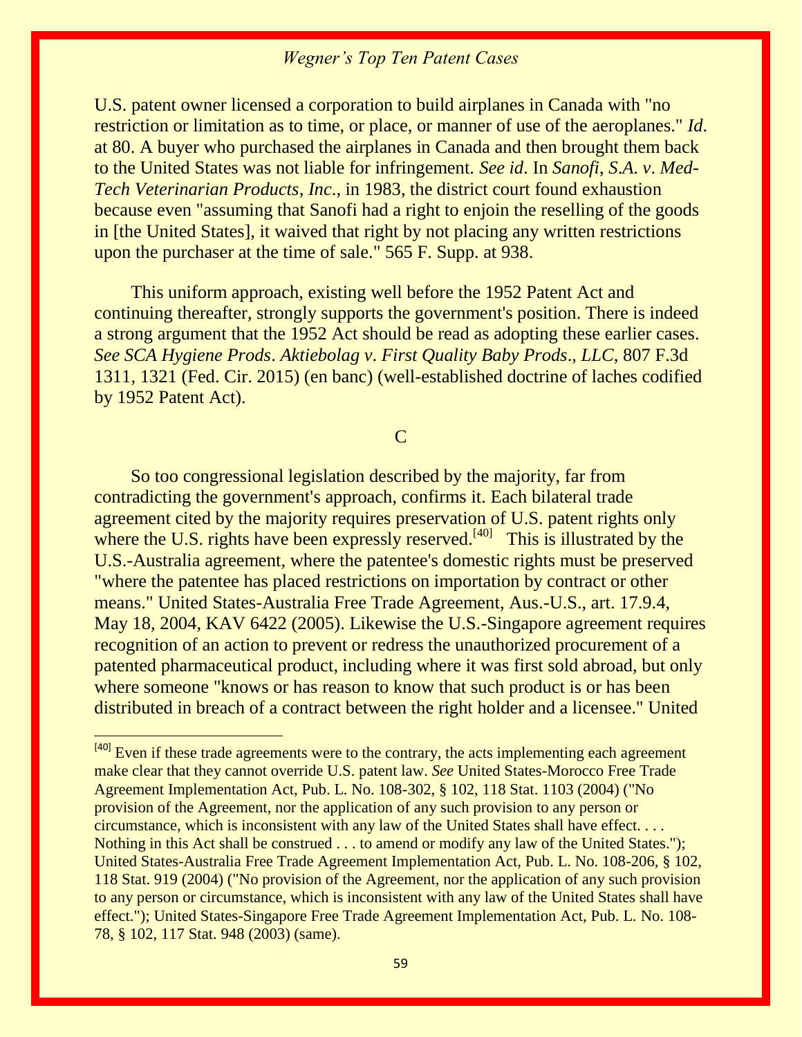U.S. patent owner licensed a corporation to build airplanes in Canada with "no restriction or limitation as to time, or place, or manner of use of the aeroplanes." *Id*. at 80. A buyer who purchased the airplanes in Canada and then brought them back to the United States was not liable for infringement. *See id*. In *Sanofi, S.A. v. Med-Tech Veterinarian Products, Inc*., in 1983, the district court found exhaustion because even "assuming that Sanofi had a right to enjoin the reselling of the goods in [the United States], it waived that right by not placing any written restrictions upon the purchaser at the time of sale." 565 F. Supp. at 938.

This uniform approach, existing well before the 1952 Patent Act and continuing thereafter, strongly supports the government's position. There is indeed a strong argument that the 1952 Act should be read as adopting these earlier cases. *See SCA Hygiene Prods. Aktiebolag v. First Quality Baby Prods., LLC,* 807 F.3d 1311, 1321 (Fed. Cir. 2015) (en banc) (well-established doctrine of laches codified by 1952 Patent Act).

C

So too congressional legislation described by the majority, far from contradicting the government's approach, confirms it. Each bilateral trade agreement cited by the majority requires preservation of U.S. patent rights only where the U.S. rights have been expressly reserved.[40] This is illustrated by the U.S.-Australia agreement, where the patentee's domestic rights must be preserved "where the patentee has placed restrictions on importation by contract or other means." United States-Australia Free Trade Agreement, Aus.-U.S., art. 17.9.4, May 18, 2004, KAV 6422 (2005). Likewise the U.S.-Singapore agreement requires recognition of an action to prevent or redress the unauthorized procurement of a patented pharmaceutical product, including where it was first sold abroad, but only where someone "knows or has reason to know that such product is or has been distributed in breach of a contract between the right holder and a licensee." United

---

[40] Even if these trade agreements were to the contrary, the acts implementing each agreement make clear that they cannot override U.S. patent law. *See* United States-Morocco Free Trade Agreement Implementation Act, Pub. L. No. 108-302, § 102, 118 Stat. 1103 (2004) ("No provision of the Agreement, nor the application of any such provision to any person or circumstance, which is inconsistent with any law of the United States shall have effect. . . . Nothing in this Act shall be construed . . . to amend or modify any law of the United States."); United States-Australia Free Trade Agreement Implementation Act, Pub. L. No. 108-206, § 102, 118 Stat. 919 (2004) ("No provision of the Agreement, nor the application of any such provision to any person or circumstance, which is inconsistent with any law of the United States shall have effect."); United States-Singapore Free Trade Agreement Implementation Act, Pub. L. No. 108-78, § 102, 117 Stat. 948 (2003) (same).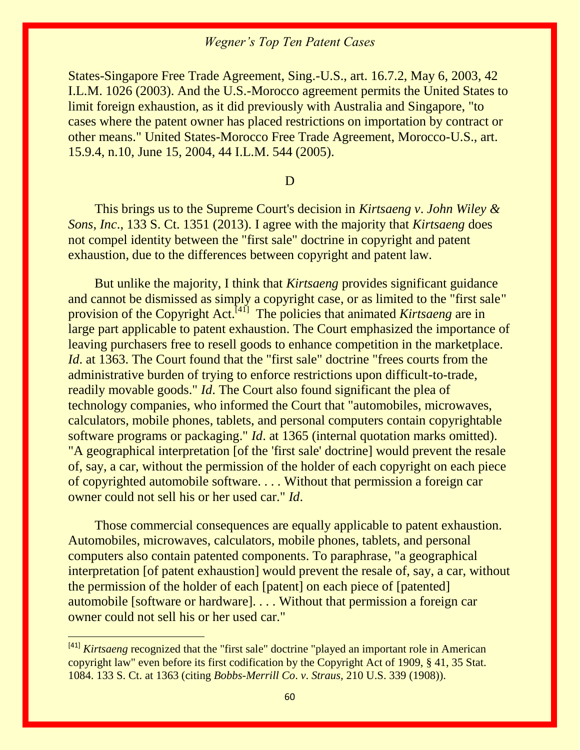States-Singapore Free Trade Agreement, Sing.-U.S., art. 16.7.2, May 6, 2003, 42 I.L.M. 1026 (2003). And the U.S.-Morocco agreement permits the United States to limit foreign exhaustion, as it did previously with Australia and Singapore, "to cases where the patent owner has placed restrictions on importation by contract or other means." United States-Morocco Free Trade Agreement, Morocco-U.S., art. 15.9.4, n.10, June 15, 2004, 44 I.L.M. 544 (2005).

D

This brings us to the Supreme Court's decision in *Kirtsaeng v. John Wiley & Sons, Inc*., 133 S. Ct. 1351 (2013). I agree with the majority that *Kirtsaeng* does not compel identity between the "first sale" doctrine in copyright and patent exhaustion, due to the differences between copyright and patent law.

But unlike the majority, I think that *Kirtsaeng* provides significant guidance and cannot be dismissed as simply a copyright case, or as limited to the "first sale" provision of the Copyright Act.[41] The policies that animated *Kirtsaeng* are in large part applicable to patent exhaustion. The Court emphasized the importance of leaving purchasers free to resell goods to enhance competition in the marketplace. *Id*. at 1363. The Court found that the "first sale" doctrine "frees courts from the administrative burden of trying to enforce restrictions upon difficult-to-trade, readily movable goods." *Id*. The Court also found significant the plea of technology companies, who informed the Court that "automobiles, microwaves, calculators, mobile phones, tablets, and personal computers contain copyrightable software programs or packaging." *Id*. at 1365 (internal quotation marks omitted). "A geographical interpretation [of the 'first sale' doctrine] would prevent the resale of, say, a car, without the permission of the holder of each copyright on each piece of copyrighted automobile software. . . . Without that permission a foreign car owner could not sell his or her used car." *Id*.

Those commercial consequences are equally applicable to patent exhaustion. Automobiles, microwaves, calculators, mobile phones, tablets, and personal computers also contain patented components. To paraphrase, "a geographical interpretation [of patent exhaustion] would prevent the resale of, say, a car, without the permission of the holder of each [patent] on each piece of [patented] automobile [software or hardware]. . . . Without that permission a foreign car owner could not sell his or her used car."

---

[41] *Kirtsaeng* recognized that the "first sale" doctrine "played an important role in American copyright law" even before its first codification by the Copyright Act of 1909, § 41, 35 Stat. 1084. 133 S. Ct. at 1363 (citing *Bobbs-Merrill Co. v. Straus*, 210 U.S. 339 (1908)).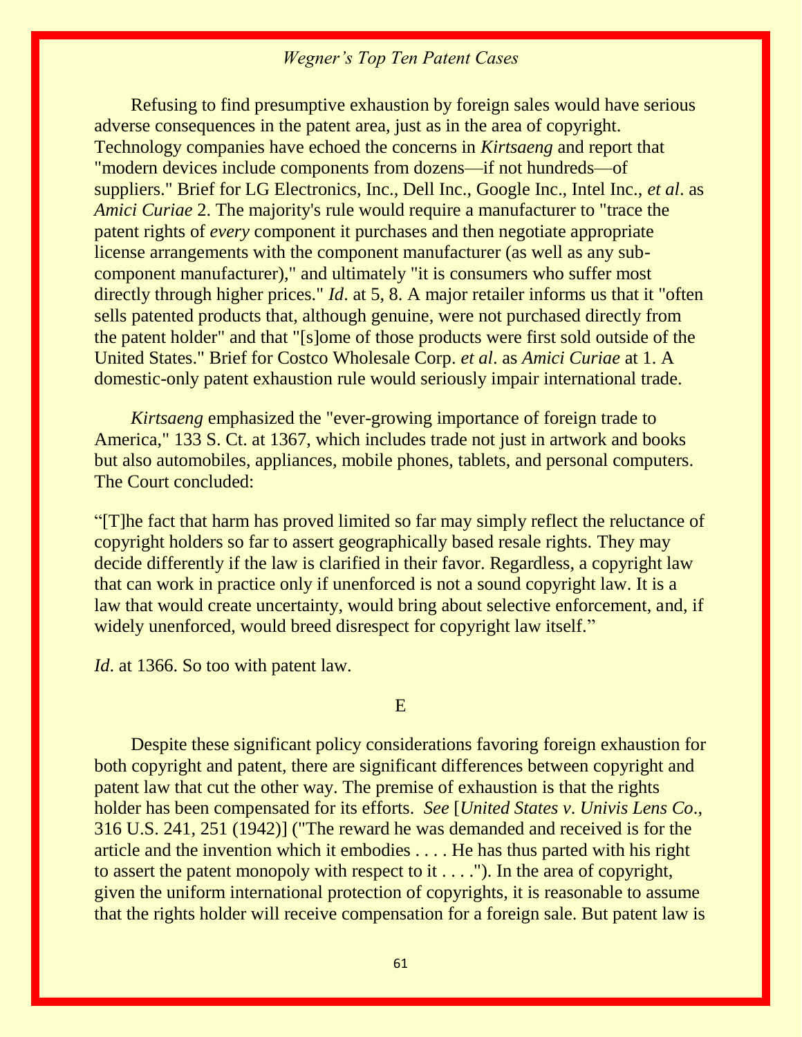Refusing to find presumptive exhaustion by foreign sales would have serious adverse consequences in the patent area, just as in the area of copyright. Technology companies have echoed the concerns in *Kirtsaeng* and report that "modern devices include components from dozens—if not hundreds—of suppliers." Brief for LG Electronics, Inc., Dell Inc., Google Inc., Intel Inc., *et al*. as *Amici Curiae* 2. The majority's rule would require a manufacturer to "trace the patent rights of *every* component it purchases and then negotiate appropriate license arrangements with the component manufacturer (as well as any sub-component manufacturer)," and ultimately "it is consumers who suffer most directly through higher prices." *Id*. at 5, 8. A major retailer informs us that it "often sells patented products that, although genuine, were not purchased directly from the patent holder" and that "[s]ome of those products were first sold outside of the United States." Brief for Costco Wholesale Corp. *et al*. as *Amici Curiae* at 1. A domestic-only patent exhaustion rule would seriously impair international trade.

*Kirtsaeng* emphasized the "ever-growing importance of foreign trade to America," 133 S. Ct. at 1367, which includes trade not just in artwork and books but also automobiles, appliances, mobile phones, tablets, and personal computers. The Court concluded:

"[T]he fact that harm has proved limited so far may simply reflect the reluctance of copyright holders so far to assert geographically based resale rights. They may decide differently if the law is clarified in their favor. Regardless, a copyright law that can work in practice only if unenforced is not a sound copyright law. It is a law that would create uncertainty, would bring about selective enforcement, and, if widely unenforced, would breed disrespect for copyright law itself."

*Id*. at 1366. So too with patent law.

E

Despite these significant policy considerations favoring foreign exhaustion for both copyright and patent, there are significant differences between copyright and patent law that cut the other way. The premise of exhaustion is that the rights holder has been compensated for its efforts. *See* [*United States v. Univis Lens Co*., 316 U.S. 241, 251 (1942)] ("The reward he was demanded and received is for the article and the invention which it embodies . . . . He has thus parted with his right to assert the patent monopoly with respect to it . . . ."). In the area of copyright, given the uniform international protection of copyrights, it is reasonable to assume that the rights holder will receive compensation for a foreign sale. But patent law is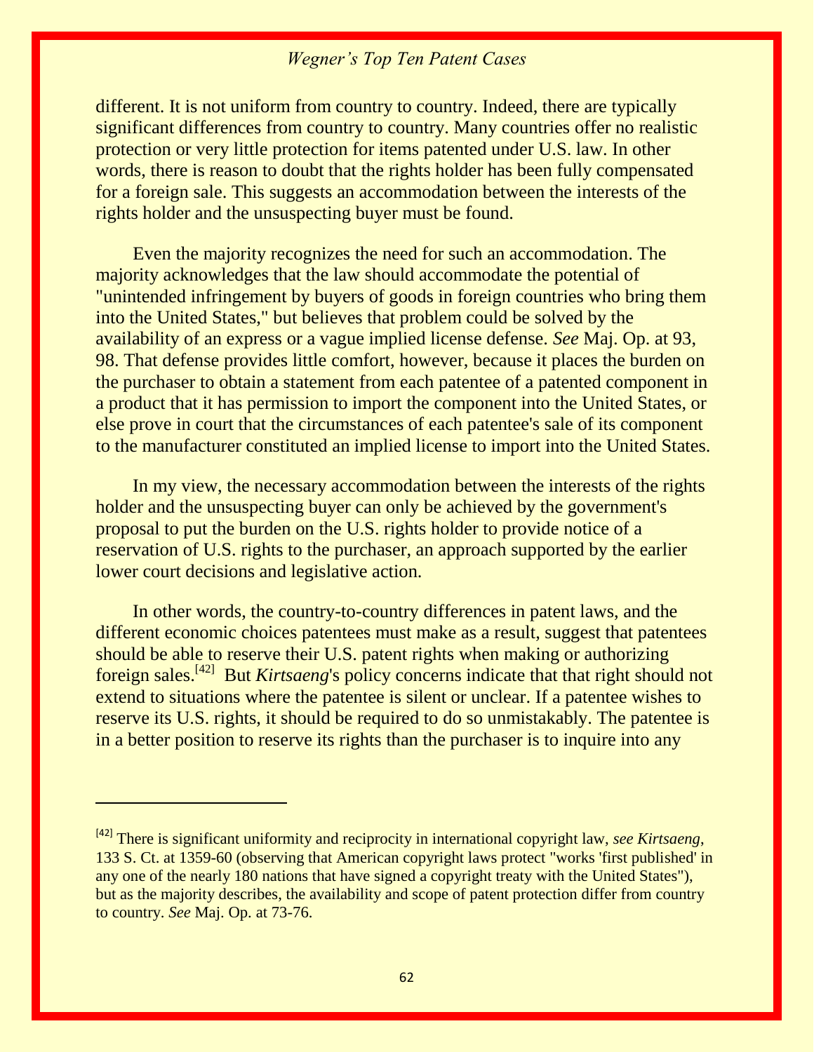different. It is not uniform from country to country. Indeed, there are typically significant differences from country to country. Many countries offer no realistic protection or very little protection for items patented under U.S. law. In other words, there is reason to doubt that the rights holder has been fully compensated for a foreign sale. This suggests an accommodation between the interests of the rights holder and the unsuspecting buyer must be found.

Even the majority recognizes the need for such an accommodation. The majority acknowledges that the law should accommodate the potential of "unintended infringement by buyers of goods in foreign countries who bring them into the United States," but believes that problem could be solved by the availability of an express or a vague implied license defense. *See* Maj. Op. at 93, 98. That defense provides little comfort, however, because it places the burden on the purchaser to obtain a statement from each patentee of a patented component in a product that it has permission to import the component into the United States, or else prove in court that the circumstances of each patentee's sale of its component to the manufacturer constituted an implied license to import into the United States.

In my view, the necessary accommodation between the interests of the rights holder and the unsuspecting buyer can only be achieved by the government's proposal to put the burden on the U.S. rights holder to provide notice of a reservation of U.S. rights to the purchaser, an approach supported by the earlier lower court decisions and legislative action.

In other words, the country-to-country differences in patent laws, and the different economic choices patentees must make as a result, suggest that patentees should be able to reserve their U.S. patent rights when making or authorizing foreign sales.[42] But *Kirtsaeng*'s policy concerns indicate that that right should not extend to situations where the patentee is silent or unclear. If a patentee wishes to reserve its U.S. rights, it should be required to do so unmistakably. The patentee is in a better position to reserve its rights than the purchaser is to inquire into any

---

[42] There is significant uniformity and reciprocity in international copyright law, *see Kirtsaeng*, 133 S. Ct. at 1359-60 (observing that American copyright laws protect "works 'first published' in any one of the nearly 180 nations that have signed a copyright treaty with the United States"), but as the majority describes, the availability and scope of patent protection differ from country to country. *See* Maj. Op. at 73-76.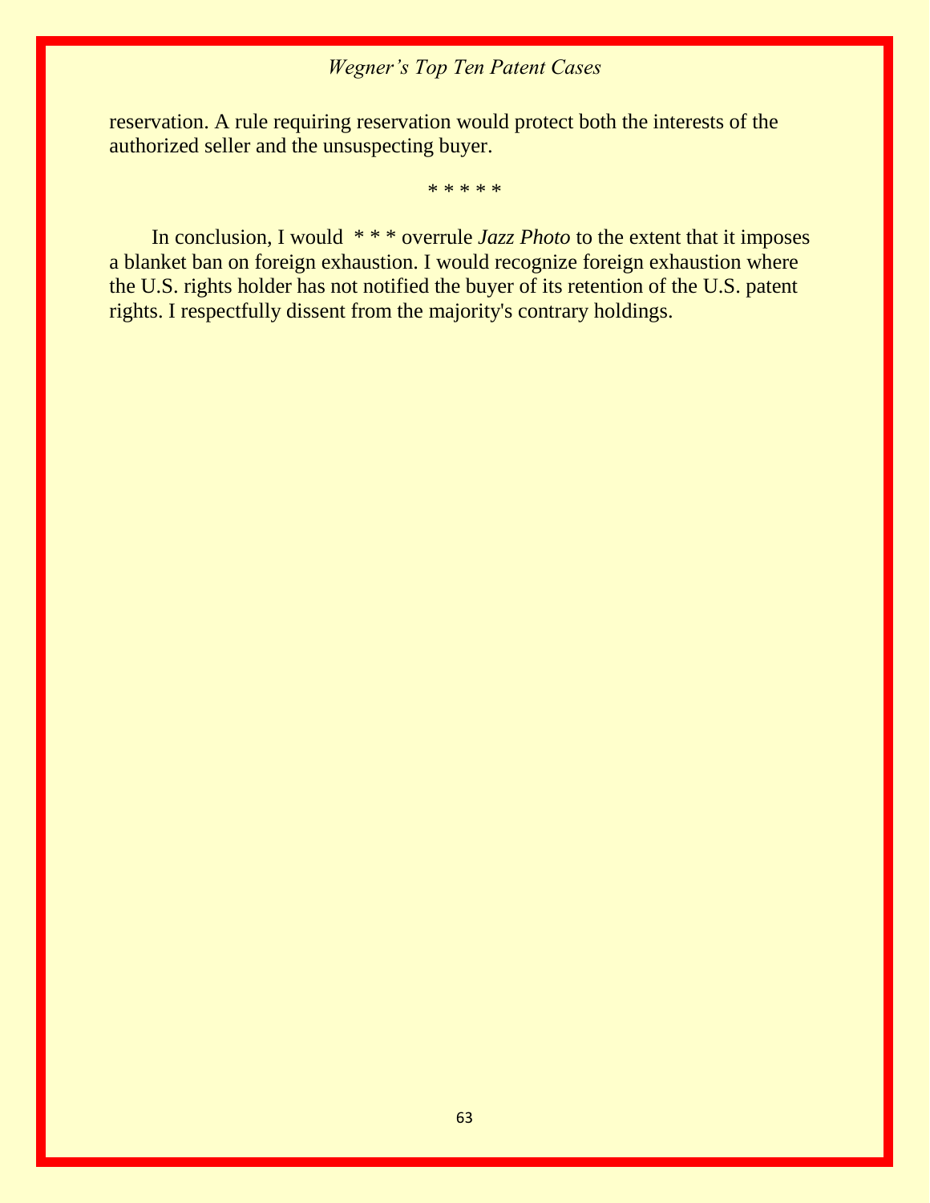reservation. A rule requiring reservation would protect both the interests of the authorized seller and the unsuspecting buyer.

\* \* \* \* \*

In conclusion, I would  * * * overrule *Jazz Photo* to the extent that it imposes a blanket ban on foreign exhaustion. I would recognize foreign exhaustion where the U.S. rights holder has not notified the buyer of its retention of the U.S. patent rights. I respectfully dissent from the majority's contrary holdings.